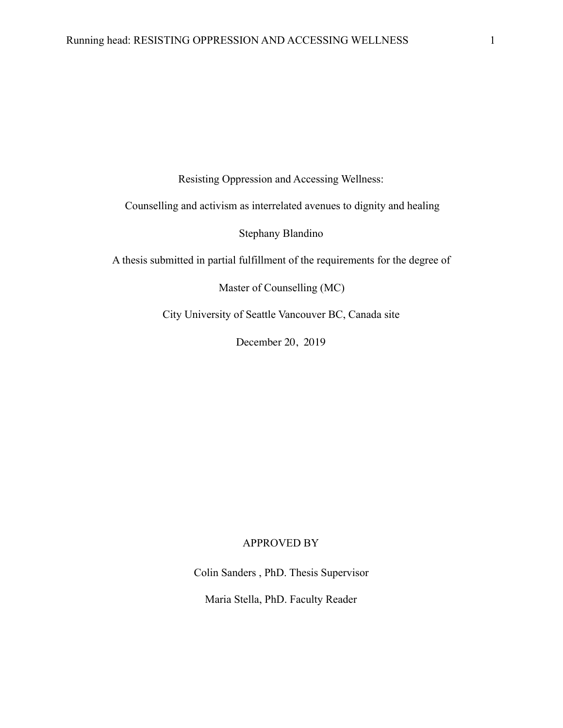# Resisting Oppression and Accessing Wellness:

## Counselling and activism as interrelated avenues to dignity and healing

Stephany Blandino

A thesis submitted in partial fulfillment of the requirements for the degree of

Master of Counselling (MC)

City University of Seattle Vancouver BC, Canada site

December 20，2019

APPROVED BY

Colin Sanders , PhD. Thesis Supervisor

Maria Stella, PhD. Faculty Reader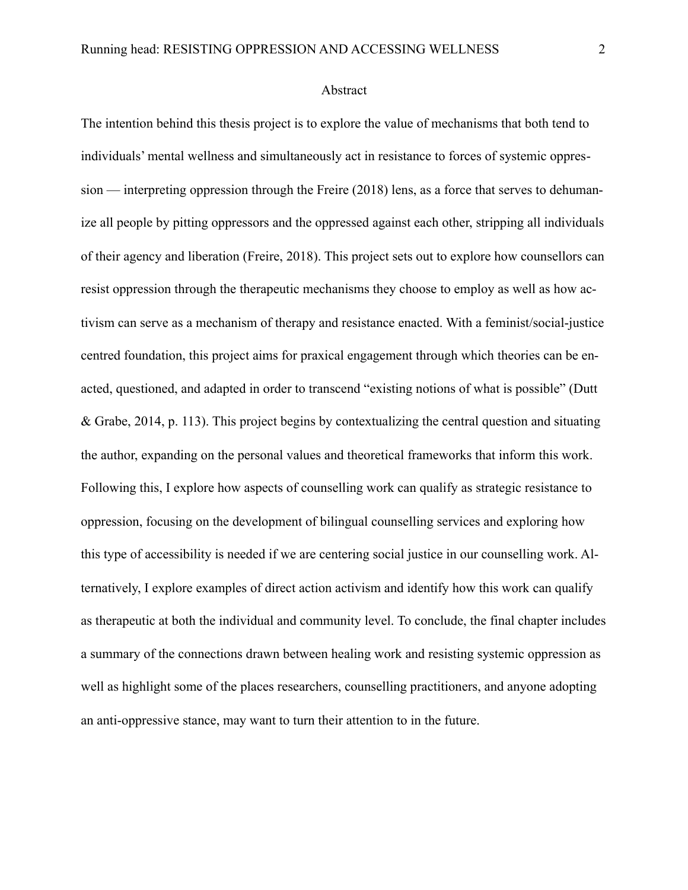# Abstract

The intention behind this thesis project is to explore the value of mechanisms that both tend to individuals' mental wellness and simultaneously act in resistance to forces of systemic oppression — interpreting oppression through the Freire (2018) lens, as a force that serves to dehumanize all people by pitting oppressors and the oppressed against each other, stripping all individuals of their agency and liberation (Freire, 2018). This project sets out to explore how counsellors can resist oppression through the therapeutic mechanisms they choose to employ as well as how activism can serve as a mechanism of therapy and resistance enacted. With a feminist/social-justice centred foundation, this project aims for praxical engagement through which theories can be enacted, questioned, and adapted in order to transcend "existing notions of what is possible" (Dutt & Grabe, 2014, p. 113). This project begins by contextualizing the central question and situating the author, expanding on the personal values and theoretical frameworks that inform this work. Following this, I explore how aspects of counselling work can qualify as strategic resistance to oppression, focusing on the development of bilingual counselling services and exploring how this type of accessibility is needed if we are centering social justice in our counselling work. Alternatively, I explore examples of direct action activism and identify how this work can qualify as therapeutic at both the individual and community level. To conclude, the final chapter includes a summary of the connections drawn between healing work and resisting systemic oppression as well as highlight some of the places researchers, counselling practitioners, and anyone adopting an anti-oppressive stance, may want to turn their attention to in the future.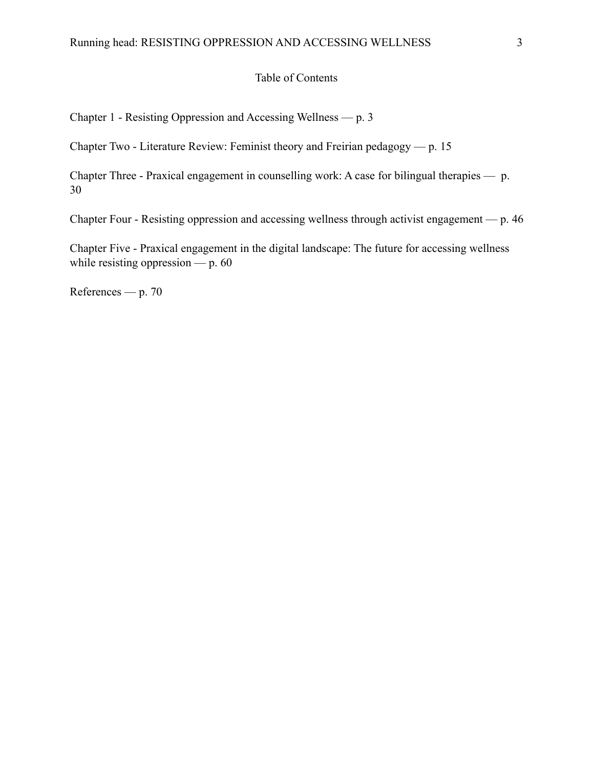# Table of Contents

Chapter 1 - Resisting Oppression and Accessing Wellness — p. 3

Chapter Two - Literature Review: Feminist theory and Freirian pedagogy — p. 15

Chapter Three - Praxical engagement in counselling work: A case for bilingual therapies — p. 30

Chapter Four - Resisting oppression and accessing wellness through activist engagement — p. 46

Chapter Five - Praxical engagement in the digital landscape: The future for accessing wellness while resisting oppression — p. 60

References — p. 70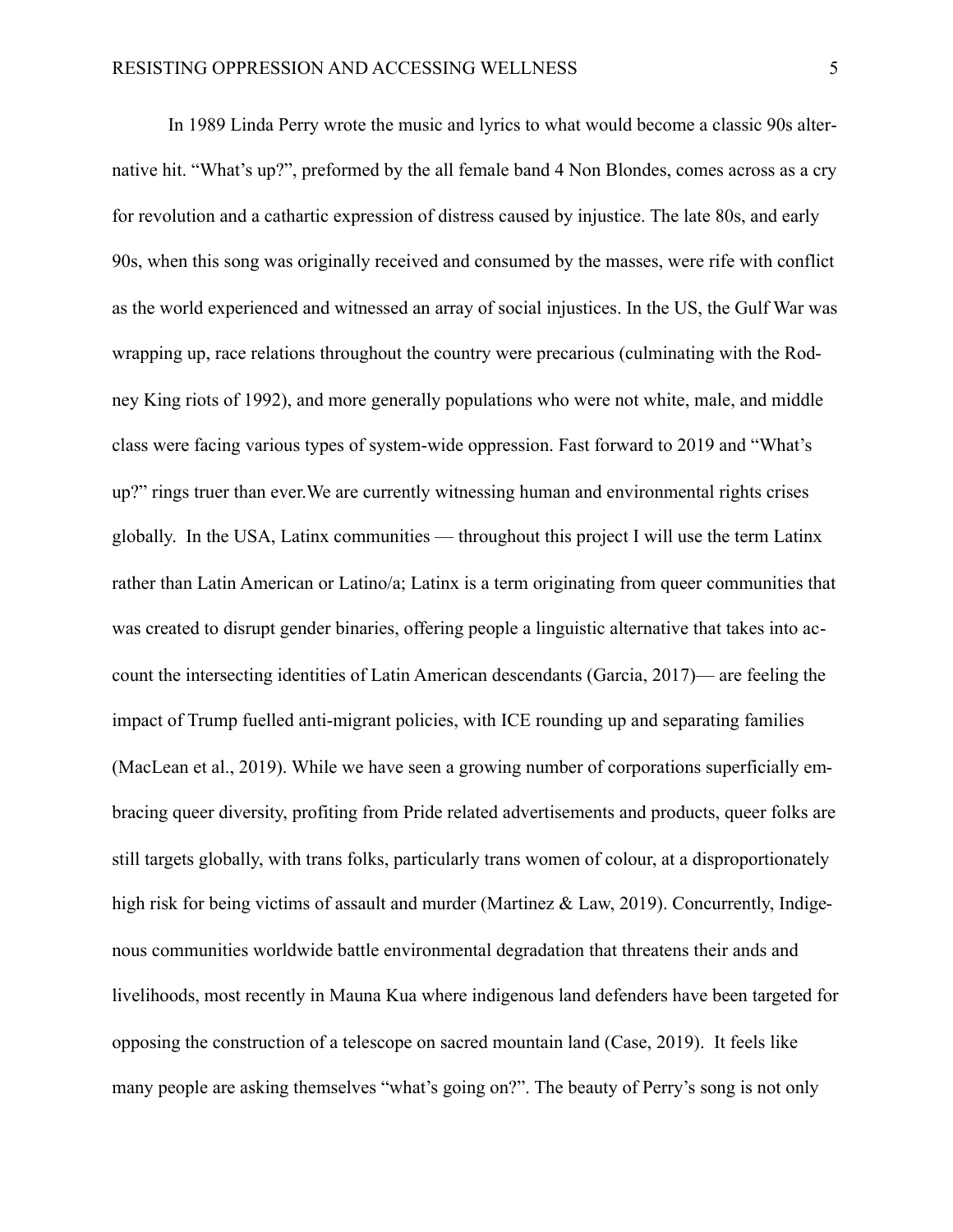In 1989 Linda Perry wrote the music and lyrics to what would become a classic 90s alternative hit. "What's up?", preformed by the all female band 4 Non Blondes, comes across as a cry for revolution and a cathartic expression of distress caused by injustice. The late 80s, and early 90s, when this song was originally received and consumed by the masses, were rife with conflict as the world experienced and witnessed an array of social injustices. In the US, the Gulf War was wrapping up, race relations throughout the country were precarious (culminating with the Rodney King riots of 1992), and more generally populations who were not white, male, and middle class were facing various types of system-wide oppression. Fast forward to 2019 and "What's up?" rings truer than ever.We are currently witnessing human and environmental rights crises globally. In the USA, Latinx communities — throughout this project I will use the term Latinx rather than Latin American or Latino/a; Latinx is a term originating from queer communities that was created to disrupt gender binaries, offering people a linguistic alternative that takes into account the intersecting identities of Latin American descendants (Garcia, 2017)— are feeling the impact of Trump fuelled anti-migrant policies, with ICE rounding up and separating families (MacLean et al., 2019). While we have seen a growing number of corporations superficially embracing queer diversity, profiting from Pride related advertisements and products, queer folks are still targets globally, with trans folks, particularly trans women of colour, at a disproportionately high risk for being victims of assault and murder (Martinez & Law, 2019). Concurrently, Indigenous communities worldwide battle environmental degradation that threatens their ands and livelihoods, most recently in Mauna Kua where indigenous land defenders have been targeted for opposing the construction of a telescope on sacred mountain land (Case, 2019). It feels like many people are asking themselves "what's going on?". The beauty of Perry's song is not only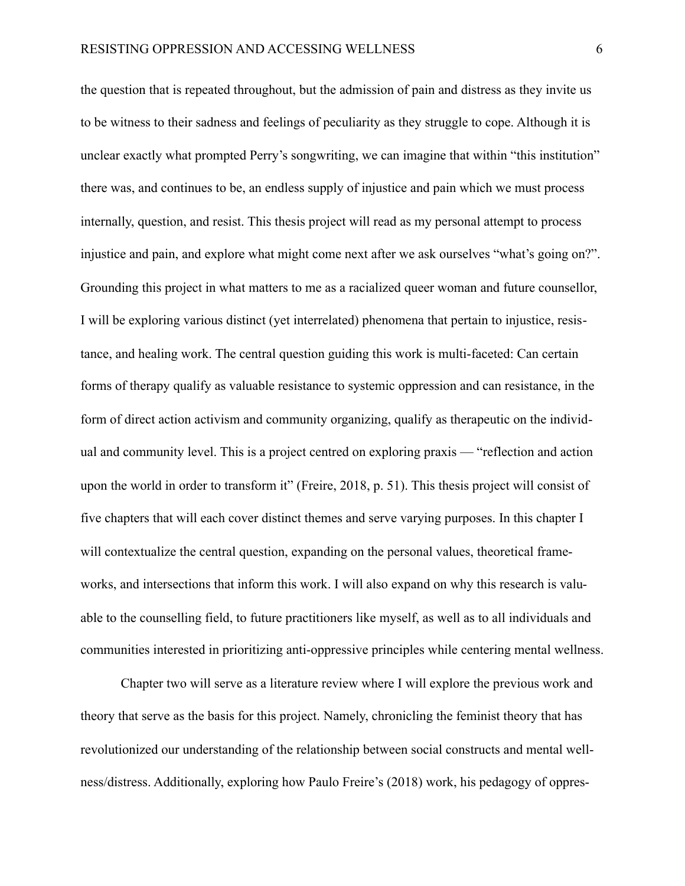the question that is repeated throughout, but the admission of pain and distress as they invite us to be witness to their sadness and feelings of peculiarity as they struggle to cope. Although it is unclear exactly what prompted Perry's songwriting, we can imagine that within "this institution" there was, and continues to be, an endless supply of injustice and pain which we must process internally, question, and resist. This thesis project will read as my personal attempt to process injustice and pain, and explore what might come next after we ask ourselves "what's going on?". Grounding this project in what matters to me as a racialized queer woman and future counsellor, I will be exploring various distinct (yet interrelated) phenomena that pertain to injustice, resistance, and healing work. The central question guiding this work is multi-faceted: Can certain forms of therapy qualify as valuable resistance to systemic oppression and can resistance, in the form of direct action activism and community organizing, qualify as therapeutic on the individual and community level. This is a project centred on exploring praxis — "reflection and action upon the world in order to transform it" (Freire, 2018, p. 51). This thesis project will consist of five chapters that will each cover distinct themes and serve varying purposes. In this chapter I will contextualize the central question, expanding on the personal values, theoretical frameworks, and intersections that inform this work. I will also expand on why this research is valuable to the counselling field, to future practitioners like myself, as well as to all individuals and communities interested in prioritizing anti-oppressive principles while centering mental wellness.

Chapter two will serve as a literature review where I will explore the previous work and theory that serve as the basis for this project. Namely, chronicling the feminist theory that has revolutionized our understanding of the relationship between social constructs and mental wellness/distress. Additionally, exploring how Paulo Freire's (2018) work, his pedagogy of oppres-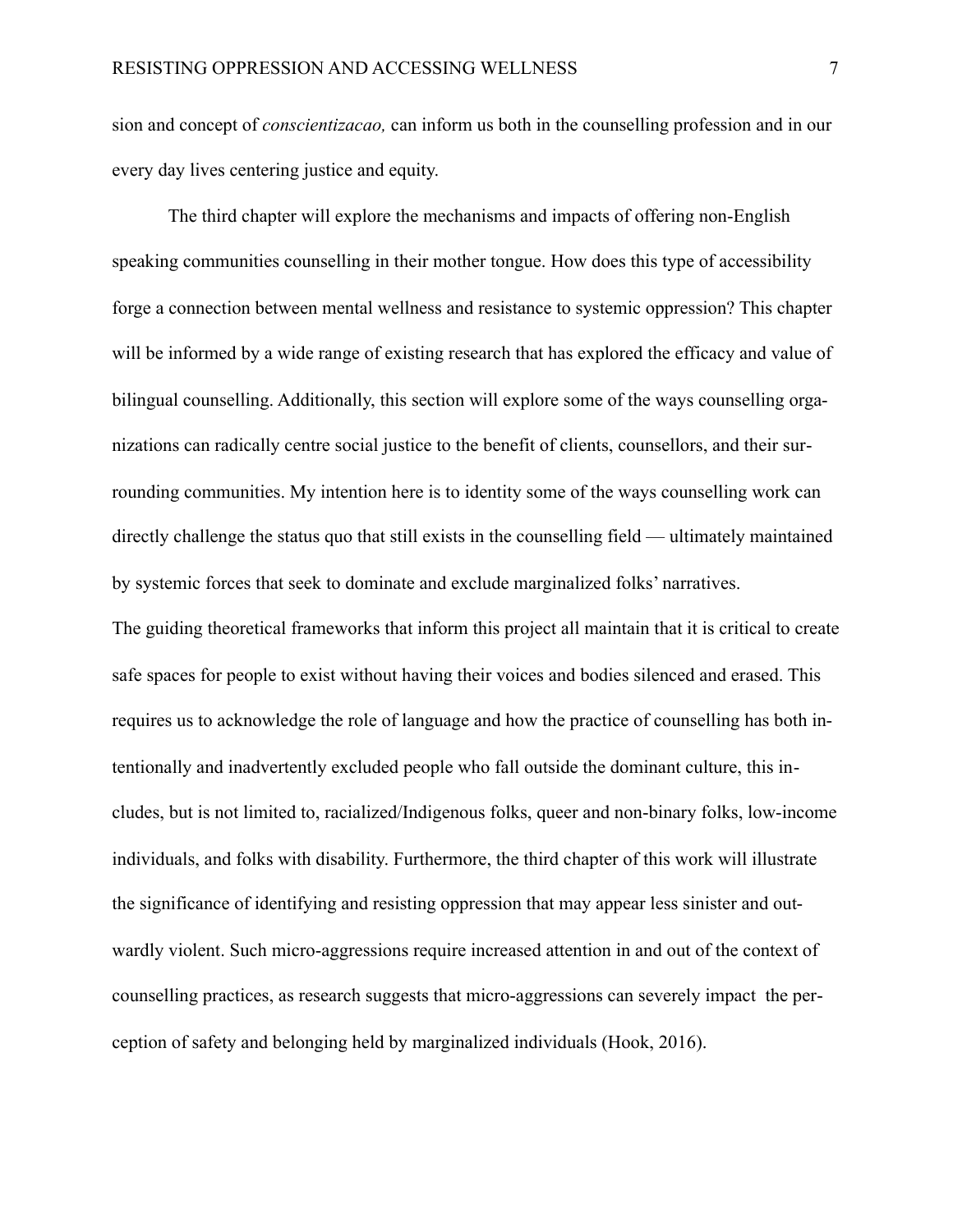sion and concept of *conscientizacao,* can inform us both in the counselling profession and in our every day lives centering justice and equity.

The third chapter will explore the mechanisms and impacts of offering non-English speaking communities counselling in their mother tongue. How does this type of accessibility forge a connection between mental wellness and resistance to systemic oppression? This chapter will be informed by a wide range of existing research that has explored the efficacy and value of bilingual counselling. Additionally, this section will explore some of the ways counselling organizations can radically centre social justice to the benefit of clients, counsellors, and their surrounding communities. My intention here is to identity some of the ways counselling work can directly challenge the status quo that still exists in the counselling field — ultimately maintained by systemic forces that seek to dominate and exclude marginalized folks' narratives.

The guiding theoretical frameworks that inform this project all maintain that it is critical to create safe spaces for people to exist without having their voices and bodies silenced and erased. This requires us to acknowledge the role of language and how the practice of counselling has both intentionally and inadvertently excluded people who fall outside the dominant culture, this includes, but is not limited to, racialized/Indigenous folks, queer and non-binary folks, low-income individuals, and folks with disability. Furthermore, the third chapter of this work will illustrate the significance of identifying and resisting oppression that may appear less sinister and outwardly violent. Such micro-aggressions require increased attention in and out of the context of counselling practices, as research suggests that micro-aggressions can severely impact the perception of safety and belonging held by marginalized individuals (Hook, 2016).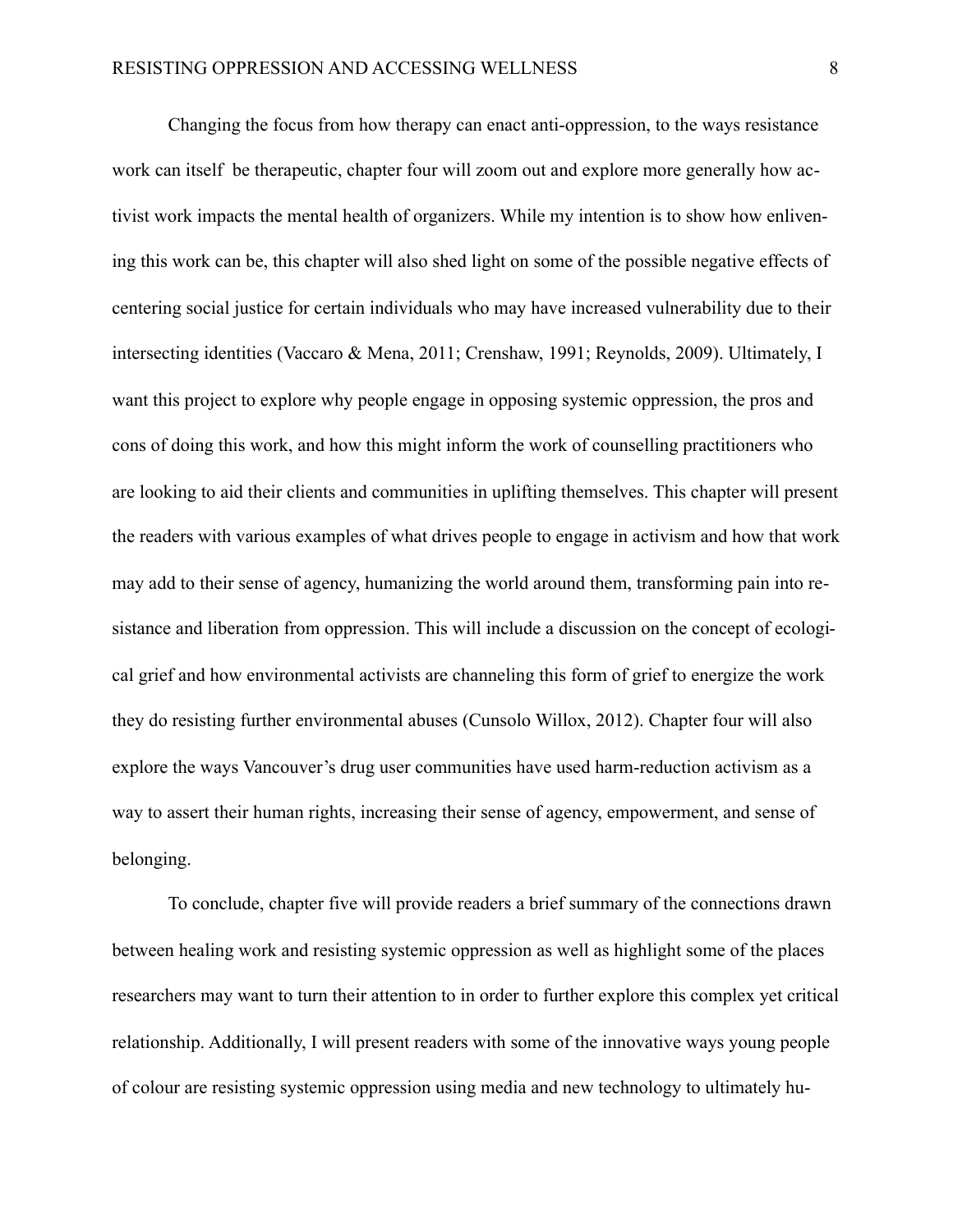Changing the focus from how therapy can enact anti-oppression, to the ways resistance work can itself be therapeutic, chapter four will zoom out and explore more generally how activist work impacts the mental health of organizers. While my intention is to show how enlivening this work can be, this chapter will also shed light on some of the possible negative effects of centering social justice for certain individuals who may have increased vulnerability due to their intersecting identities (Vaccaro & Mena, 2011; Crenshaw, 1991; Reynolds, 2009). Ultimately, I want this project to explore why people engage in opposing systemic oppression, the pros and cons of doing this work, and how this might inform the work of counselling practitioners who are looking to aid their clients and communities in uplifting themselves. This chapter will present the readers with various examples of what drives people to engage in activism and how that work may add to their sense of agency, humanizing the world around them, transforming pain into resistance and liberation from oppression. This will include a discussion on the concept of ecological grief and how environmental activists are channeling this form of grief to energize the work they do resisting further environmental abuses (Cunsolo Willox, 2012). Chapter four will also explore the ways Vancouver's drug user communities have used harm-reduction activism as a way to assert their human rights, increasing their sense of agency, empowerment, and sense of belonging.

To conclude, chapter five will provide readers a brief summary of the connections drawn between healing work and resisting systemic oppression as well as highlight some of the places researchers may want to turn their attention to in order to further explore this complex yet critical relationship. Additionally, I will present readers with some of the innovative ways young people of colour are resisting systemic oppression using media and new technology to ultimately hu-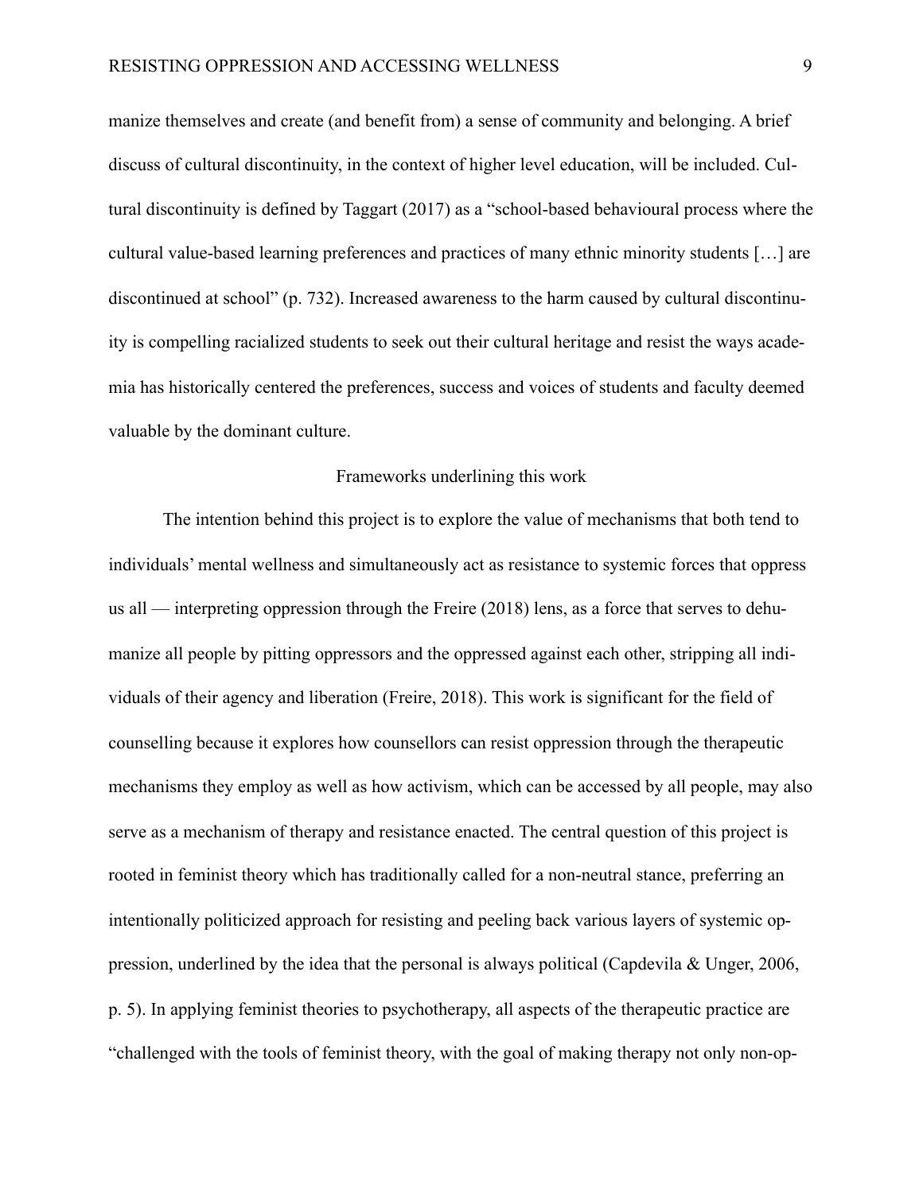manize themselves and create (and benefit from) a sense of community and belonging. A brief discuss of cultural discontinuity, in the context of higher level education, will be included. Cultural discontinuity is defined by Taggart (2017) as a "school-based behavioural process where the cultural value-based learning preferences and practices of many ethnic minority students […] are discontinued at school" (p. 732). Increased awareness to the harm caused by cultural discontinuity is compelling racialized students to seek out their cultural heritage and resist the ways academia has historically centered the preferences, success and voices of students and faculty deemed valuable by the dominant culture.

## Frameworks underlining this work

The intention behind this project is to explore the value of mechanisms that both tend to individuals' mental wellness and simultaneously act as resistance to systemic forces that oppress us all — interpreting oppression through the Freire (2018) lens, as a force that serves to dehumanize all people by pitting oppressors and the oppressed against each other, stripping all individuals of their agency and liberation (Freire, 2018). This work is significant for the field of counselling because it explores how counsellors can resist oppression through the therapeutic mechanisms they employ as well as how activism, which can be accessed by all people, may also serve as a mechanism of therapy and resistance enacted. The central question of this project is rooted in feminist theory which has traditionally called for a non-neutral stance, preferring an intentionally politicized approach for resisting and peeling back various layers of systemic oppression, underlined by the idea that the personal is always political (Capdevila & Unger, 2006, p. 5). In applying feminist theories to psychotherapy, all aspects of the therapeutic practice are "challenged with the tools of feminist theory, with the goal of making therapy not only non-op-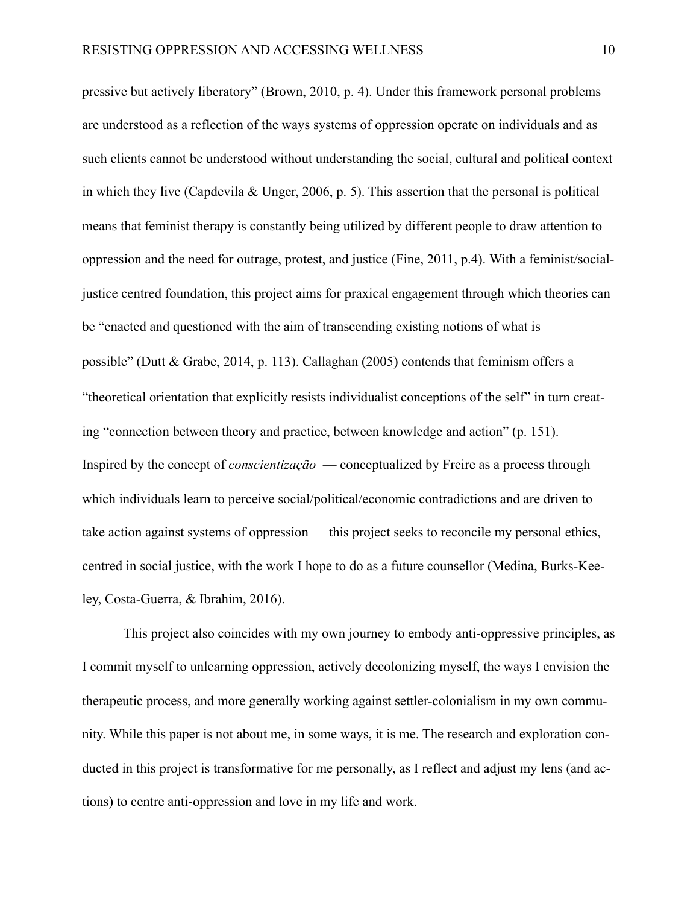pressive but actively liberatory" (Brown, 2010, p. 4). Under this framework personal problems are understood as a reflection of the ways systems of oppression operate on individuals and as such clients cannot be understood without understanding the social, cultural and political context in which they live (Capdevila & Unger, 2006, p. 5). This assertion that the personal is political means that feminist therapy is constantly being utilized by different people to draw attention to oppression and the need for outrage, protest, and justice (Fine, 2011, p.4). With a feminist/social-justice centred foundation, this project aims for praxical engagement through which theories can be "enacted and questioned with the aim of transcending existing notions of what is possible" (Dutt & Grabe, 2014, p. 113). Callaghan (2005) contends that feminism offers a "theoretical orientation that explicitly resists individualist conceptions of the self" in turn creating "connection between theory and practice, between knowledge and action" (p. 151). Inspired by the concept of *conscientização* — conceptualized by Freire as a process through which individuals learn to perceive social/political/economic contradictions and are driven to take action against systems of oppression — this project seeks to reconcile my personal ethics, centred in social justice, with the work I hope to do as a future counsellor (Medina, Burks-Keeley, Costa-Guerra, & Ibrahim, 2016).

This project also coincides with my own journey to embody anti-oppressive principles, as I commit myself to unlearning oppression, actively decolonizing myself, the ways I envision the therapeutic process, and more generally working against settler-colonialism in my own community. While this paper is not about me, in some ways, it is me. The research and exploration conducted in this project is transformative for me personally, as I reflect and adjust my lens (and actions) to centre anti-oppression and love in my life and work.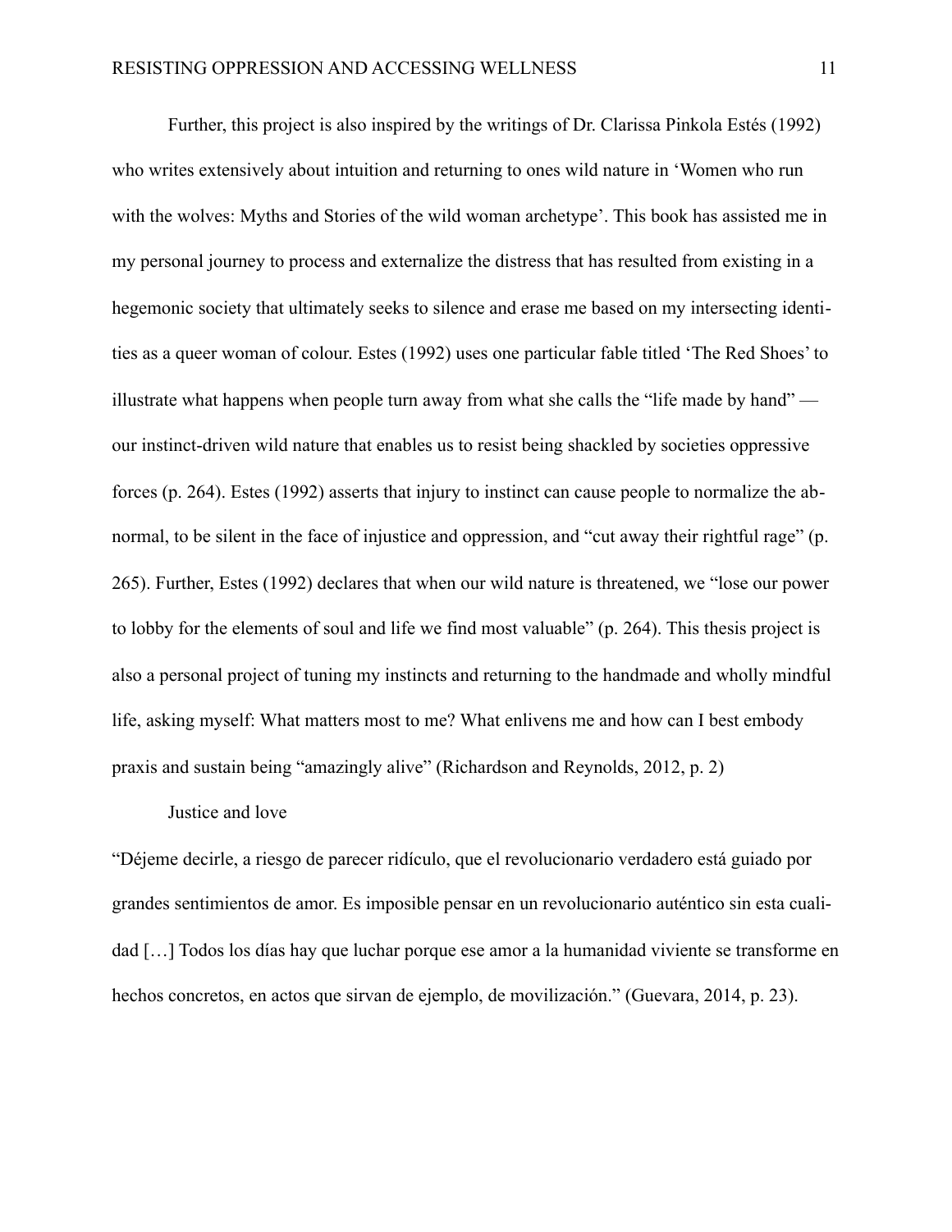Further, this project is also inspired by the writings of Dr. Clarissa Pinkola Estés (1992) who writes extensively about intuition and returning to ones wild nature in 'Women who run with the wolves: Myths and Stories of the wild woman archetype'. This book has assisted me in my personal journey to process and externalize the distress that has resulted from existing in a hegemonic society that ultimately seeks to silence and erase me based on my intersecting identities as a queer woman of colour. Estes (1992) uses one particular fable titled 'The Red Shoes' to illustrate what happens when people turn away from what she calls the "life made by hand" — our instinct-driven wild nature that enables us to resist being shackled by societies oppressive forces (p. 264). Estes (1992) asserts that injury to instinct can cause people to normalize the abnormal, to be silent in the face of injustice and oppression, and "cut away their rightful rage" (p. 265). Further, Estes (1992) declares that when our wild nature is threatened, we "lose our power to lobby for the elements of soul and life we find most valuable" (p. 264). This thesis project is also a personal project of tuning my instincts and returning to the handmade and wholly mindful life, asking myself: What matters most to me? What enlivens me and how can I best embody praxis and sustain being "amazingly alive" (Richardson and Reynolds, 2012, p. 2)

Justice and love

"Déjeme decirle, a riesgo de parecer ridículo, que el revolucionario verdadero está guiado por grandes sentimientos de amor. Es imposible pensar en un revolucionario auténtico sin esta cualidad […] Todos los días hay que luchar porque ese amor a la humanidad viviente se transforme en hechos concretos, en actos que sirvan de ejemplo, de movilización." (Guevara, 2014, p. 23).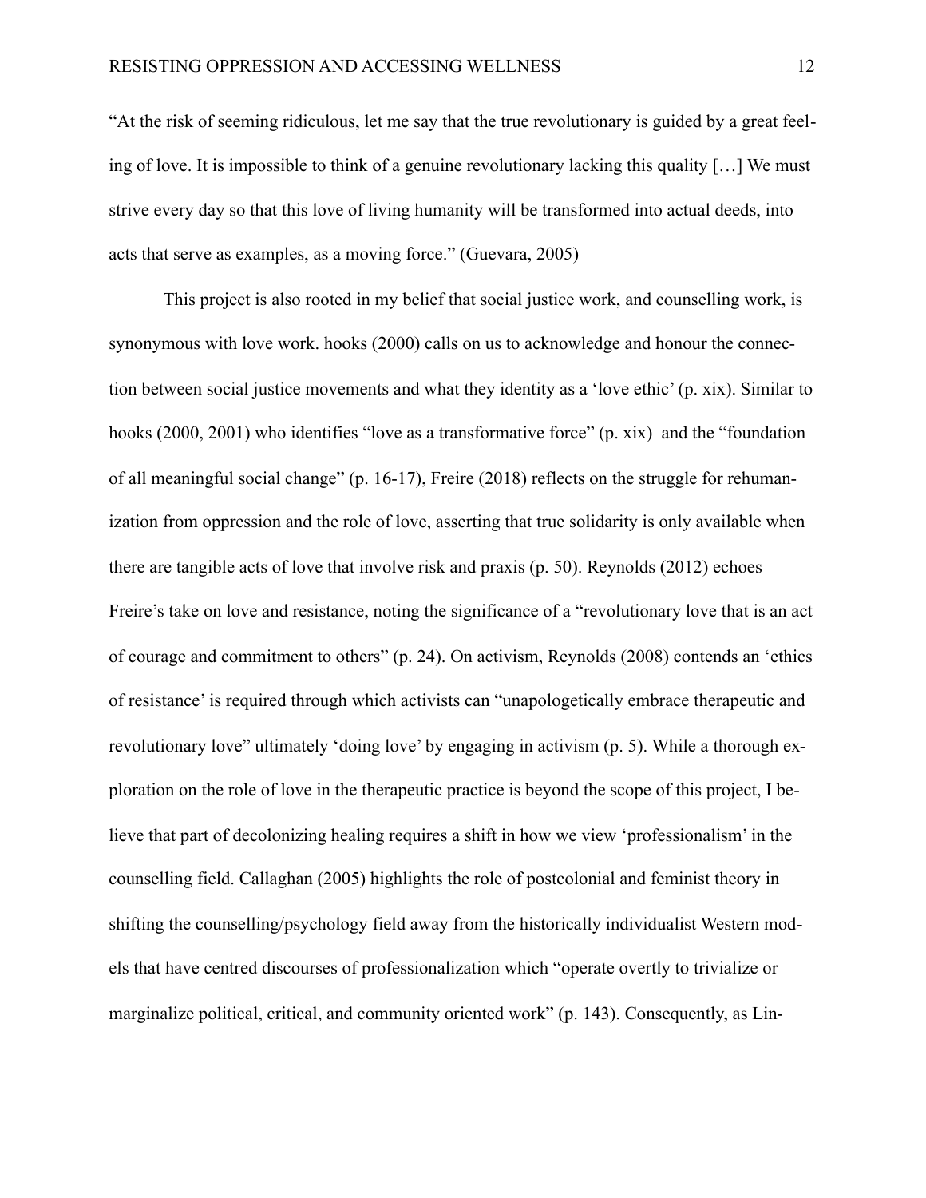"At the risk of seeming ridiculous, let me say that the true revolutionary is guided by a great feeling of love. It is impossible to think of a genuine revolutionary lacking this quality […] We must strive every day so that this love of living humanity will be transformed into actual deeds, into acts that serve as examples, as a moving force." (Guevara, 2005)

This project is also rooted in my belief that social justice work, and counselling work, is synonymous with love work. hooks (2000) calls on us to acknowledge and honour the connection between social justice movements and what they identity as a 'love ethic' (p. xix). Similar to hooks (2000, 2001) who identifies "love as a transformative force" (p. xix) and the "foundation of all meaningful social change" (p. 16-17), Freire (2018) reflects on the struggle for rehumanization from oppression and the role of love, asserting that true solidarity is only available when there are tangible acts of love that involve risk and praxis (p. 50). Reynolds (2012) echoes Freire's take on love and resistance, noting the significance of a "revolutionary love that is an act of courage and commitment to others" (p. 24). On activism, Reynolds (2008) contends an 'ethics of resistance' is required through which activists can "unapologetically embrace therapeutic and revolutionary love" ultimately 'doing love' by engaging in activism (p. 5). While a thorough exploration on the role of love in the therapeutic practice is beyond the scope of this project, I believe that part of decolonizing healing requires a shift in how we view 'professionalism' in the counselling field. Callaghan (2005) highlights the role of postcolonial and feminist theory in shifting the counselling/psychology field away from the historically individualist Western models that have centred discourses of professionalization which "operate overtly to trivialize or marginalize political, critical, and community oriented work" (p. 143). Consequently, as Lin-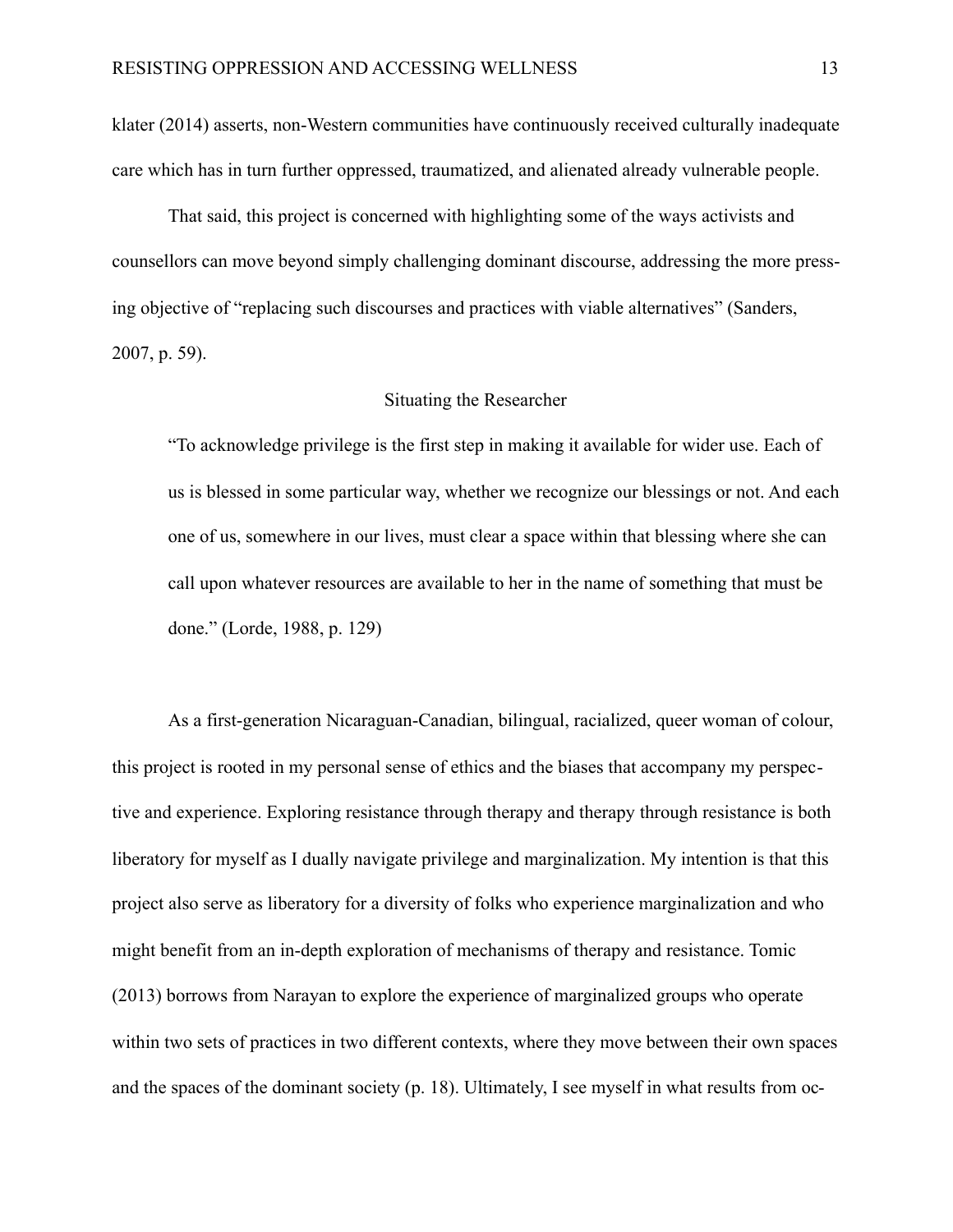klater (2014) asserts, non-Western communities have continuously received culturally inadequate care which has in turn further oppressed, traumatized, and alienated already vulnerable people.

That said, this project is concerned with highlighting some of the ways activists and counsellors can move beyond simply challenging dominant discourse, addressing the more pressing objective of "replacing such discourses and practices with viable alternatives" (Sanders, 2007, p. 59).

## Situating the Researcher

> "To acknowledge privilege is the first step in making it available for wider use. Each of us is blessed in some particular way, whether we recognize our blessings or not. And each one of us, somewhere in our lives, must clear a space within that blessing where she can call upon whatever resources are available to her in the name of something that must be done." (Lorde, 1988, p. 129)

As a first-generation Nicaraguan-Canadian, bilingual, racialized, queer woman of colour, this project is rooted in my personal sense of ethics and the biases that accompany my perspective and experience. Exploring resistance through therapy and therapy through resistance is both liberatory for myself as I dually navigate privilege and marginalization. My intention is that this project also serve as liberatory for a diversity of folks who experience marginalization and who might benefit from an in-depth exploration of mechanisms of therapy and resistance. Tomic (2013) borrows from Narayan to explore the experience of marginalized groups who operate within two sets of practices in two different contexts, where they move between their own spaces and the spaces of the dominant society (p. 18). Ultimately, I see myself in what results from oc-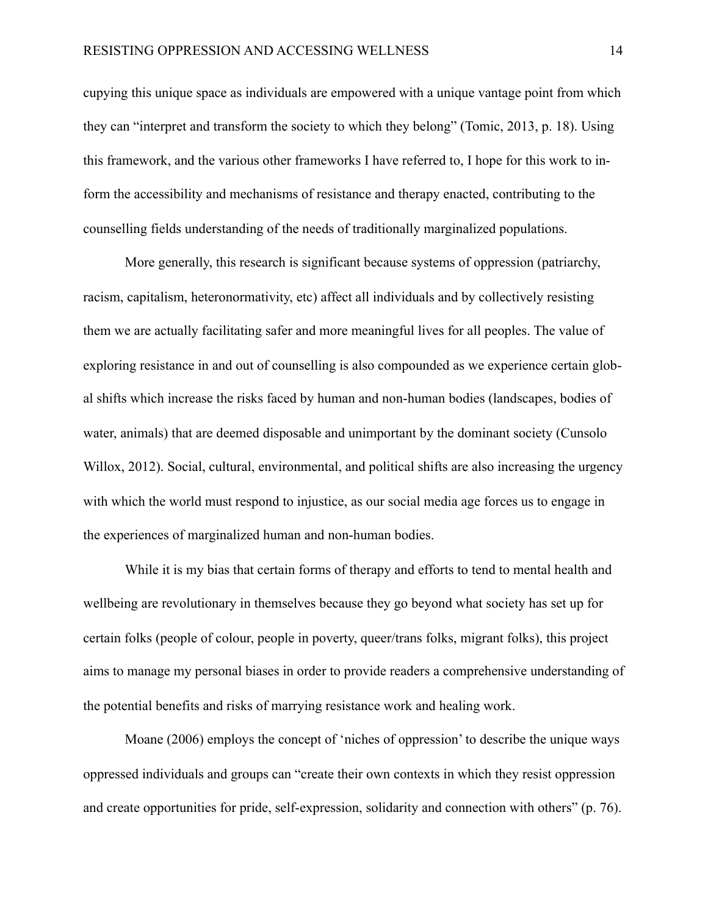cupying this unique space as individuals are empowered with a unique vantage point from which they can "interpret and transform the society to which they belong" (Tomic, 2013, p. 18). Using this framework, and the various other frameworks I have referred to, I hope for this work to inform the accessibility and mechanisms of resistance and therapy enacted, contributing to the counselling fields understanding of the needs of traditionally marginalized populations.

More generally, this research is significant because systems of oppression (patriarchy, racism, capitalism, heteronormativity, etc) affect all individuals and by collectively resisting them we are actually facilitating safer and more meaningful lives for all peoples. The value of exploring resistance in and out of counselling is also compounded as we experience certain global shifts which increase the risks faced by human and non-human bodies (landscapes, bodies of water, animals) that are deemed disposable and unimportant by the dominant society (Cunsolo Willox, 2012). Social, cultural, environmental, and political shifts are also increasing the urgency with which the world must respond to injustice, as our social media age forces us to engage in the experiences of marginalized human and non-human bodies.

While it is my bias that certain forms of therapy and efforts to tend to mental health and wellbeing are revolutionary in themselves because they go beyond what society has set up for certain folks (people of colour, people in poverty, queer/trans folks, migrant folks), this project aims to manage my personal biases in order to provide readers a comprehensive understanding of the potential benefits and risks of marrying resistance work and healing work.

Moane (2006) employs the concept of 'niches of oppression' to describe the unique ways oppressed individuals and groups can "create their own contexts in which they resist oppression and create opportunities for pride, self-expression, solidarity and connection with others" (p. 76).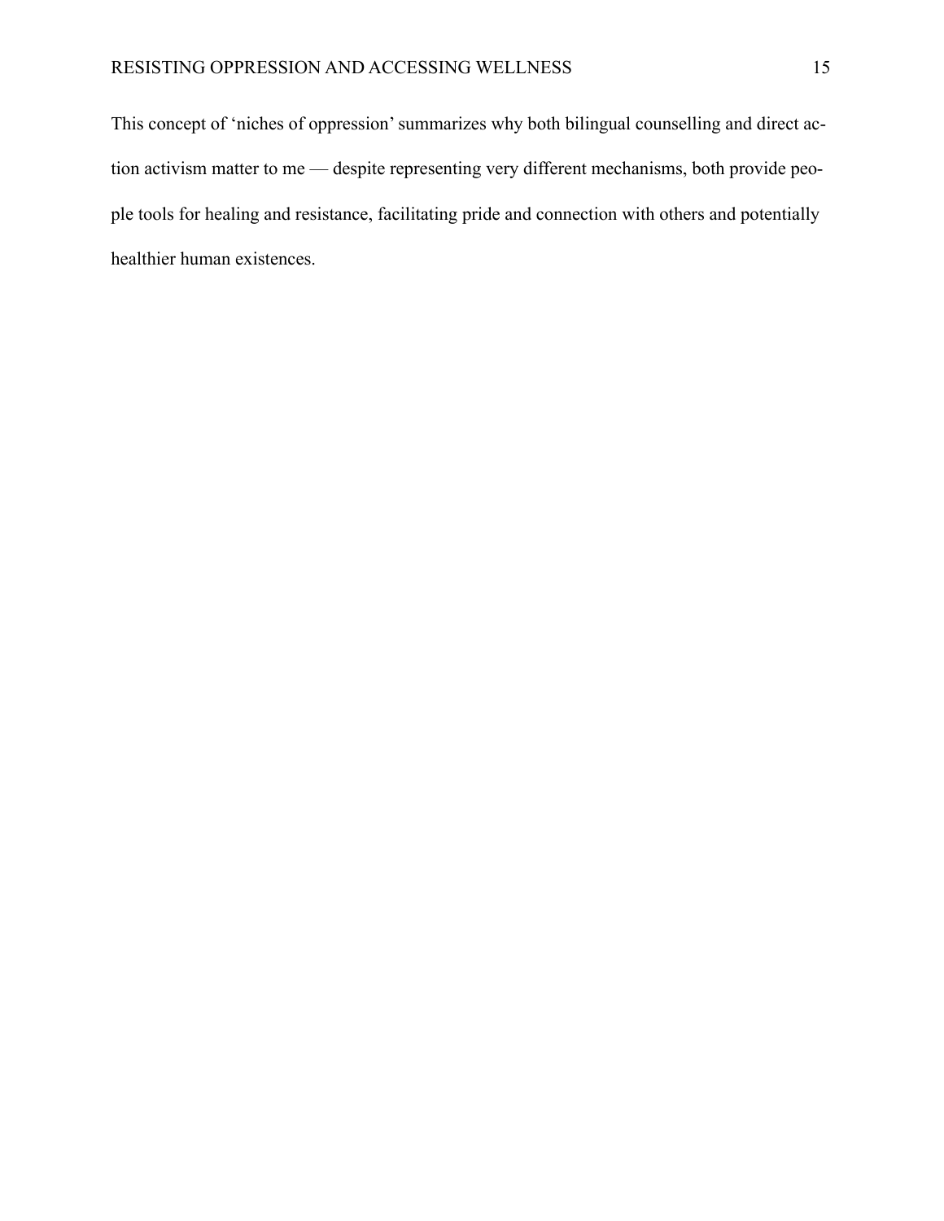This concept of 'niches of oppression' summarizes why both bilingual counselling and direct action activism matter to me — despite representing very different mechanisms, both provide people tools for healing and resistance, facilitating pride and connection with others and potentially healthier human existences.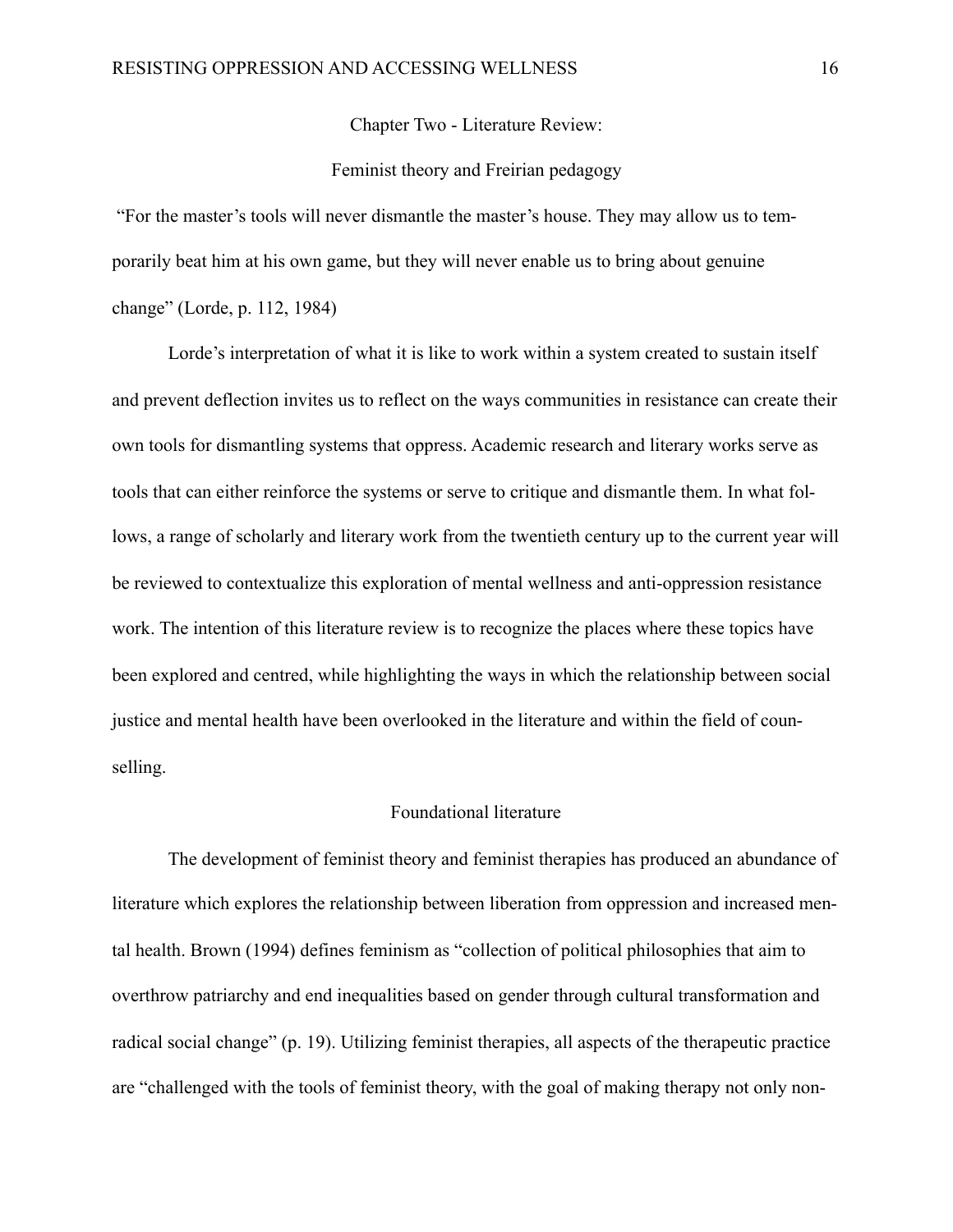## Chapter Two - Literature Review:

## Feminist theory and Freirian pedagogy

"For the master's tools will never dismantle the master's house. They may allow us to temporarily beat him at his own game, but they will never enable us to bring about genuine change" (Lorde, p. 112, 1984)

Lorde's interpretation of what it is like to work within a system created to sustain itself and prevent deflection invites us to reflect on the ways communities in resistance can create their own tools for dismantling systems that oppress. Academic research and literary works serve as tools that can either reinforce the systems or serve to critique and dismantle them. In what follows, a range of scholarly and literary work from the twentieth century up to the current year will be reviewed to contextualize this exploration of mental wellness and anti-oppression resistance work. The intention of this literature review is to recognize the places where these topics have been explored and centred, while highlighting the ways in which the relationship between social justice and mental health have been overlooked in the literature and within the field of counselling.

### Foundational literature

The development of feminist theory and feminist therapies has produced an abundance of literature which explores the relationship between liberation from oppression and increased mental health. Brown (1994) defines feminism as "collection of political philosophies that aim to overthrow patriarchy and end inequalities based on gender through cultural transformation and radical social change" (p. 19). Utilizing feminist therapies, all aspects of the therapeutic practice are "challenged with the tools of feminist theory, with the goal of making therapy not only non-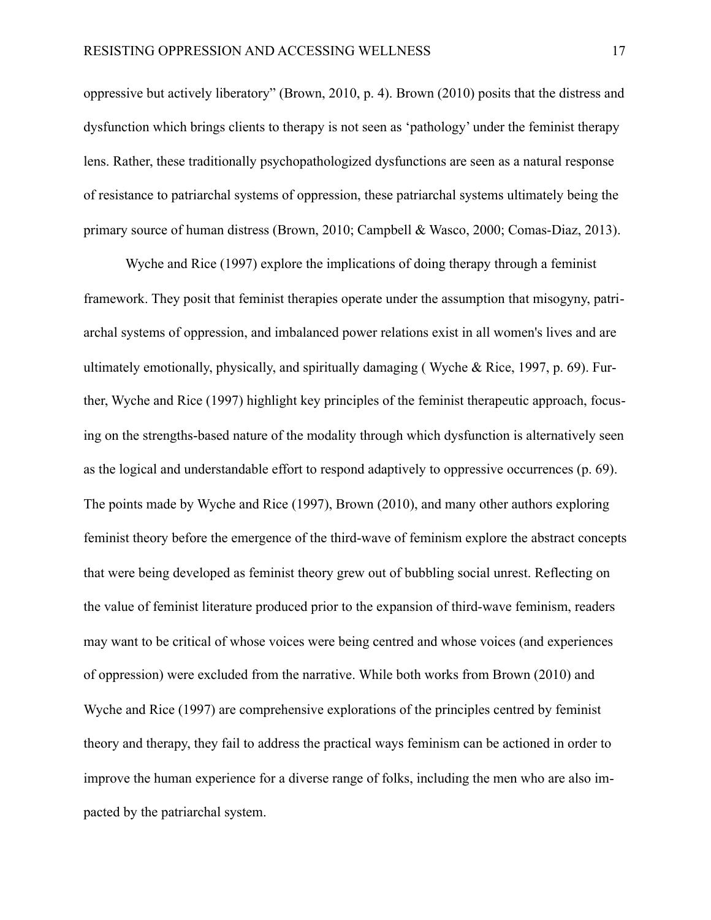oppressive but actively liberatory" (Brown, 2010, p. 4). Brown (2010) posits that the distress and dysfunction which brings clients to therapy is not seen as 'pathology' under the feminist therapy lens. Rather, these traditionally psychopathologized dysfunctions are seen as a natural response of resistance to patriarchal systems of oppression, these patriarchal systems ultimately being the primary source of human distress (Brown, 2010; Campbell & Wasco, 2000; Comas-Diaz, 2013).

Wyche and Rice (1997) explore the implications of doing therapy through a feminist framework. They posit that feminist therapies operate under the assumption that misogyny, patriarchal systems of oppression, and imbalanced power relations exist in all women's lives and are ultimately emotionally, physically, and spiritually damaging ( Wyche & Rice, 1997, p. 69). Further, Wyche and Rice (1997) highlight key principles of the feminist therapeutic approach, focusing on the strengths-based nature of the modality through which dysfunction is alternatively seen as the logical and understandable effort to respond adaptively to oppressive occurrences (p. 69). The points made by Wyche and Rice (1997), Brown (2010), and many other authors exploring feminist theory before the emergence of the third-wave of feminism explore the abstract concepts that were being developed as feminist theory grew out of bubbling social unrest. Reflecting on the value of feminist literature produced prior to the expansion of third-wave feminism, readers may want to be critical of whose voices were being centred and whose voices (and experiences of oppression) were excluded from the narrative. While both works from Brown (2010) and Wyche and Rice (1997) are comprehensive explorations of the principles centred by feminist theory and therapy, they fail to address the practical ways feminism can be actioned in order to improve the human experience for a diverse range of folks, including the men who are also impacted by the patriarchal system.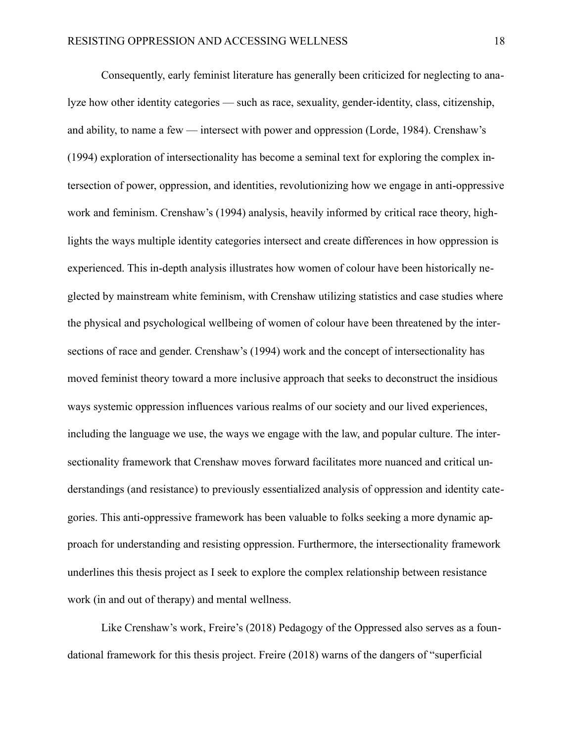Consequently, early feminist literature has generally been criticized for neglecting to analyze how other identity categories — such as race, sexuality, gender-identity, class, citizenship, and ability, to name a few — intersect with power and oppression (Lorde, 1984). Crenshaw's (1994) exploration of intersectionality has become a seminal text for exploring the complex intersection of power, oppression, and identities, revolutionizing how we engage in anti-oppressive work and feminism. Crenshaw's (1994) analysis, heavily informed by critical race theory, highlights the ways multiple identity categories intersect and create differences in how oppression is experienced. This in-depth analysis illustrates how women of colour have been historically neglected by mainstream white feminism, with Crenshaw utilizing statistics and case studies where the physical and psychological wellbeing of women of colour have been threatened by the intersections of race and gender. Crenshaw's (1994) work and the concept of intersectionality has moved feminist theory toward a more inclusive approach that seeks to deconstruct the insidious ways systemic oppression influences various realms of our society and our lived experiences, including the language we use, the ways we engage with the law, and popular culture. The intersectionality framework that Crenshaw moves forward facilitates more nuanced and critical understandings (and resistance) to previously essentialized analysis of oppression and identity categories. This anti-oppressive framework has been valuable to folks seeking a more dynamic approach for understanding and resisting oppression. Furthermore, the intersectionality framework underlines this thesis project as I seek to explore the complex relationship between resistance work (in and out of therapy) and mental wellness.

Like Crenshaw's work, Freire's (2018) Pedagogy of the Oppressed also serves as a foundational framework for this thesis project. Freire (2018) warns of the dangers of "superficial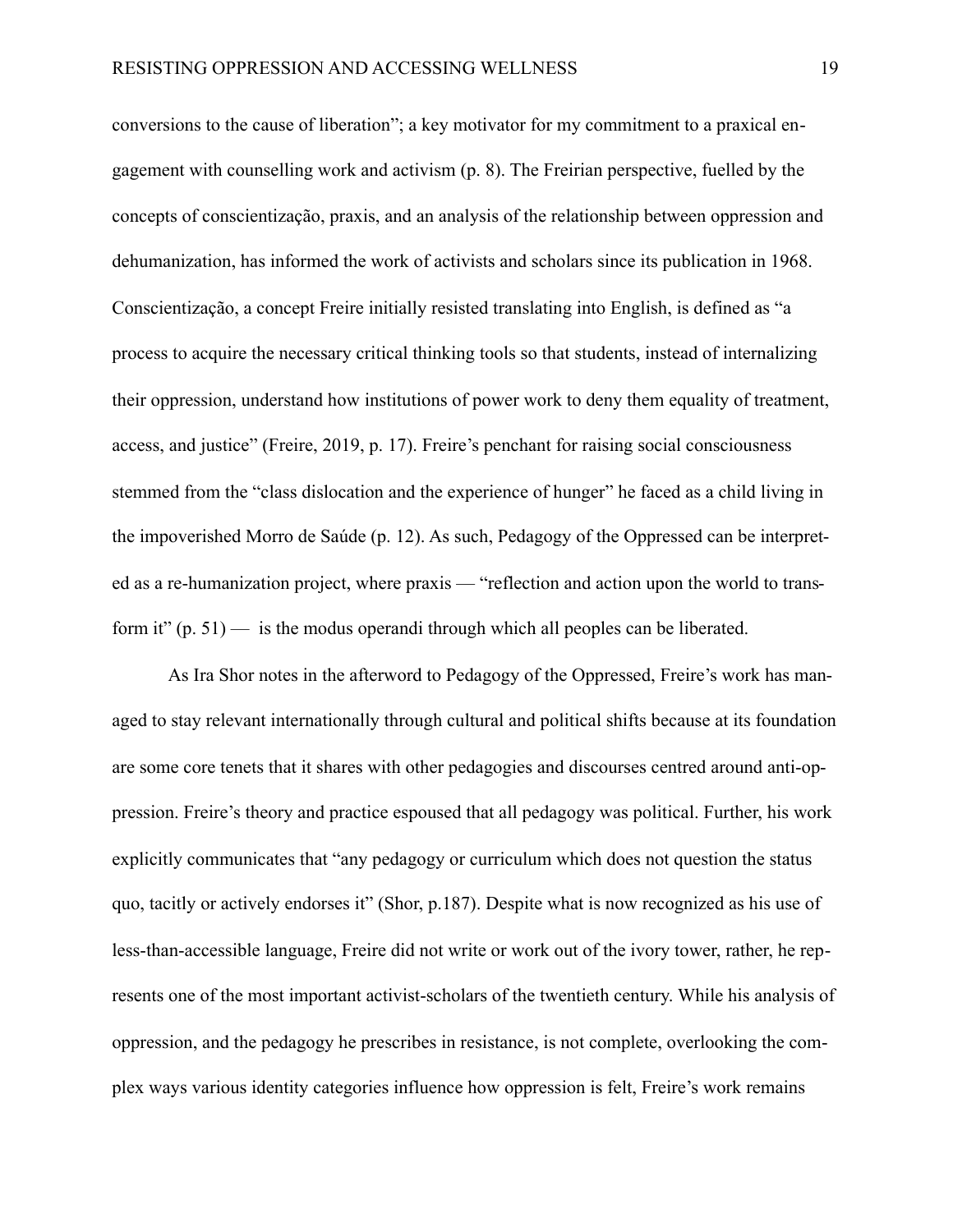conversions to the cause of liberation"; a key motivator for my commitment to a praxical engagement with counselling work and activism (p. 8). The Freirian perspective, fuelled by the concepts of conscientização, praxis, and an analysis of the relationship between oppression and dehumanization, has informed the work of activists and scholars since its publication in 1968. Conscientização, a concept Freire initially resisted translating into English, is defined as "a process to acquire the necessary critical thinking tools so that students, instead of internalizing their oppression, understand how institutions of power work to deny them equality of treatment, access, and justice" (Freire, 2019, p. 17). Freire's penchant for raising social consciousness stemmed from the "class dislocation and the experience of hunger" he faced as a child living in the impoverished Morro de Saúde (p. 12). As such, Pedagogy of the Oppressed can be interpreted as a re-humanization project, where praxis — "reflection and action upon the world to transform it" (p. 51) — is the modus operandi through which all peoples can be liberated.

As Ira Shor notes in the afterword to Pedagogy of the Oppressed, Freire's work has managed to stay relevant internationally through cultural and political shifts because at its foundation are some core tenets that it shares with other pedagogies and discourses centred around anti-oppression. Freire's theory and practice espoused that all pedagogy was political. Further, his work explicitly communicates that "any pedagogy or curriculum which does not question the status quo, tacitly or actively endorses it" (Shor, p.187). Despite what is now recognized as his use of less-than-accessible language, Freire did not write or work out of the ivory tower, rather, he represents one of the most important activist-scholars of the twentieth century. While his analysis of oppression, and the pedagogy he prescribes in resistance, is not complete, overlooking the complex ways various identity categories influence how oppression is felt, Freire's work remains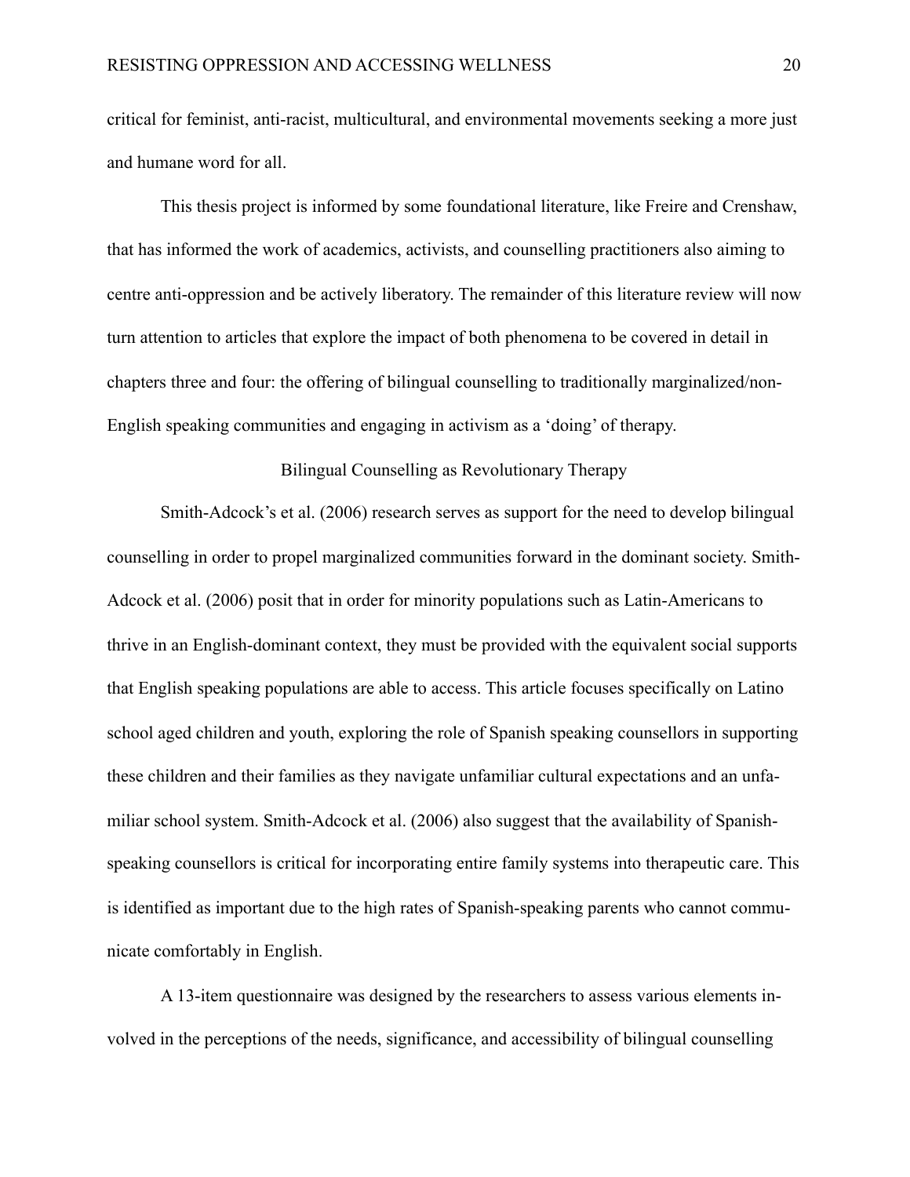critical for feminist, anti-racist, multicultural, and environmental movements seeking a more just and humane word for all.

This thesis project is informed by some foundational literature, like Freire and Crenshaw, that has informed the work of academics, activists, and counselling practitioners also aiming to centre anti-oppression and be actively liberatory. The remainder of this literature review will now turn attention to articles that explore the impact of both phenomena to be covered in detail in chapters three and four: the offering of bilingual counselling to traditionally marginalized/non-English speaking communities and engaging in activism as a 'doing' of therapy.

## Bilingual Counselling as Revolutionary Therapy

Smith-Adcock's et al. (2006) research serves as support for the need to develop bilingual counselling in order to propel marginalized communities forward in the dominant society. Smith-Adcock et al. (2006) posit that in order for minority populations such as Latin-Americans to thrive in an English-dominant context, they must be provided with the equivalent social supports that English speaking populations are able to access. This article focuses specifically on Latino school aged children and youth, exploring the role of Spanish speaking counsellors in supporting these children and their families as they navigate unfamiliar cultural expectations and an unfamiliar school system. Smith-Adcock et al. (2006) also suggest that the availability of Spanish-speaking counsellors is critical for incorporating entire family systems into therapeutic care. This is identified as important due to the high rates of Spanish-speaking parents who cannot communicate comfortably in English.

A 13-item questionnaire was designed by the researchers to assess various elements involved in the perceptions of the needs, significance, and accessibility of bilingual counselling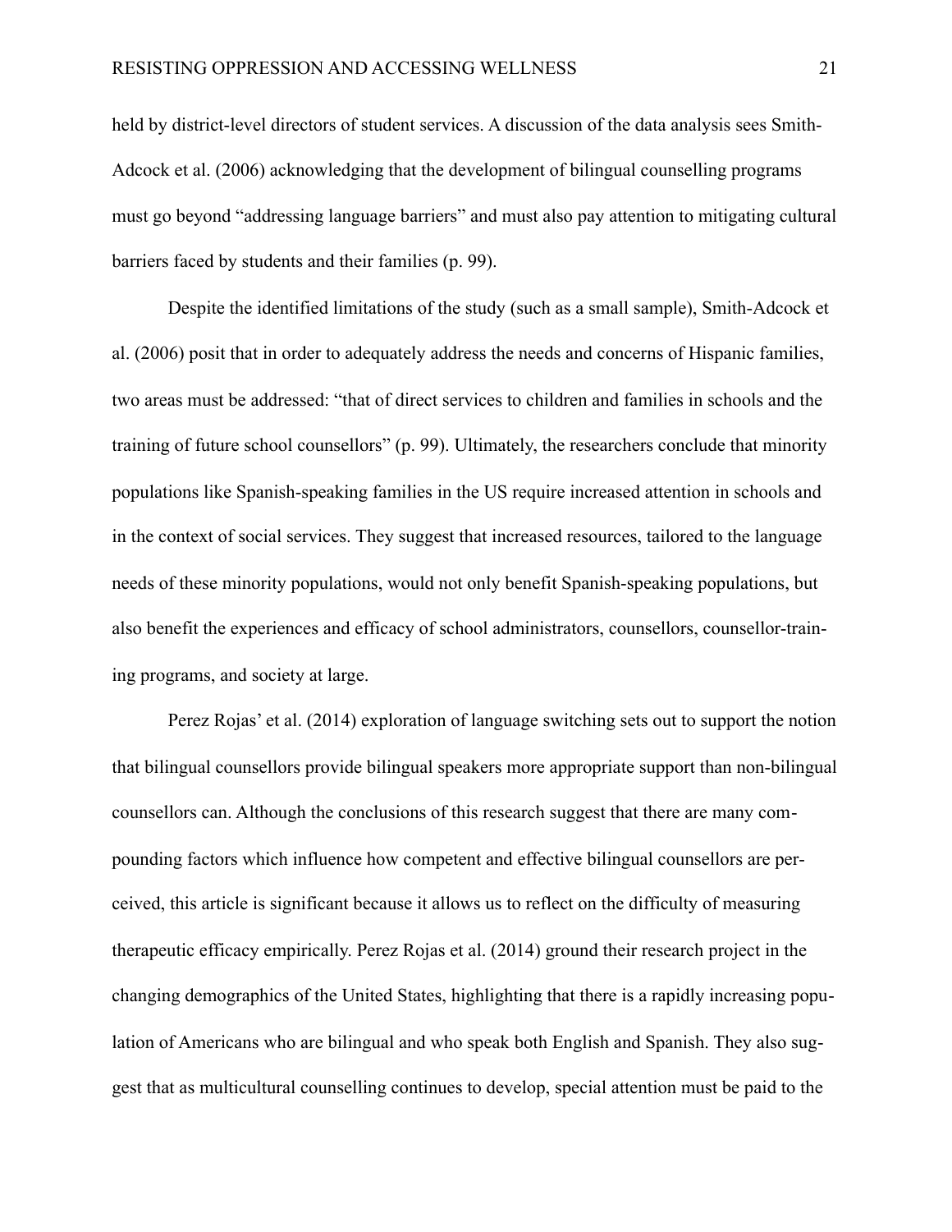held by district-level directors of student services. A discussion of the data analysis sees Smith-Adcock et al. (2006) acknowledging that the development of bilingual counselling programs must go beyond "addressing language barriers" and must also pay attention to mitigating cultural barriers faced by students and their families (p. 99).

Despite the identified limitations of the study (such as a small sample), Smith-Adcock et al. (2006) posit that in order to adequately address the needs and concerns of Hispanic families, two areas must be addressed: "that of direct services to children and families in schools and the training of future school counsellors" (p. 99). Ultimately, the researchers conclude that minority populations like Spanish-speaking families in the US require increased attention in schools and in the context of social services. They suggest that increased resources, tailored to the language needs of these minority populations, would not only benefit Spanish-speaking populations, but also benefit the experiences and efficacy of school administrators, counsellors, counsellor-training programs, and society at large.

Perez Rojas' et al. (2014) exploration of language switching sets out to support the notion that bilingual counsellors provide bilingual speakers more appropriate support than non-bilingual counsellors can. Although the conclusions of this research suggest that there are many compounding factors which influence how competent and effective bilingual counsellors are perceived, this article is significant because it allows us to reflect on the difficulty of measuring therapeutic efficacy empirically. Perez Rojas et al. (2014) ground their research project in the changing demographics of the United States, highlighting that there is a rapidly increasing population of Americans who are bilingual and who speak both English and Spanish. They also suggest that as multicultural counselling continues to develop, special attention must be paid to the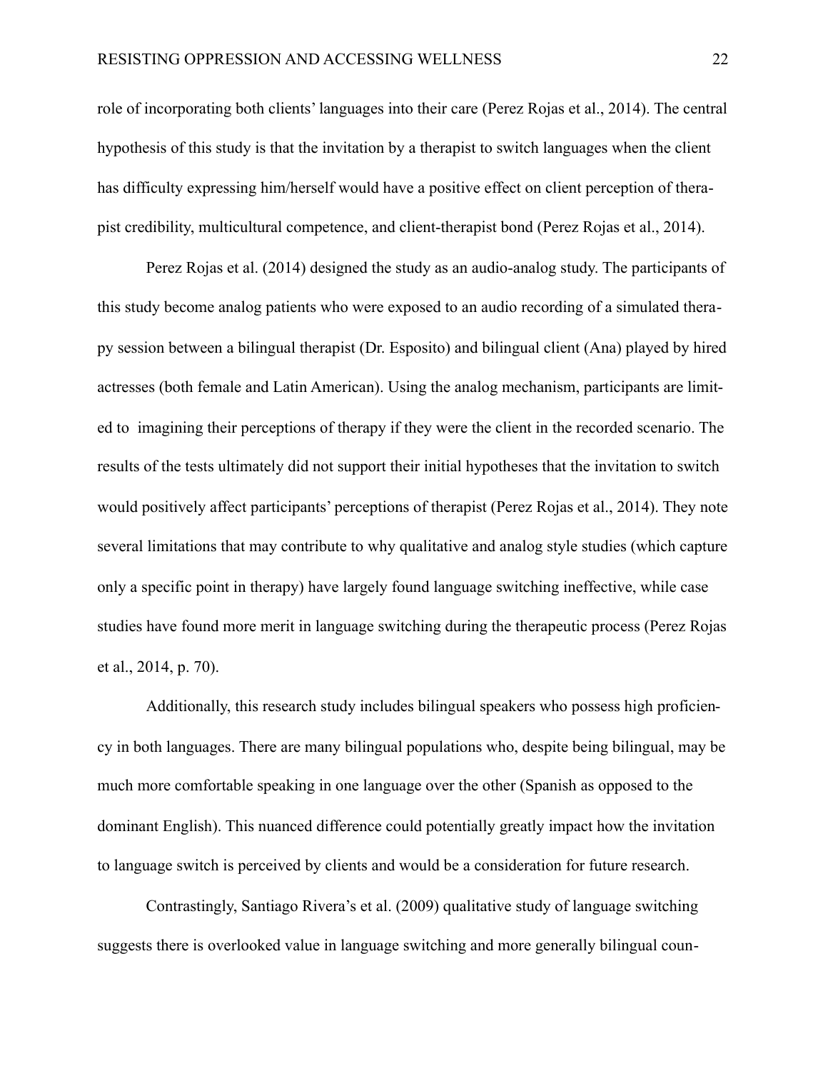role of incorporating both clients' languages into their care (Perez Rojas et al., 2014). The central hypothesis of this study is that the invitation by a therapist to switch languages when the client has difficulty expressing him/herself would have a positive effect on client perception of therapist credibility, multicultural competence, and client-therapist bond (Perez Rojas et al., 2014).

Perez Rojas et al. (2014) designed the study as an audio-analog study. The participants of this study become analog patients who were exposed to an audio recording of a simulated therapy session between a bilingual therapist (Dr. Esposito) and bilingual client (Ana) played by hired actresses (both female and Latin American). Using the analog mechanism, participants are limited to imagining their perceptions of therapy if they were the client in the recorded scenario. The results of the tests ultimately did not support their initial hypotheses that the invitation to switch would positively affect participants' perceptions of therapist (Perez Rojas et al., 2014). They note several limitations that may contribute to why qualitative and analog style studies (which capture only a specific point in therapy) have largely found language switching ineffective, while case studies have found more merit in language switching during the therapeutic process (Perez Rojas et al., 2014, p. 70).

Additionally, this research study includes bilingual speakers who possess high proficiency in both languages. There are many bilingual populations who, despite being bilingual, may be much more comfortable speaking in one language over the other (Spanish as opposed to the dominant English). This nuanced difference could potentially greatly impact how the invitation to language switch is perceived by clients and would be a consideration for future research.

Contrastingly, Santiago Rivera's et al. (2009) qualitative study of language switching suggests there is overlooked value in language switching and more generally bilingual coun-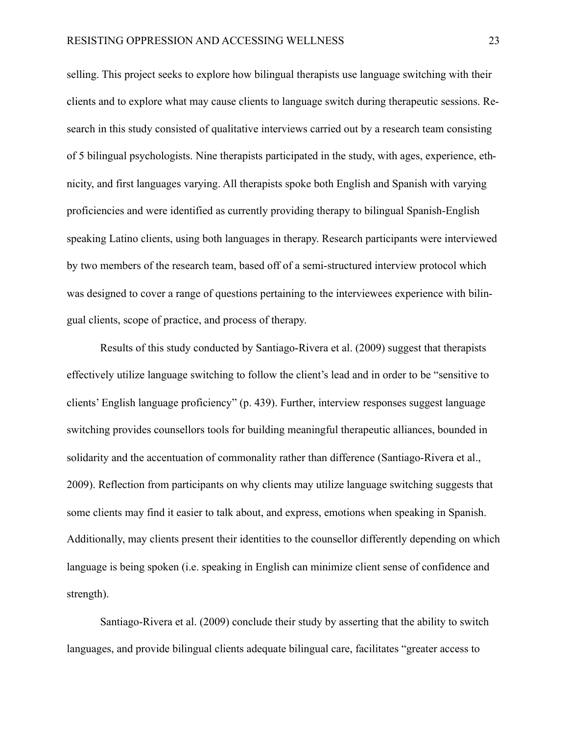selling. This project seeks to explore how bilingual therapists use language switching with their clients and to explore what may cause clients to language switch during therapeutic sessions. Research in this study consisted of qualitative interviews carried out by a research team consisting of 5 bilingual psychologists. Nine therapists participated in the study, with ages, experience, ethnicity, and first languages varying. All therapists spoke both English and Spanish with varying proficiencies and were identified as currently providing therapy to bilingual Spanish-English speaking Latino clients, using both languages in therapy. Research participants were interviewed by two members of the research team, based off of a semi-structured interview protocol which was designed to cover a range of questions pertaining to the interviewees experience with bilingual clients, scope of practice, and process of therapy.

Results of this study conducted by Santiago-Rivera et al. (2009) suggest that therapists effectively utilize language switching to follow the client's lead and in order to be "sensitive to clients' English language proficiency" (p. 439). Further, interview responses suggest language switching provides counsellors tools for building meaningful therapeutic alliances, bounded in solidarity and the accentuation of commonality rather than difference (Santiago-Rivera et al., 2009). Reflection from participants on why clients may utilize language switching suggests that some clients may find it easier to talk about, and express, emotions when speaking in Spanish. Additionally, may clients present their identities to the counsellor differently depending on which language is being spoken (i.e. speaking in English can minimize client sense of confidence and strength).

Santiago-Rivera et al. (2009) conclude their study by asserting that the ability to switch languages, and provide bilingual clients adequate bilingual care, facilitates "greater access to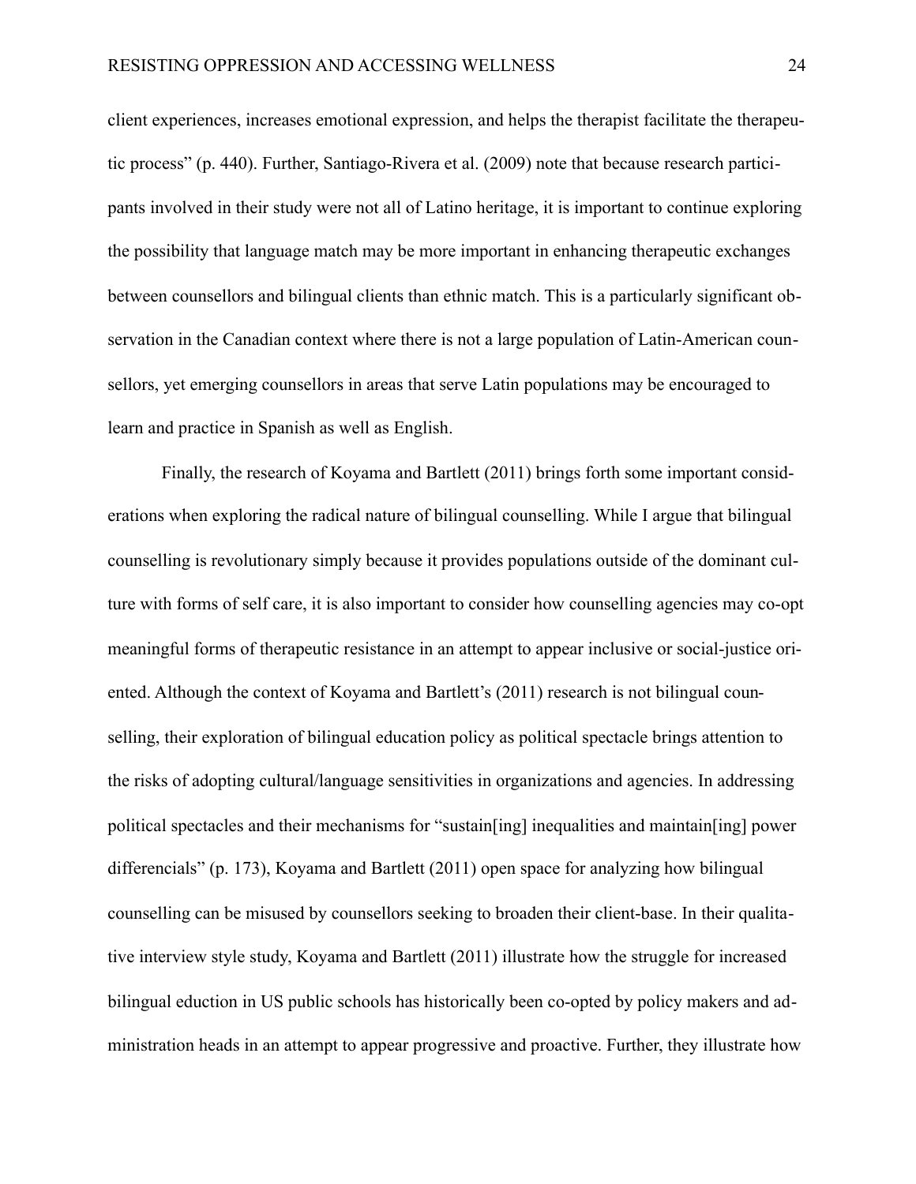client experiences, increases emotional expression, and helps the therapist facilitate the therapeutic process" (p. 440). Further, Santiago-Rivera et al. (2009) note that because research participants involved in their study were not all of Latino heritage, it is important to continue exploring the possibility that language match may be more important in enhancing therapeutic exchanges between counsellors and bilingual clients than ethnic match. This is a particularly significant observation in the Canadian context where there is not a large population of Latin-American counsellors, yet emerging counsellors in areas that serve Latin populations may be encouraged to learn and practice in Spanish as well as English.

Finally, the research of Koyama and Bartlett (2011) brings forth some important considerations when exploring the radical nature of bilingual counselling. While I argue that bilingual counselling is revolutionary simply because it provides populations outside of the dominant culture with forms of self care, it is also important to consider how counselling agencies may co-opt meaningful forms of therapeutic resistance in an attempt to appear inclusive or social-justice oriented. Although the context of Koyama and Bartlett's (2011) research is not bilingual counselling, their exploration of bilingual education policy as political spectacle brings attention to the risks of adopting cultural/language sensitivities in organizations and agencies. In addressing political spectacles and their mechanisms for "sustain[ing] inequalities and maintain[ing] power differencials" (p. 173), Koyama and Bartlett (2011) open space for analyzing how bilingual counselling can be misused by counsellors seeking to broaden their client-base. In their qualitative interview style study, Koyama and Bartlett (2011) illustrate how the struggle for increased bilingual eduction in US public schools has historically been co-opted by policy makers and administration heads in an attempt to appear progressive and proactive. Further, they illustrate how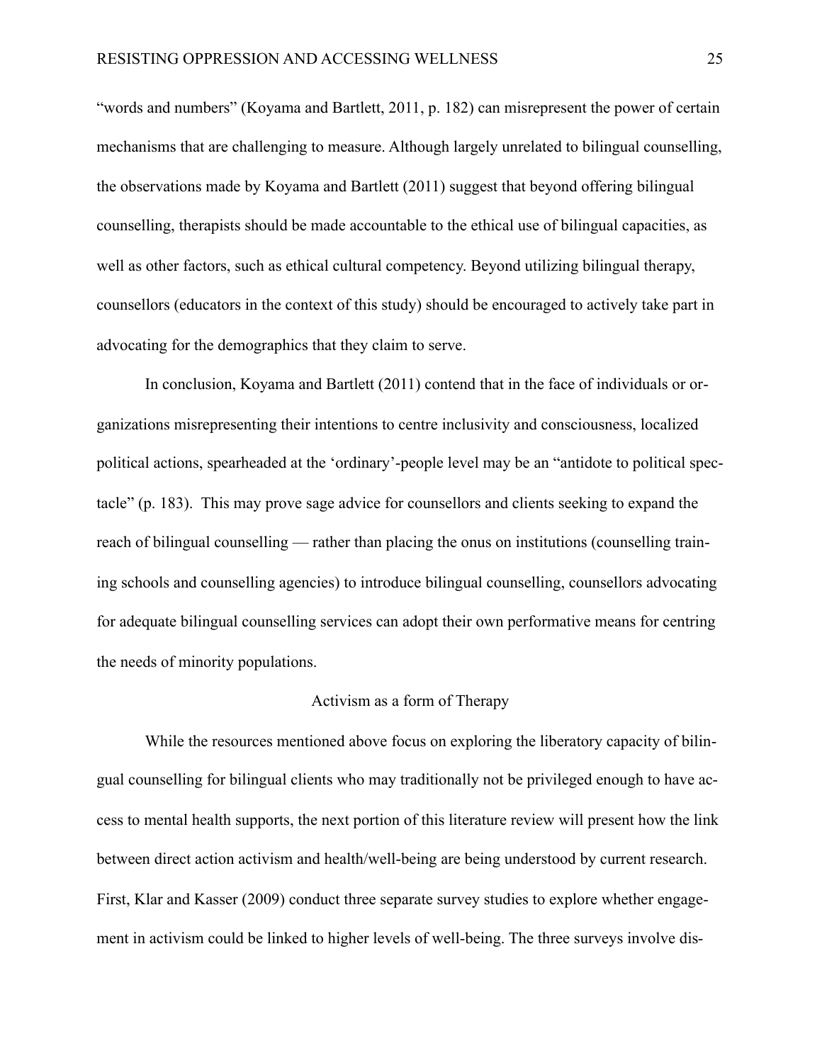"words and numbers" (Koyama and Bartlett, 2011, p. 182) can misrepresent the power of certain mechanisms that are challenging to measure. Although largely unrelated to bilingual counselling, the observations made by Koyama and Bartlett (2011) suggest that beyond offering bilingual counselling, therapists should be made accountable to the ethical use of bilingual capacities, as well as other factors, such as ethical cultural competency. Beyond utilizing bilingual therapy, counsellors (educators in the context of this study) should be encouraged to actively take part in advocating for the demographics that they claim to serve.

In conclusion, Koyama and Bartlett (2011) contend that in the face of individuals or organizations misrepresenting their intentions to centre inclusivity and consciousness, localized political actions, spearheaded at the 'ordinary'-people level may be an "antidote to political spectacle" (p. 183). This may prove sage advice for counsellors and clients seeking to expand the reach of bilingual counselling — rather than placing the onus on institutions (counselling training schools and counselling agencies) to introduce bilingual counselling, counsellors advocating for adequate bilingual counselling services can adopt their own performative means for centring the needs of minority populations.

## Activism as a form of Therapy

While the resources mentioned above focus on exploring the liberatory capacity of bilingual counselling for bilingual clients who may traditionally not be privileged enough to have access to mental health supports, the next portion of this literature review will present how the link between direct action activism and health/well-being are being understood by current research. First, Klar and Kasser (2009) conduct three separate survey studies to explore whether engagement in activism could be linked to higher levels of well-being. The three surveys involve dis-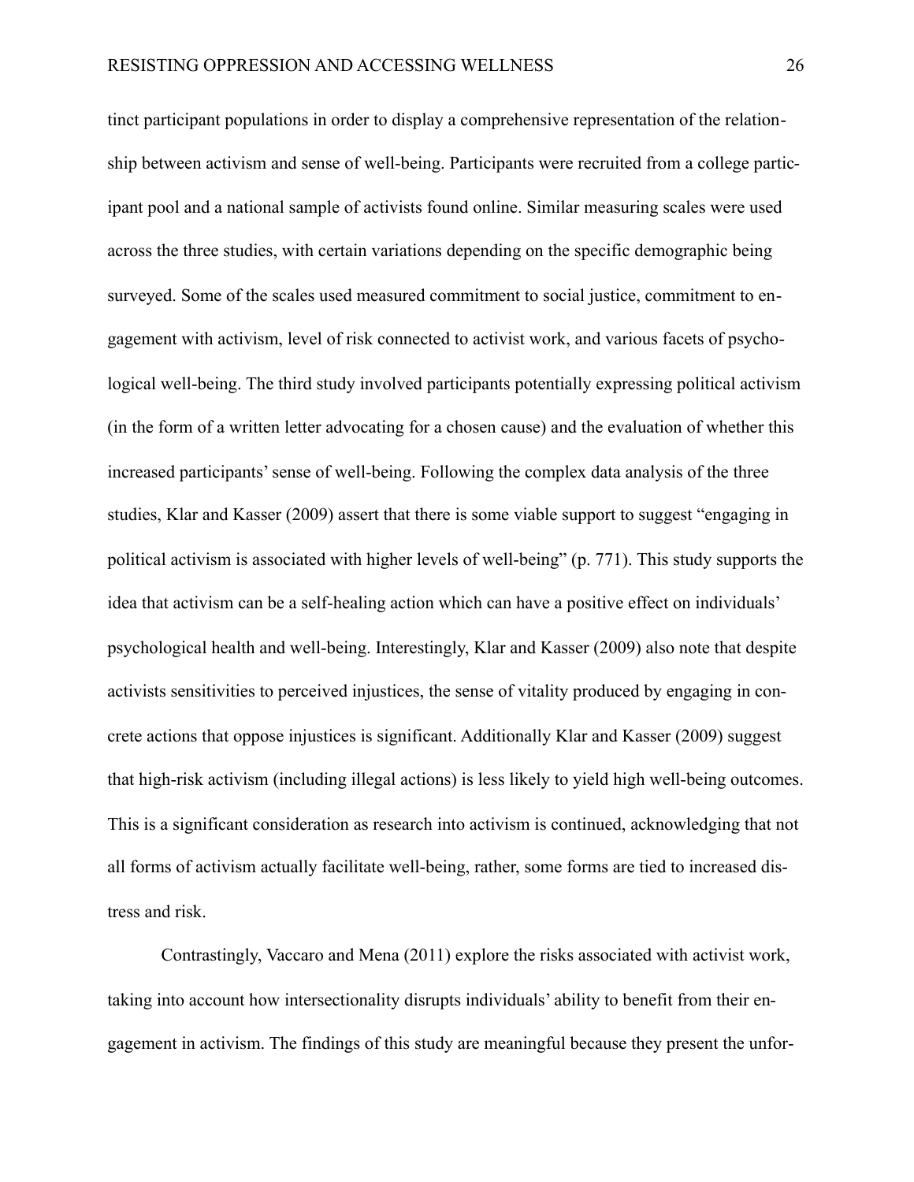tinct participant populations in order to display a comprehensive representation of the relationship between activism and sense of well-being. Participants were recruited from a college participant pool and a national sample of activists found online. Similar measuring scales were used across the three studies, with certain variations depending on the specific demographic being surveyed. Some of the scales used measured commitment to social justice, commitment to engagement with activism, level of risk connected to activist work, and various facets of psychological well-being. The third study involved participants potentially expressing political activism (in the form of a written letter advocating for a chosen cause) and the evaluation of whether this increased participants' sense of well-being. Following the complex data analysis of the three studies, Klar and Kasser (2009) assert that there is some viable support to suggest "engaging in political activism is associated with higher levels of well-being" (p. 771). This study supports the idea that activism can be a self-healing action which can have a positive effect on individuals' psychological health and well-being. Interestingly, Klar and Kasser (2009) also note that despite activists sensitivities to perceived injustices, the sense of vitality produced by engaging in concrete actions that oppose injustices is significant. Additionally Klar and Kasser (2009) suggest that high-risk activism (including illegal actions) is less likely to yield high well-being outcomes. This is a significant consideration as research into activism is continued, acknowledging that not all forms of activism actually facilitate well-being, rather, some forms are tied to increased distress and risk.

Contrastingly, Vaccaro and Mena (2011) explore the risks associated with activist work, taking into account how intersectionality disrupts individuals' ability to benefit from their engagement in activism. The findings of this study are meaningful because they present the unfor-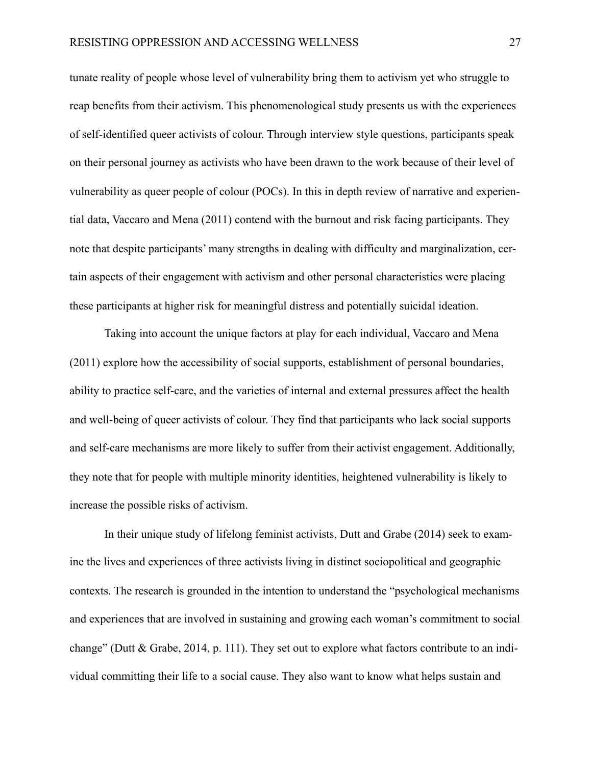tunate reality of people whose level of vulnerability bring them to activism yet who struggle to reap benefits from their activism. This phenomenological study presents us with the experiences of self-identified queer activists of colour. Through interview style questions, participants speak on their personal journey as activists who have been drawn to the work because of their level of vulnerability as queer people of colour (POCs). In this in depth review of narrative and experiential data, Vaccaro and Mena (2011) contend with the burnout and risk facing participants. They note that despite participants' many strengths in dealing with difficulty and marginalization, certain aspects of their engagement with activism and other personal characteristics were placing these participants at higher risk for meaningful distress and potentially suicidal ideation.

Taking into account the unique factors at play for each individual, Vaccaro and Mena (2011) explore how the accessibility of social supports, establishment of personal boundaries, ability to practice self-care, and the varieties of internal and external pressures affect the health and well-being of queer activists of colour. They find that participants who lack social supports and self-care mechanisms are more likely to suffer from their activist engagement. Additionally, they note that for people with multiple minority identities, heightened vulnerability is likely to increase the possible risks of activism.

In their unique study of lifelong feminist activists, Dutt and Grabe (2014) seek to examine the lives and experiences of three activists living in distinct sociopolitical and geographic contexts. The research is grounded in the intention to understand the "psychological mechanisms and experiences that are involved in sustaining and growing each woman's commitment to social change" (Dutt & Grabe, 2014, p. 111). They set out to explore what factors contribute to an individual committing their life to a social cause. They also want to know what helps sustain and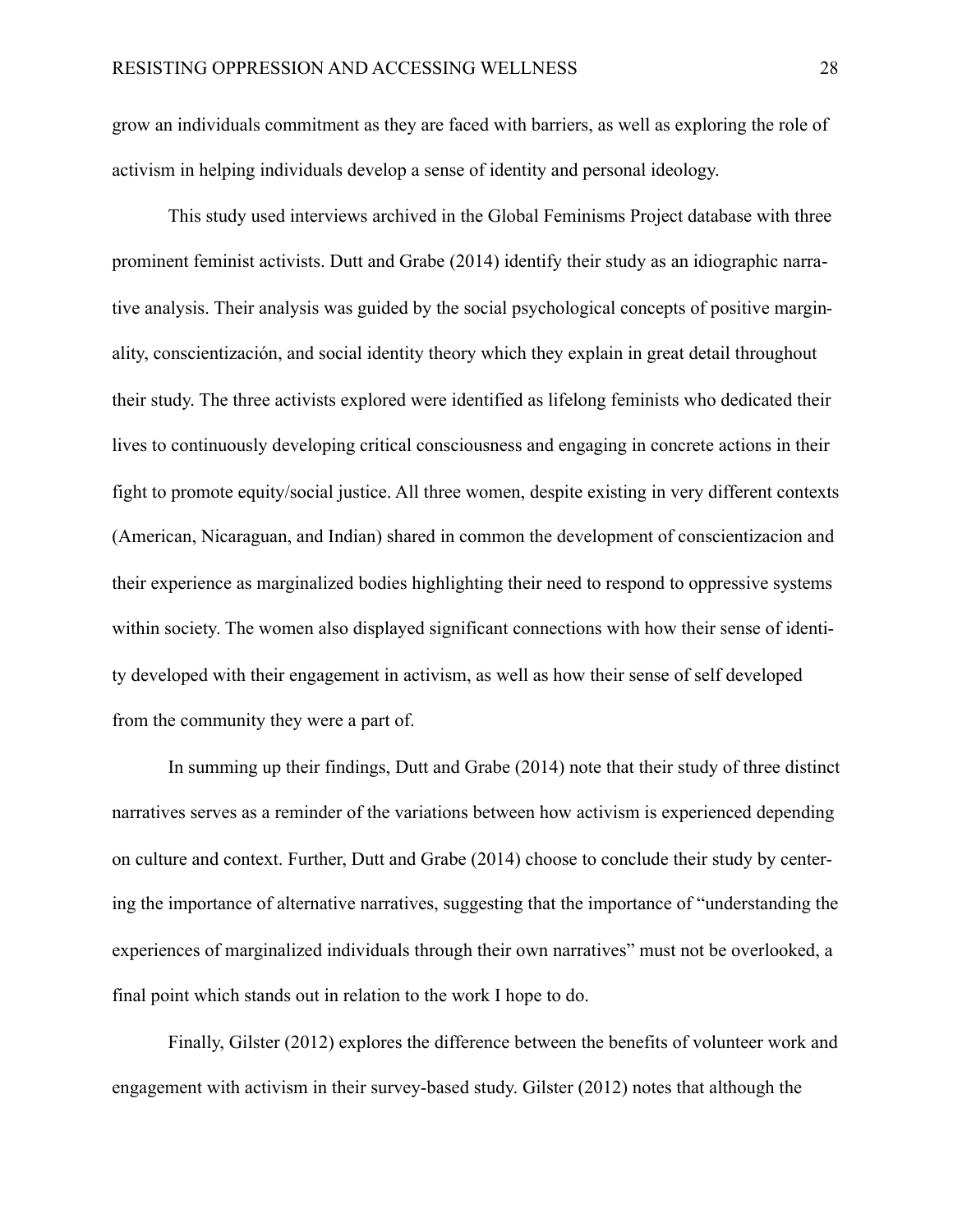grow an individuals commitment as they are faced with barriers, as well as exploring the role of activism in helping individuals develop a sense of identity and personal ideology.

This study used interviews archived in the Global Feminisms Project database with three prominent feminist activists. Dutt and Grabe (2014) identify their study as an idiographic narrative analysis. Their analysis was guided by the social psychological concepts of positive marginality, conscientización, and social identity theory which they explain in great detail throughout their study. The three activists explored were identified as lifelong feminists who dedicated their lives to continuously developing critical consciousness and engaging in concrete actions in their fight to promote equity/social justice. All three women, despite existing in very different contexts (American, Nicaraguan, and Indian) shared in common the development of conscientizacion and their experience as marginalized bodies highlighting their need to respond to oppressive systems within society. The women also displayed significant connections with how their sense of identity developed with their engagement in activism, as well as how their sense of self developed from the community they were a part of.

In summing up their findings, Dutt and Grabe (2014) note that their study of three distinct narratives serves as a reminder of the variations between how activism is experienced depending on culture and context. Further, Dutt and Grabe (2014) choose to conclude their study by centering the importance of alternative narratives, suggesting that the importance of "understanding the experiences of marginalized individuals through their own narratives" must not be overlooked, a final point which stands out in relation to the work I hope to do.

Finally, Gilster (2012) explores the difference between the benefits of volunteer work and engagement with activism in their survey-based study. Gilster (2012) notes that although the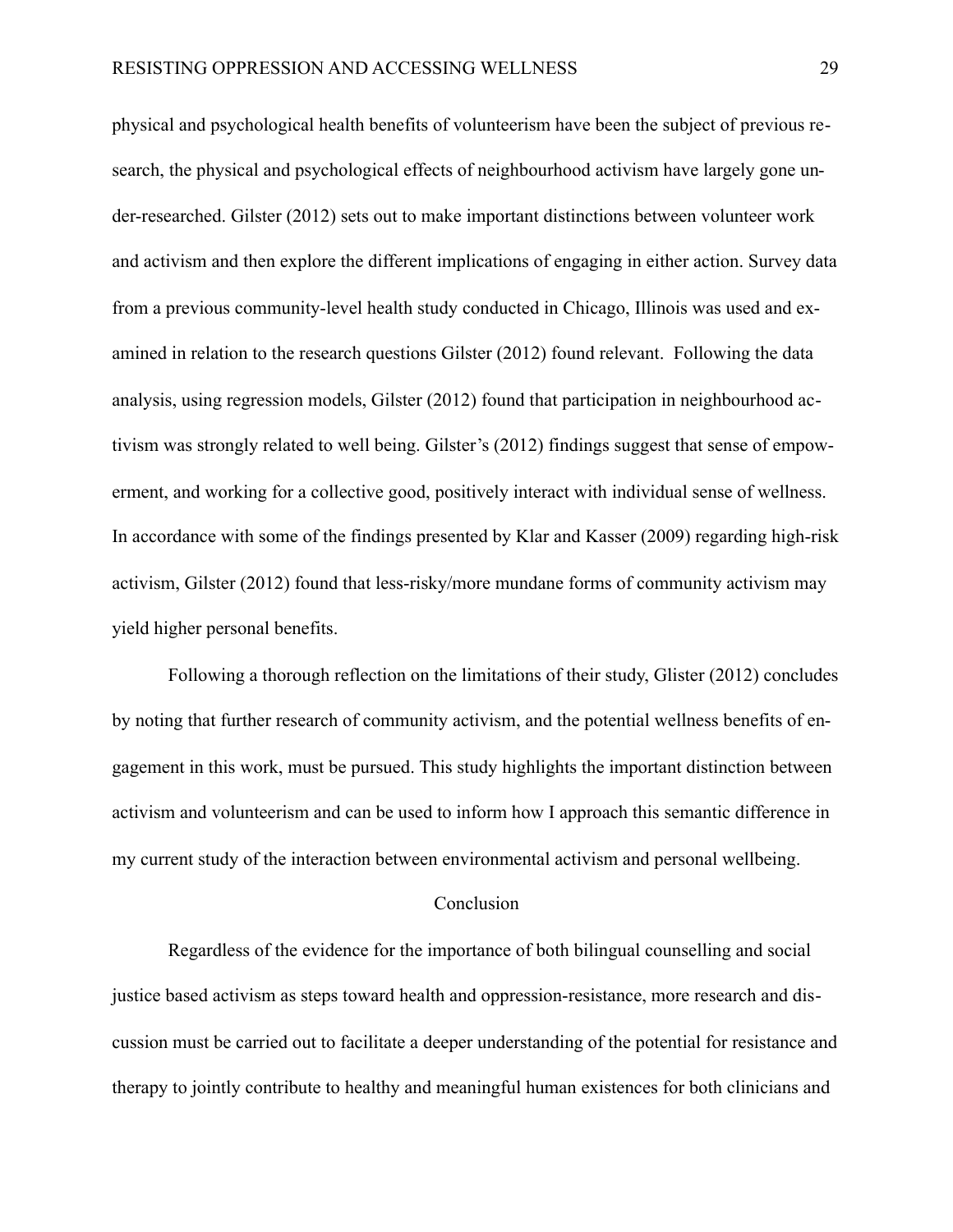physical and psychological health benefits of volunteerism have been the subject of previous research, the physical and psychological effects of neighbourhood activism have largely gone under-researched. Gilster (2012) sets out to make important distinctions between volunteer work and activism and then explore the different implications of engaging in either action. Survey data from a previous community-level health study conducted in Chicago, Illinois was used and examined in relation to the research questions Gilster (2012) found relevant. Following the data analysis, using regression models, Gilster (2012) found that participation in neighbourhood activism was strongly related to well being. Gilster's (2012) findings suggest that sense of empowerment, and working for a collective good, positively interact with individual sense of wellness. In accordance with some of the findings presented by Klar and Kasser (2009) regarding high-risk activism, Gilster (2012) found that less-risky/more mundane forms of community activism may yield higher personal benefits.

Following a thorough reflection on the limitations of their study, Glister (2012) concludes by noting that further research of community activism, and the potential wellness benefits of engagement in this work, must be pursued. This study highlights the important distinction between activism and volunteerism and can be used to inform how I approach this semantic difference in my current study of the interaction between environmental activism and personal wellbeing.

## Conclusion

Regardless of the evidence for the importance of both bilingual counselling and social justice based activism as steps toward health and oppression-resistance, more research and discussion must be carried out to facilitate a deeper understanding of the potential for resistance and therapy to jointly contribute to healthy and meaningful human existences for both clinicians and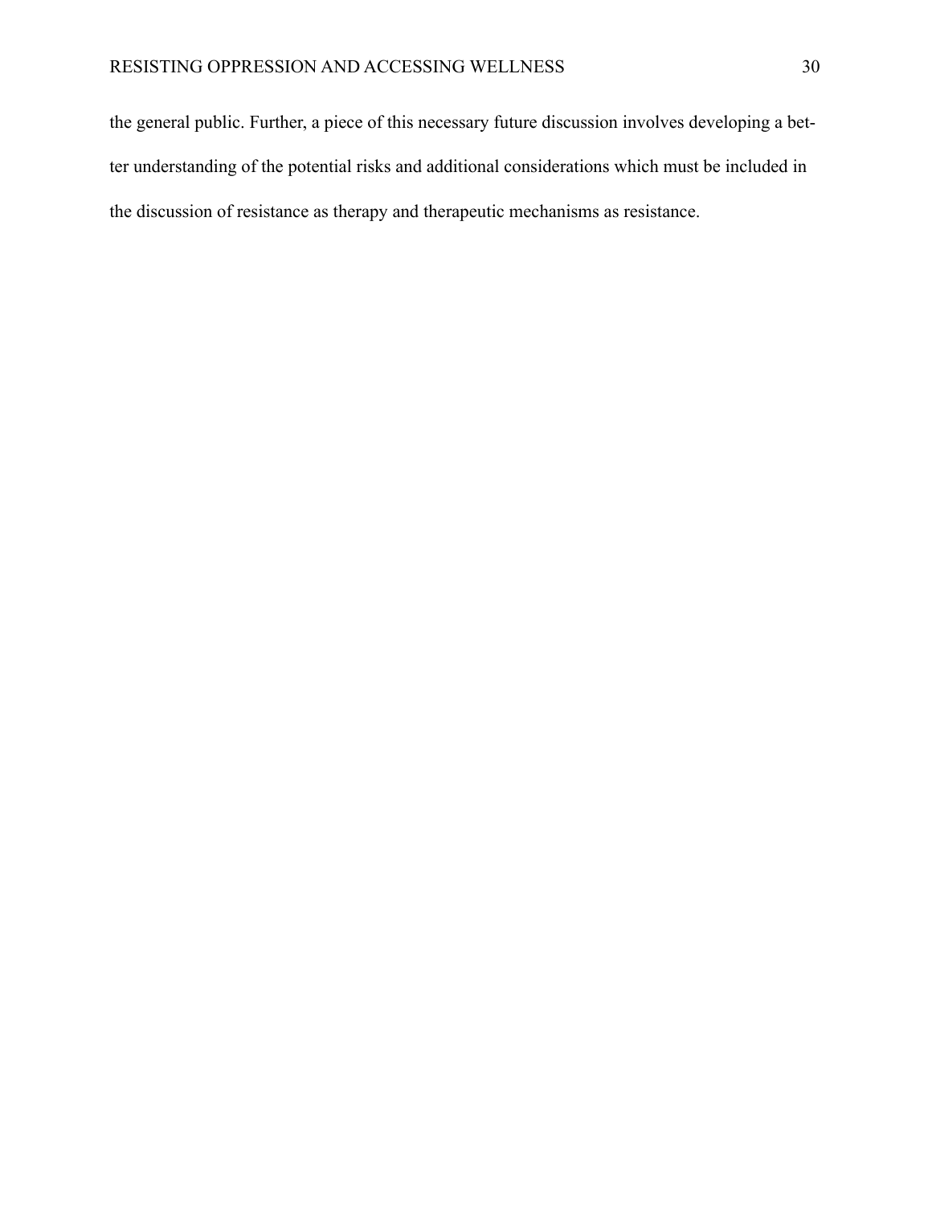the general public. Further, a piece of this necessary future discussion involves developing a better understanding of the potential risks and additional considerations which must be included in the discussion of resistance as therapy and therapeutic mechanisms as resistance.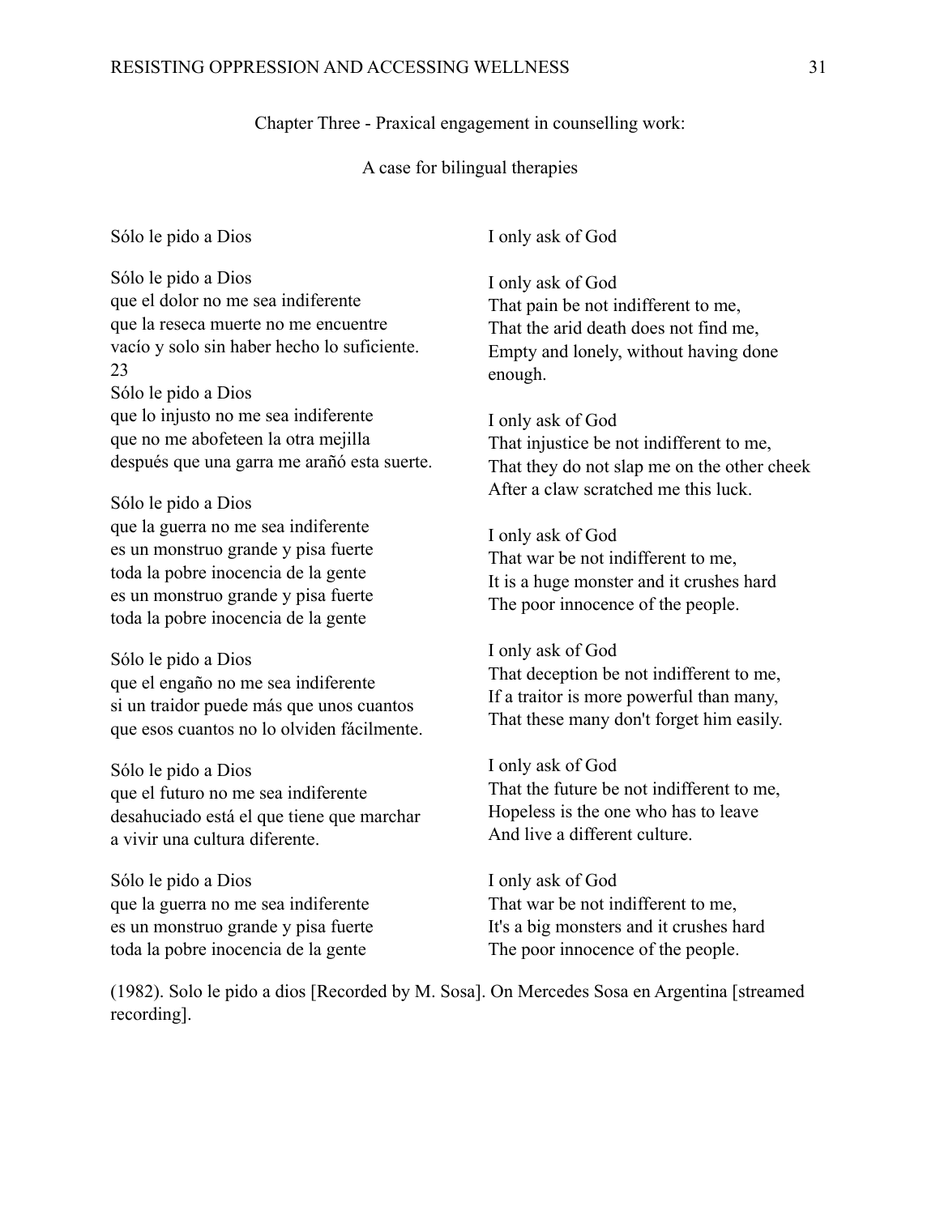Chapter Three - Praxical engagement in counselling work:

A case for bilingual therapies

Sólo le pido a Dios

Sólo le pido a Dios  
que el dolor no me sea indiferente  
que la reseca muerte no me encuentre  
vacío y solo sin haber hecho lo suficiente.  
23  
Sólo le pido a Dios  
que lo injusto no me sea indiferente  
que no me abofeteen la otra mejilla  
después que una garra me arañó esta suerte.

Sólo le pido a Dios  
que la guerra no me sea indiferente  
es un monstruo grande y pisa fuerte  
toda la pobre inocencia de la gente  
es un monstruo grande y pisa fuerte  
toda la pobre inocencia de la gente

Sólo le pido a Dios  
que el engaño no me sea indiferente  
si un traidor puede más que unos cuantos  
que esos cuantos no lo olviden fácilmente.

Sólo le pido a Dios  
que el futuro no me sea indiferente  
desahuciado está el que tiene que marchar  
a vivir una cultura diferente.

Sólo le pido a Dios  
que la guerra no me sea indiferente  
es un monstruo grande y pisa fuerte  
toda la pobre inocencia de la gente

I only ask of God

I only ask of God  
That pain be not indifferent to me,  
That the arid death does not find me,  
Empty and lonely, without having done enough.

I only ask of God  
That injustice be not indifferent to me,  
That they do not slap me on the other cheek  
After a claw scratched me this luck.

I only ask of God  
That war be not indifferent to me,  
It is a huge monster and it crushes hard  
The poor innocence of the people.

I only ask of God  
That deception be not indifferent to me,  
If a traitor is more powerful than many,  
That these many don't forget him easily.

I only ask of God  
That the future be not indifferent to me,  
Hopeless is the one who has to leave  
And live a different culture.

I only ask of God  
That war be not indifferent to me,  
It's a big monsters and it crushes hard  
The poor innocence of the people.

(1982). Solo le pido a dios [Recorded by M. Sosa]. On Mercedes Sosa en Argentina [streamed recording].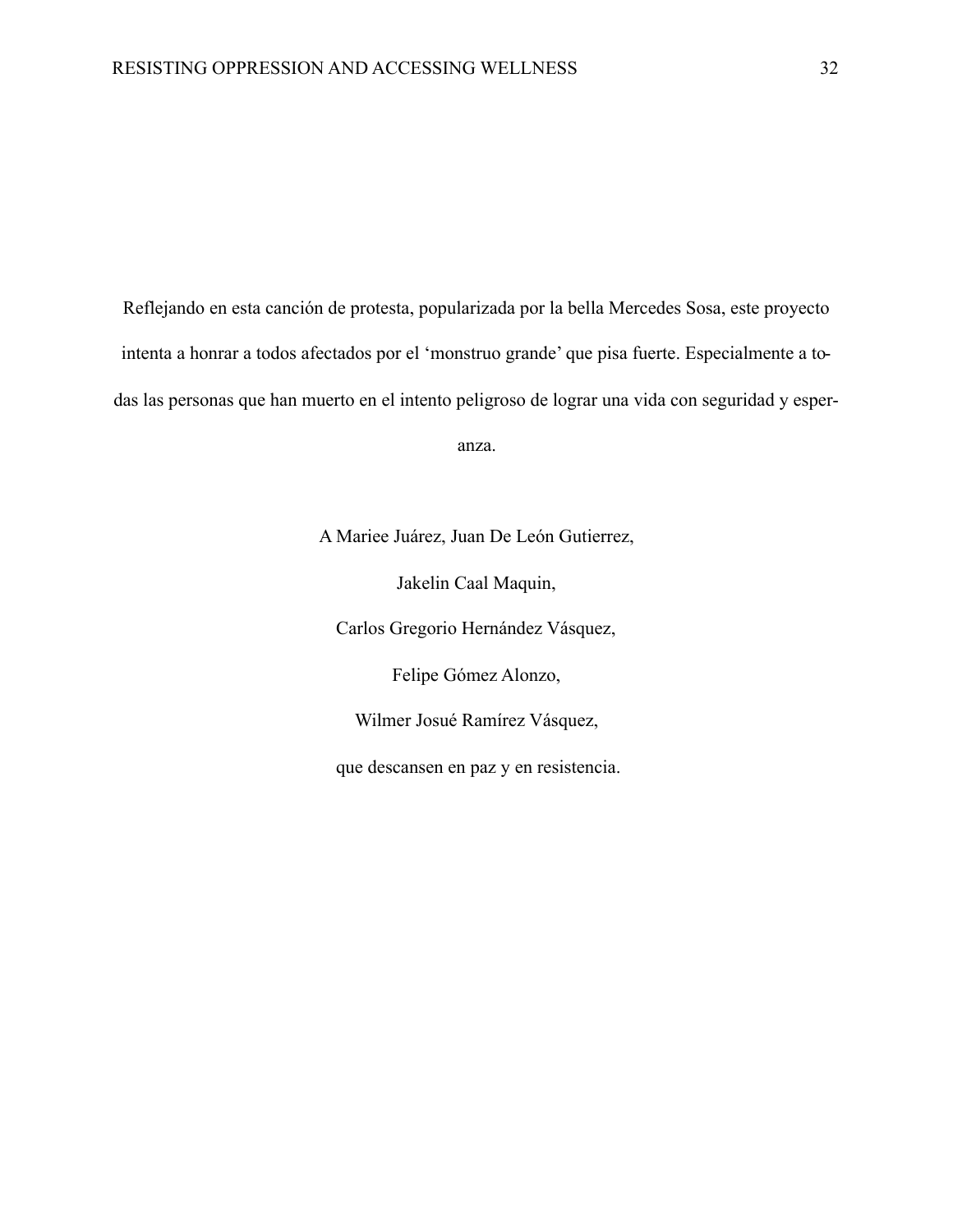Reflejando en esta canción de protesta, popularizada por la bella Mercedes Sosa, este proyecto intenta a honrar a todos afectados por el 'monstruo grande' que pisa fuerte. Especialmente a todas las personas que han muerto en el intento peligroso de lograr una vida con seguridad y esperanza.

A Mariee Juárez, Juan De León Gutierrez,

Jakelin Caal Maquin,

Carlos Gregorio Hernández Vásquez,

Felipe Gómez Alonzo,

Wilmer Josué Ramírez Vásquez,

que descansen en paz y en resistencia.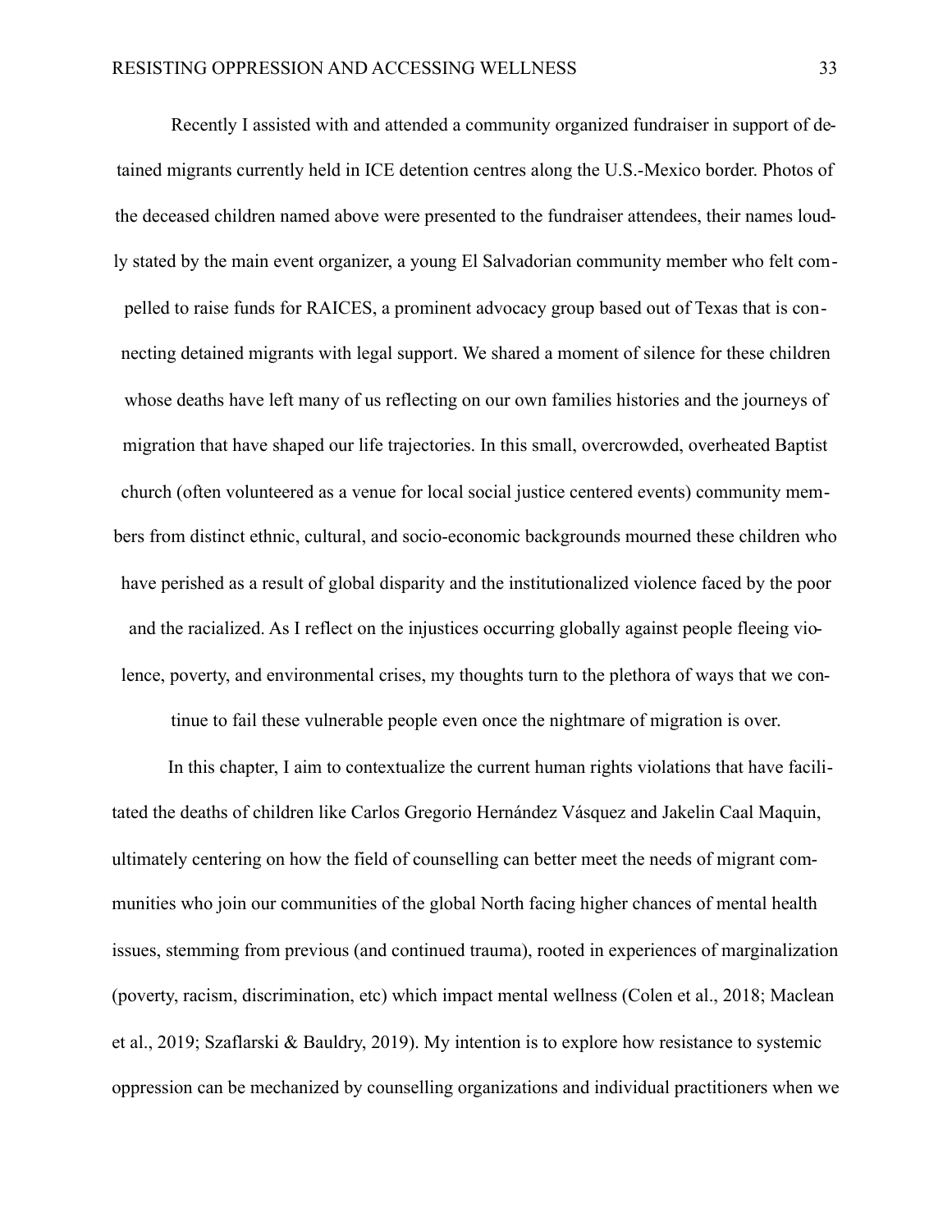Recently I assisted with and attended a community organized fundraiser in support of detained migrants currently held in ICE detention centres along the U.S.-Mexico border. Photos of the deceased children named above were presented to the fundraiser attendees, their names loudly stated by the main event organizer, a young El Salvadorian community member who felt compelled to raise funds for RAICES, a prominent advocacy group based out of Texas that is connecting detained migrants with legal support. We shared a moment of silence for these children whose deaths have left many of us reflecting on our own families histories and the journeys of migration that have shaped our life trajectories. In this small, overcrowded, overheated Baptist church (often volunteered as a venue for local social justice centered events) community members from distinct ethnic, cultural, and socio-economic backgrounds mourned these children who have perished as a result of global disparity and the institutionalized violence faced by the poor and the racialized. As I reflect on the injustices occurring globally against people fleeing violence, poverty, and environmental crises, my thoughts turn to the plethora of ways that we continue to fail these vulnerable people even once the nightmare of migration is over.

In this chapter, I aim to contextualize the current human rights violations that have facilitated the deaths of children like Carlos Gregorio Hernández Vásquez and Jakelin Caal Maquin, ultimately centering on how the field of counselling can better meet the needs of migrant communities who join our communities of the global North facing higher chances of mental health issues, stemming from previous (and continued trauma), rooted in experiences of marginalization (poverty, racism, discrimination, etc) which impact mental wellness (Colen et al., 2018; Maclean et al., 2019; Szaflarski & Bauldry, 2019). My intention is to explore how resistance to systemic oppression can be mechanized by counselling organizations and individual practitioners when we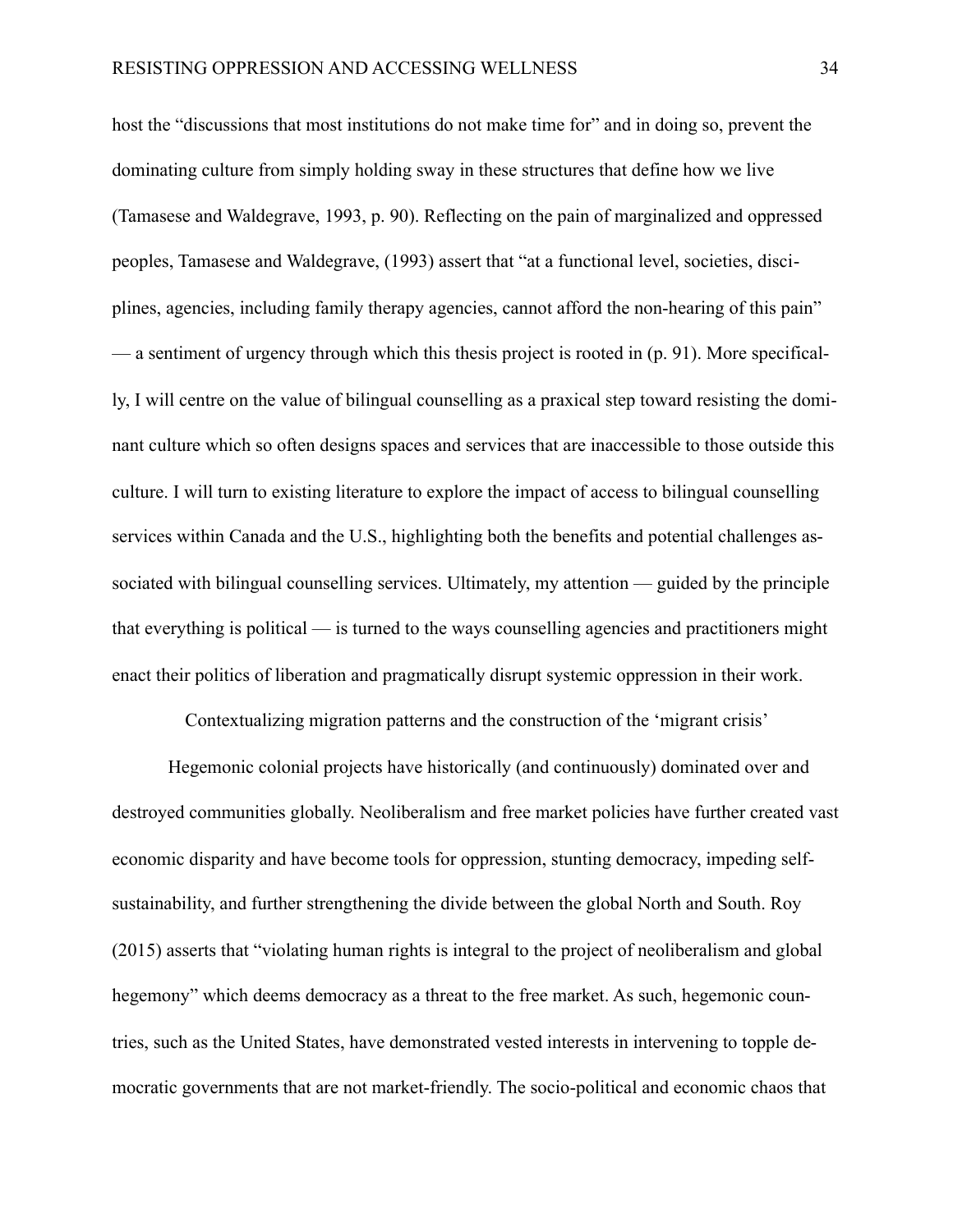host the "discussions that most institutions do not make time for" and in doing so, prevent the dominating culture from simply holding sway in these structures that define how we live (Tamasese and Waldegrave, 1993, p. 90). Reflecting on the pain of marginalized and oppressed peoples, Tamasese and Waldegrave, (1993) assert that "at a functional level, societies, disciplines, agencies, including family therapy agencies, cannot afford the non-hearing of this pain" — a sentiment of urgency through which this thesis project is rooted in (p. 91). More specifically, I will centre on the value of bilingual counselling as a praxical step toward resisting the dominant culture which so often designs spaces and services that are inaccessible to those outside this culture. I will turn to existing literature to explore the impact of access to bilingual counselling services within Canada and the U.S., highlighting both the benefits and potential challenges associated with bilingual counselling services. Ultimately, my attention — guided by the principle that everything is political — is turned to the ways counselling agencies and practitioners might enact their politics of liberation and pragmatically disrupt systemic oppression in their work.

## Contextualizing migration patterns and the construction of the 'migrant crisis'

Hegemonic colonial projects have historically (and continuously) dominated over and destroyed communities globally. Neoliberalism and free market policies have further created vast economic disparity and have become tools for oppression, stunting democracy, impeding self-sustainability, and further strengthening the divide between the global North and South. Roy (2015) asserts that "violating human rights is integral to the project of neoliberalism and global hegemony" which deems democracy as a threat to the free market. As such, hegemonic countries, such as the United States, have demonstrated vested interests in intervening to topple democratic governments that are not market-friendly. The socio-political and economic chaos that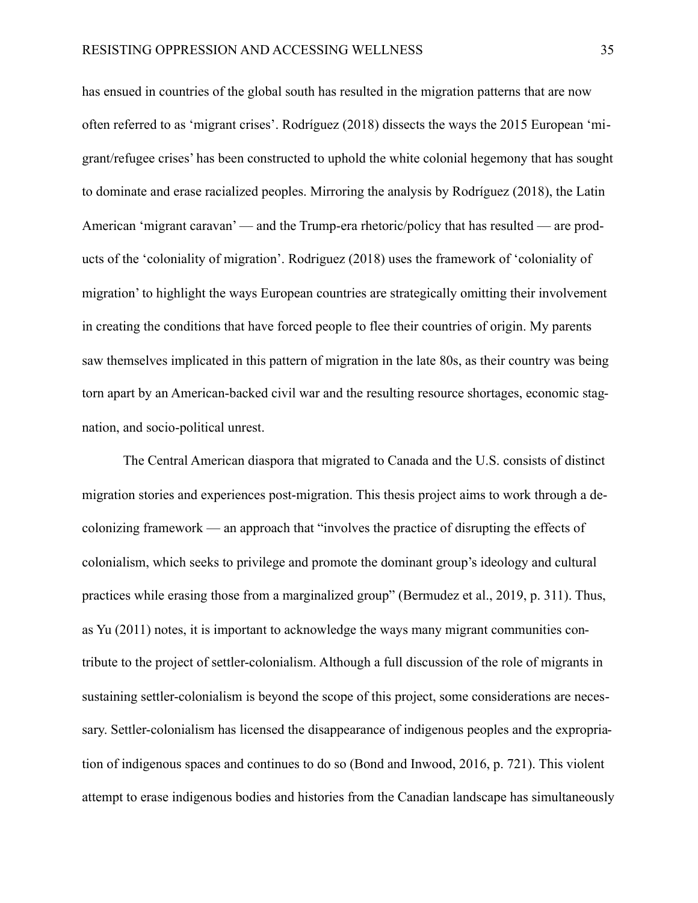has ensued in countries of the global south has resulted in the migration patterns that are now often referred to as 'migrant crises'. Rodríguez (2018) dissects the ways the 2015 European 'migrant/refugee crises' has been constructed to uphold the white colonial hegemony that has sought to dominate and erase racialized peoples. Mirroring the analysis by Rodríguez (2018), the Latin American 'migrant caravan' — and the Trump-era rhetoric/policy that has resulted — are products of the 'coloniality of migration'. Rodriguez (2018) uses the framework of 'coloniality of migration' to highlight the ways European countries are strategically omitting their involvement in creating the conditions that have forced people to flee their countries of origin. My parents saw themselves implicated in this pattern of migration in the late 80s, as their country was being torn apart by an American-backed civil war and the resulting resource shortages, economic stagnation, and socio-political unrest.

The Central American diaspora that migrated to Canada and the U.S. consists of distinct migration stories and experiences post-migration. This thesis project aims to work through a decolonizing framework — an approach that "involves the practice of disrupting the effects of colonialism, which seeks to privilege and promote the dominant group's ideology and cultural practices while erasing those from a marginalized group" (Bermudez et al., 2019, p. 311). Thus, as Yu (2011) notes, it is important to acknowledge the ways many migrant communities contribute to the project of settler-colonialism. Although a full discussion of the role of migrants in sustaining settler-colonialism is beyond the scope of this project, some considerations are necessary. Settler-colonialism has licensed the disappearance of indigenous peoples and the expropriation of indigenous spaces and continues to do so (Bond and Inwood, 2016, p. 721). This violent attempt to erase indigenous bodies and histories from the Canadian landscape has simultaneously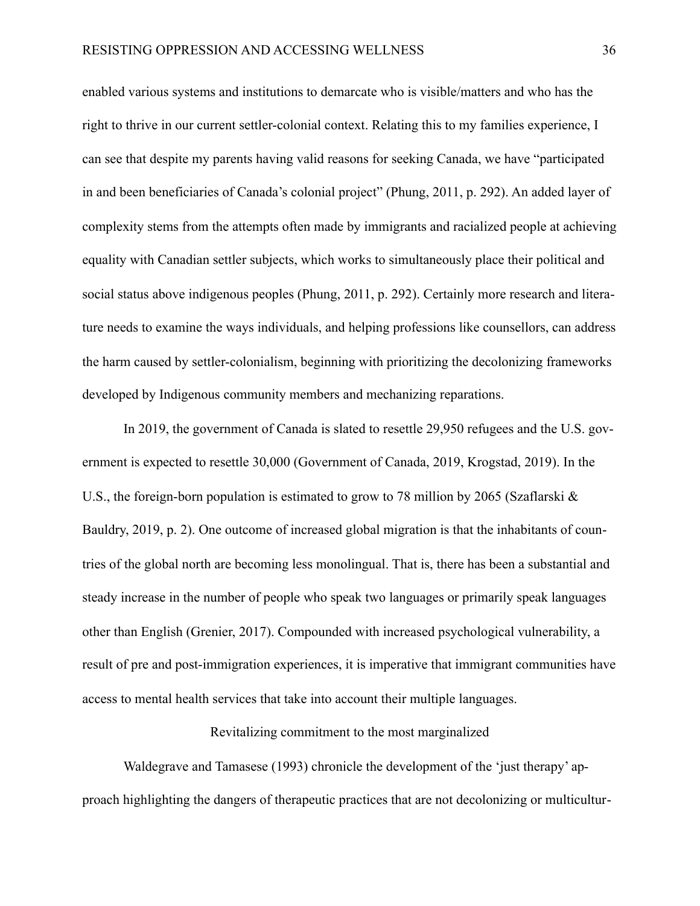enabled various systems and institutions to demarcate who is visible/matters and who has the right to thrive in our current settler-colonial context. Relating this to my families experience, I can see that despite my parents having valid reasons for seeking Canada, we have "participated in and been beneficiaries of Canada's colonial project" (Phung, 2011, p. 292). An added layer of complexity stems from the attempts often made by immigrants and racialized people at achieving equality with Canadian settler subjects, which works to simultaneously place their political and social status above indigenous peoples (Phung, 2011, p. 292). Certainly more research and literature needs to examine the ways individuals, and helping professions like counsellors, can address the harm caused by settler-colonialism, beginning with prioritizing the decolonizing frameworks developed by Indigenous community members and mechanizing reparations.

In 2019, the government of Canada is slated to resettle 29,950 refugees and the U.S. government is expected to resettle 30,000 (Government of Canada, 2019, Krogstad, 2019). In the U.S., the foreign-born population is estimated to grow to 78 million by 2065 (Szaflarski & Bauldry, 2019, p. 2). One outcome of increased global migration is that the inhabitants of countries of the global north are becoming less monolingual. That is, there has been a substantial and steady increase in the number of people who speak two languages or primarily speak languages other than English (Grenier, 2017). Compounded with increased psychological vulnerability, a result of pre and post-immigration experiences, it is imperative that immigrant communities have access to mental health services that take into account their multiple languages.

## Revitalizing commitment to the most marginalized

Waldegrave and Tamasese (1993) chronicle the development of the 'just therapy' approach highlighting the dangers of therapeutic practices that are not decolonizing or multicultur-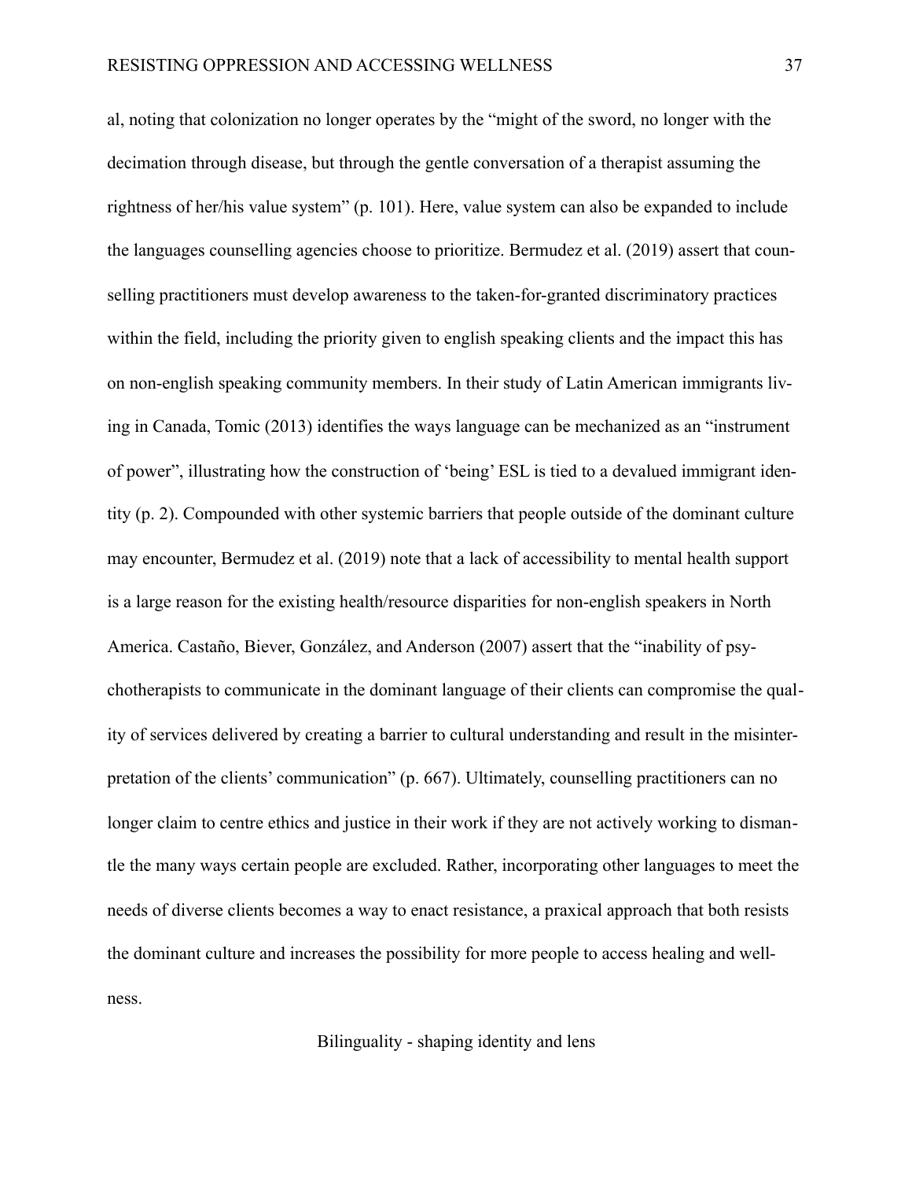al, noting that colonization no longer operates by the "might of the sword, no longer with the decimation through disease, but through the gentle conversation of a therapist assuming the rightness of her/his value system" (p. 101). Here, value system can also be expanded to include the languages counselling agencies choose to prioritize. Bermudez et al. (2019) assert that counselling practitioners must develop awareness to the taken-for-granted discriminatory practices within the field, including the priority given to english speaking clients and the impact this has on non-english speaking community members. In their study of Latin American immigrants living in Canada, Tomic (2013) identifies the ways language can be mechanized as an "instrument of power", illustrating how the construction of 'being' ESL is tied to a devalued immigrant identity (p. 2). Compounded with other systemic barriers that people outside of the dominant culture may encounter, Bermudez et al. (2019) note that a lack of accessibility to mental health support is a large reason for the existing health/resource disparities for non-english speakers in North America. Castaño, Biever, González, and Anderson (2007) assert that the "inability of psychotherapists to communicate in the dominant language of their clients can compromise the quality of services delivered by creating a barrier to cultural understanding and result in the misinterpretation of the clients' communication" (p. 667). Ultimately, counselling practitioners can no longer claim to centre ethics and justice in their work if they are not actively working to dismantle the many ways certain people are excluded. Rather, incorporating other languages to meet the needs of diverse clients becomes a way to enact resistance, a praxical approach that both resists the dominant culture and increases the possibility for more people to access healing and wellness.

## Bilinguality - shaping identity and lens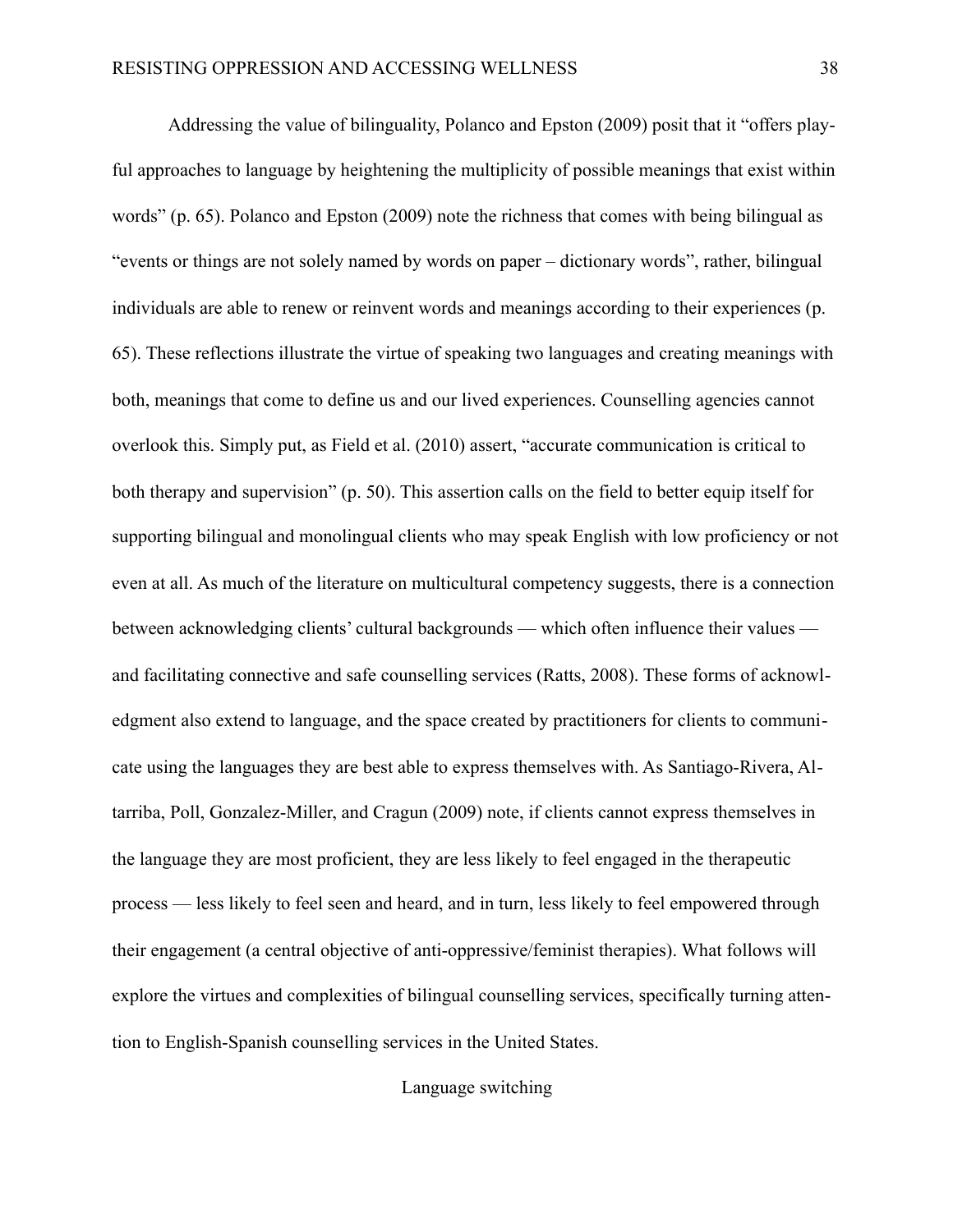Addressing the value of bilinguality, Polanco and Epston (2009) posit that it "offers playful approaches to language by heightening the multiplicity of possible meanings that exist within words" (p. 65). Polanco and Epston (2009) note the richness that comes with being bilingual as "events or things are not solely named by words on paper – dictionary words", rather, bilingual individuals are able to renew or reinvent words and meanings according to their experiences (p. 65). These reflections illustrate the virtue of speaking two languages and creating meanings with both, meanings that come to define us and our lived experiences. Counselling agencies cannot overlook this. Simply put, as Field et al. (2010) assert, "accurate communication is critical to both therapy and supervision" (p. 50). This assertion calls on the field to better equip itself for supporting bilingual and monolingual clients who may speak English with low proficiency or not even at all. As much of the literature on multicultural competency suggests, there is a connection between acknowledging clients' cultural backgrounds — which often influence their values — and facilitating connective and safe counselling services (Ratts, 2008). These forms of acknowledgment also extend to language, and the space created by practitioners for clients to communicate using the languages they are best able to express themselves with. As Santiago-Rivera, Altarriba, Poll, Gonzalez-Miller, and Cragun (2009) note, if clients cannot express themselves in the language they are most proficient, they are less likely to feel engaged in the therapeutic process — less likely to feel seen and heard, and in turn, less likely to feel empowered through their engagement (a central objective of anti-oppressive/feminist therapies). What follows will explore the virtues and complexities of bilingual counselling services, specifically turning attention to English-Spanish counselling services in the United States.

## Language switching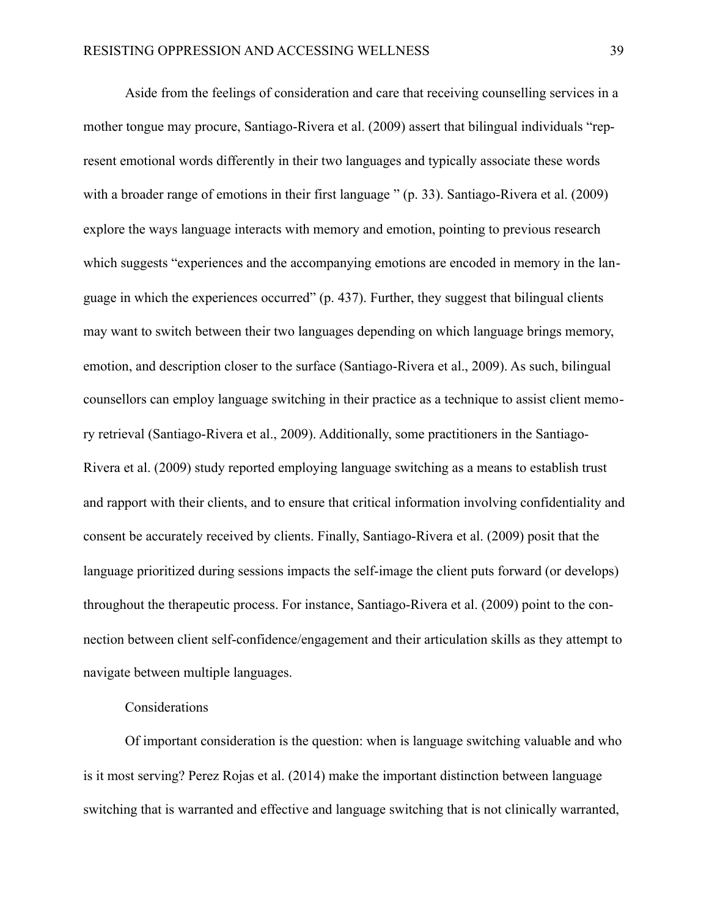Aside from the feelings of consideration and care that receiving counselling services in a mother tongue may procure, Santiago-Rivera et al. (2009) assert that bilingual individuals "represent emotional words differently in their two languages and typically associate these words with a broader range of emotions in their first language " (p. 33). Santiago-Rivera et al. (2009) explore the ways language interacts with memory and emotion, pointing to previous research which suggests "experiences and the accompanying emotions are encoded in memory in the language in which the experiences occurred" (p. 437). Further, they suggest that bilingual clients may want to switch between their two languages depending on which language brings memory, emotion, and description closer to the surface (Santiago-Rivera et al., 2009). As such, bilingual counsellors can employ language switching in their practice as a technique to assist client memory retrieval (Santiago-Rivera et al., 2009). Additionally, some practitioners in the Santiago-Rivera et al. (2009) study reported employing language switching as a means to establish trust and rapport with their clients, and to ensure that critical information involving confidentiality and consent be accurately received by clients. Finally, Santiago-Rivera et al. (2009) posit that the language prioritized during sessions impacts the self-image the client puts forward (or develops) throughout the therapeutic process. For instance, Santiago-Rivera et al. (2009) point to the connection between client self-confidence/engagement and their articulation skills as they attempt to navigate between multiple languages.

Considerations

Of important consideration is the question: when is language switching valuable and who is it most serving? Perez Rojas et al. (2014) make the important distinction between language switching that is warranted and effective and language switching that is not clinically warranted,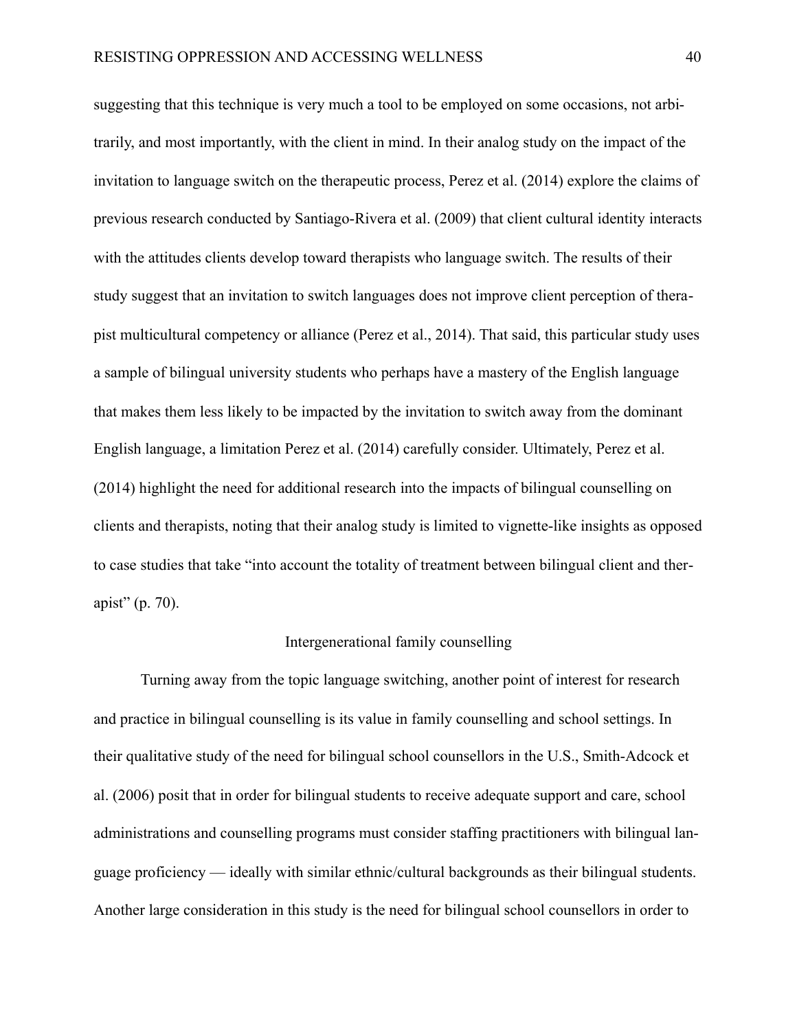suggesting that this technique is very much a tool to be employed on some occasions, not arbitrarily, and most importantly, with the client in mind. In their analog study on the impact of the invitation to language switch on the therapeutic process, Perez et al. (2014) explore the claims of previous research conducted by Santiago-Rivera et al. (2009) that client cultural identity interacts with the attitudes clients develop toward therapists who language switch. The results of their study suggest that an invitation to switch languages does not improve client perception of therapist multicultural competency or alliance (Perez et al., 2014). That said, this particular study uses a sample of bilingual university students who perhaps have a mastery of the English language that makes them less likely to be impacted by the invitation to switch away from the dominant English language, a limitation Perez et al. (2014) carefully consider. Ultimately, Perez et al. (2014) highlight the need for additional research into the impacts of bilingual counselling on clients and therapists, noting that their analog study is limited to vignette-like insights as opposed to case studies that take "into account the totality of treatment between bilingual client and therapist" (p. 70).

### Intergenerational family counselling

Turning away from the topic language switching, another point of interest for research and practice in bilingual counselling is its value in family counselling and school settings. In their qualitative study of the need for bilingual school counsellors in the U.S., Smith-Adcock et al. (2006) posit that in order for bilingual students to receive adequate support and care, school administrations and counselling programs must consider staffing practitioners with bilingual language proficiency — ideally with similar ethnic/cultural backgrounds as their bilingual students. Another large consideration in this study is the need for bilingual school counsellors in order to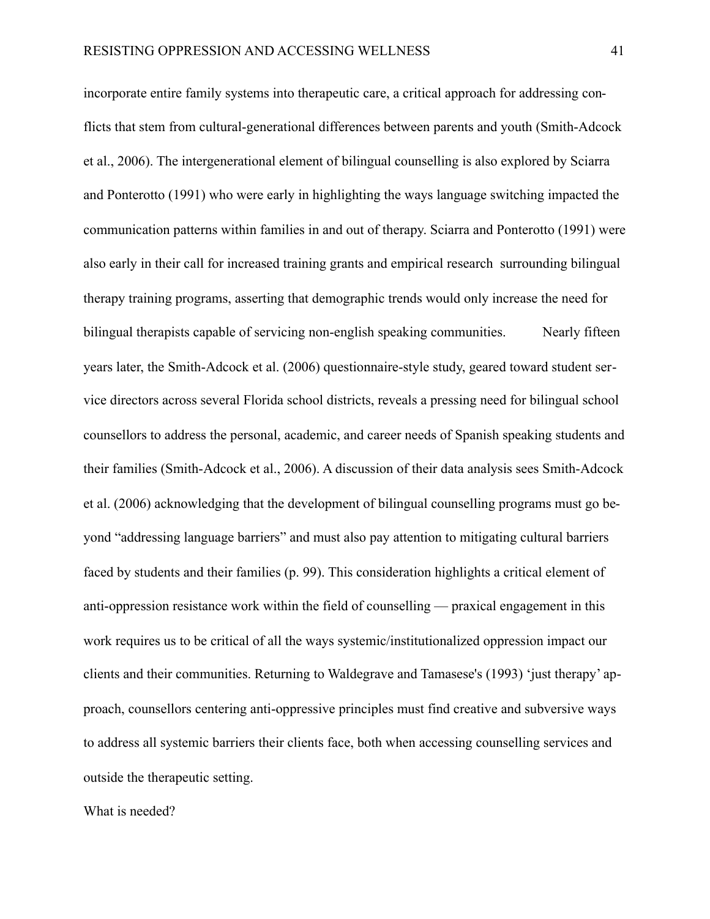incorporate entire family systems into therapeutic care, a critical approach for addressing conflicts that stem from cultural-generational differences between parents and youth (Smith-Adcock et al., 2006). The intergenerational element of bilingual counselling is also explored by Sciarra and Ponterotto (1991) who were early in highlighting the ways language switching impacted the communication patterns within families in and out of therapy. Sciarra and Ponterotto (1991) were also early in their call for increased training grants and empirical research surrounding bilingual therapy training programs, asserting that demographic trends would only increase the need for bilingual therapists capable of servicing non-english speaking communities.

Nearly fifteen years later, the Smith-Adcock et al. (2006) questionnaire-style study, geared toward student service directors across several Florida school districts, reveals a pressing need for bilingual school counsellors to address the personal, academic, and career needs of Spanish speaking students and their families (Smith-Adcock et al., 2006). A discussion of their data analysis sees Smith-Adcock et al. (2006) acknowledging that the development of bilingual counselling programs must go beyond "addressing language barriers" and must also pay attention to mitigating cultural barriers faced by students and their families (p. 99). This consideration highlights a critical element of anti-oppression resistance work within the field of counselling — praxical engagement in this work requires us to be critical of all the ways systemic/institutionalized oppression impact our clients and their communities. Returning to Waldegrave and Tamasese's (1993) 'just therapy' approach, counsellors centering anti-oppressive principles must find creative and subversive ways to address all systemic barriers their clients face, both when accessing counselling services and outside the therapeutic setting.

What is needed?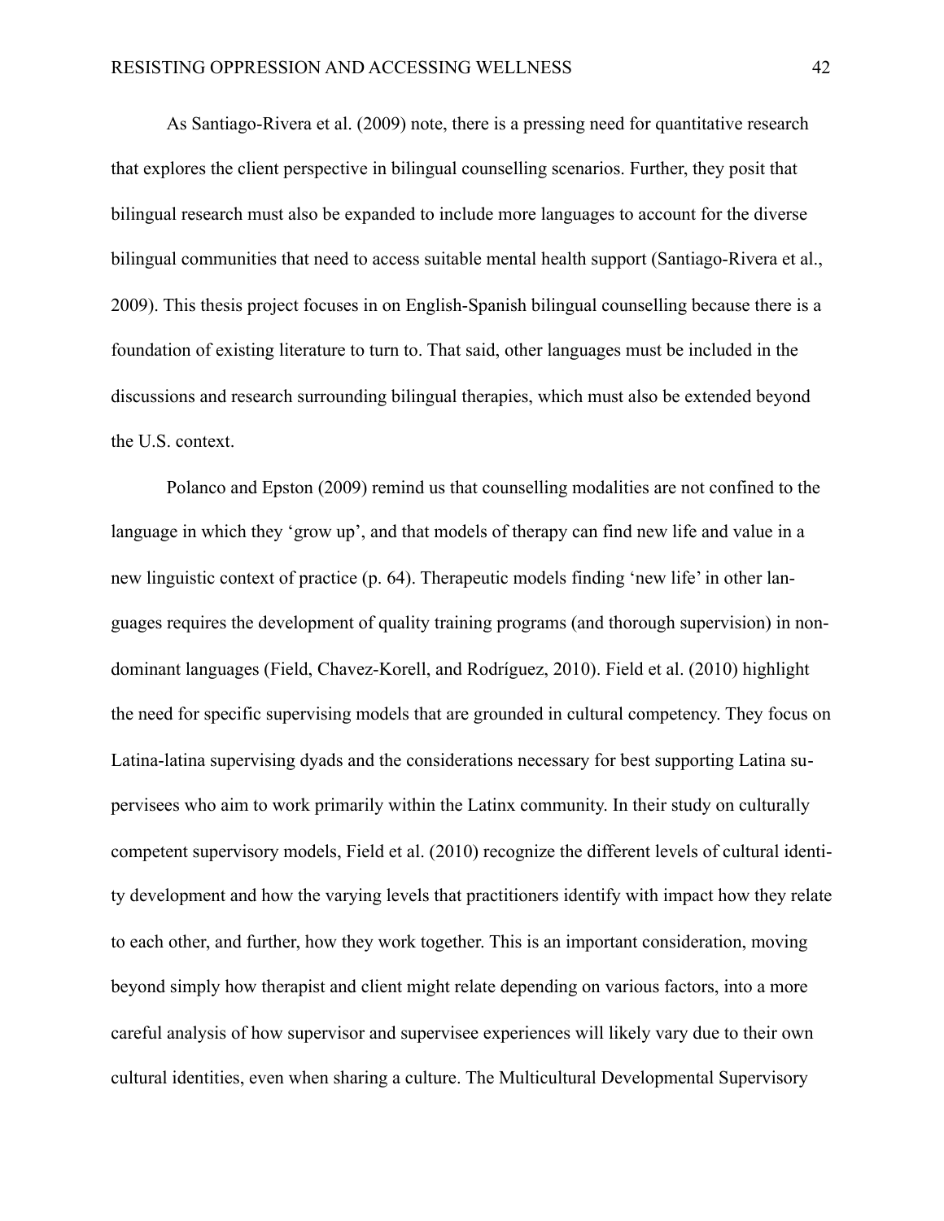As Santiago-Rivera et al. (2009) note, there is a pressing need for quantitative research that explores the client perspective in bilingual counselling scenarios. Further, they posit that bilingual research must also be expanded to include more languages to account for the diverse bilingual communities that need to access suitable mental health support (Santiago-Rivera et al., 2009). This thesis project focuses in on English-Spanish bilingual counselling because there is a foundation of existing literature to turn to. That said, other languages must be included in the discussions and research surrounding bilingual therapies, which must also be extended beyond the U.S. context.

Polanco and Epston (2009) remind us that counselling modalities are not confined to the language in which they 'grow up', and that models of therapy can find new life and value in a new linguistic context of practice (p. 64). Therapeutic models finding 'new life' in other languages requires the development of quality training programs (and thorough supervision) in non-dominant languages (Field, Chavez-Korell, and Rodríguez, 2010). Field et al. (2010) highlight the need for specific supervising models that are grounded in cultural competency. They focus on Latina-latina supervising dyads and the considerations necessary for best supporting Latina supervisees who aim to work primarily within the Latinx community. In their study on culturally competent supervisory models, Field et al. (2010) recognize the different levels of cultural identity development and how the varying levels that practitioners identify with impact how they relate to each other, and further, how they work together. This is an important consideration, moving beyond simply how therapist and client might relate depending on various factors, into a more careful analysis of how supervisor and supervisee experiences will likely vary due to their own cultural identities, even when sharing a culture. The Multicultural Developmental Supervisory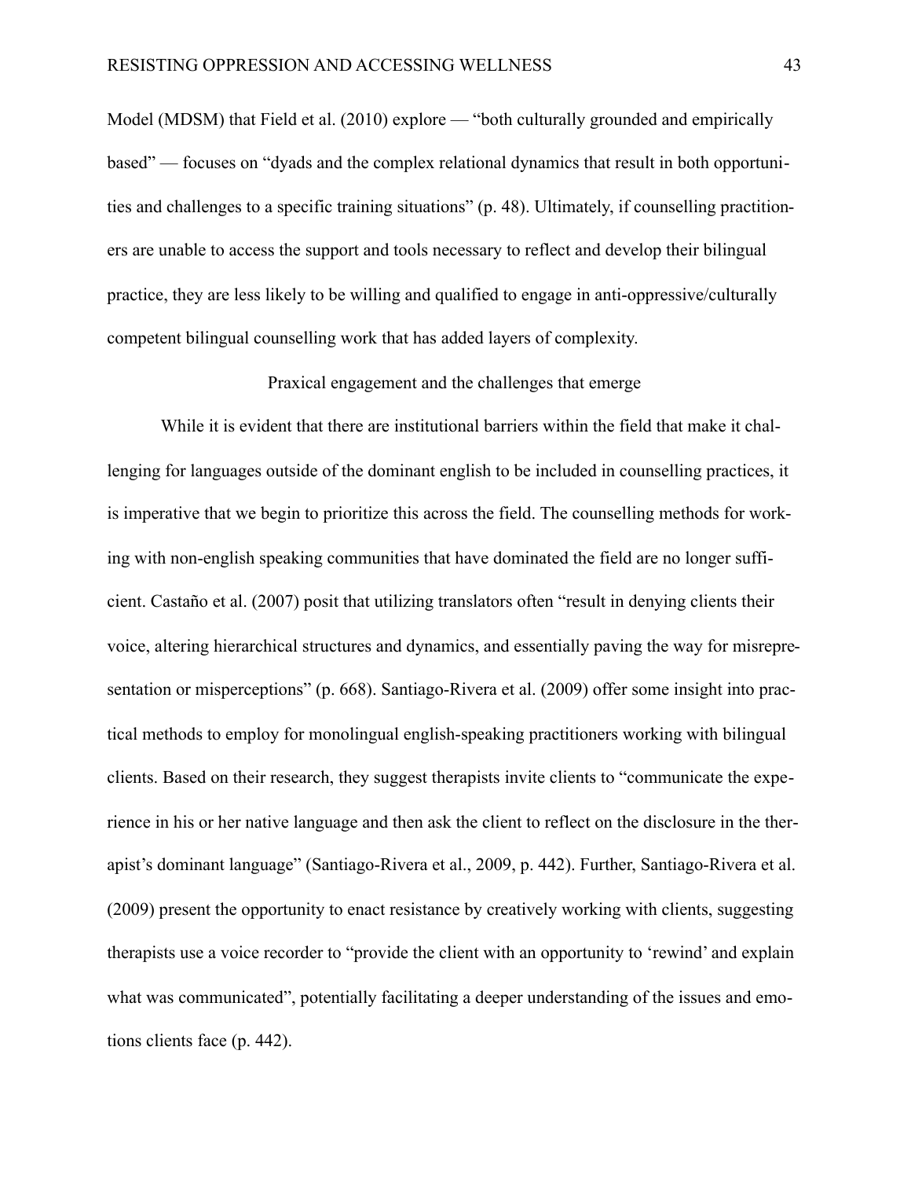Model (MDSM) that Field et al. (2010) explore — "both culturally grounded and empirically based" — focuses on "dyads and the complex relational dynamics that result in both opportunities and challenges to a specific training situations" (p. 48). Ultimately, if counselling practitioners are unable to access the support and tools necessary to reflect and develop their bilingual practice, they are less likely to be willing and qualified to engage in anti-oppressive/culturally competent bilingual counselling work that has added layers of complexity.

### Praxical engagement and the challenges that emerge

While it is evident that there are institutional barriers within the field that make it challenging for languages outside of the dominant english to be included in counselling practices, it is imperative that we begin to prioritize this across the field. The counselling methods for working with non-english speaking communities that have dominated the field are no longer sufficient. Castaño et al. (2007) posit that utilizing translators often "result in denying clients their voice, altering hierarchical structures and dynamics, and essentially paving the way for misrepresentation or misperceptions" (p. 668). Santiago-Rivera et al. (2009) offer some insight into practical methods to employ for monolingual english-speaking practitioners working with bilingual clients. Based on their research, they suggest therapists invite clients to "communicate the experience in his or her native language and then ask the client to reflect on the disclosure in the therapist's dominant language" (Santiago-Rivera et al., 2009, p. 442). Further, Santiago-Rivera et al. (2009) present the opportunity to enact resistance by creatively working with clients, suggesting therapists use a voice recorder to "provide the client with an opportunity to 'rewind' and explain what was communicated", potentially facilitating a deeper understanding of the issues and emotions clients face (p. 442).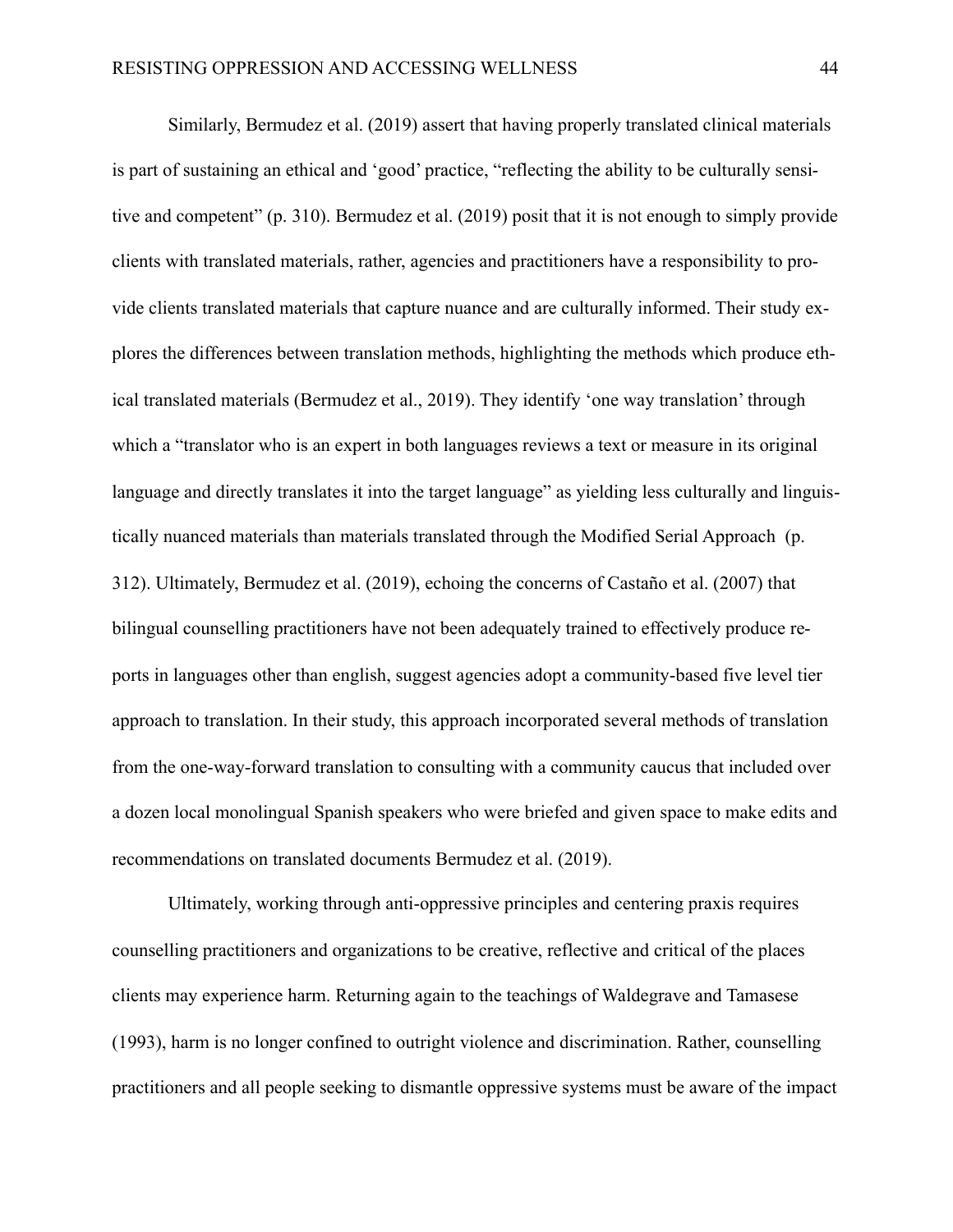Similarly, Bermudez et al. (2019) assert that having properly translated clinical materials is part of sustaining an ethical and 'good' practice, "reflecting the ability to be culturally sensitive and competent" (p. 310). Bermudez et al. (2019) posit that it is not enough to simply provide clients with translated materials, rather, agencies and practitioners have a responsibility to provide clients translated materials that capture nuance and are culturally informed. Their study explores the differences between translation methods, highlighting the methods which produce ethical translated materials (Bermudez et al., 2019). They identify 'one way translation' through which a "translator who is an expert in both languages reviews a text or measure in its original language and directly translates it into the target language" as yielding less culturally and linguistically nuanced materials than materials translated through the Modified Serial Approach (p. 312). Ultimately, Bermudez et al. (2019), echoing the concerns of Castaño et al. (2007) that bilingual counselling practitioners have not been adequately trained to effectively produce reports in languages other than english, suggest agencies adopt a community-based five level tier approach to translation. In their study, this approach incorporated several methods of translation from the one-way-forward translation to consulting with a community caucus that included over a dozen local monolingual Spanish speakers who were briefed and given space to make edits and recommendations on translated documents Bermudez et al. (2019).

Ultimately, working through anti-oppressive principles and centering praxis requires counselling practitioners and organizations to be creative, reflective and critical of the places clients may experience harm. Returning again to the teachings of Waldegrave and Tamasese (1993), harm is no longer confined to outright violence and discrimination. Rather, counselling practitioners and all people seeking to dismantle oppressive systems must be aware of the impact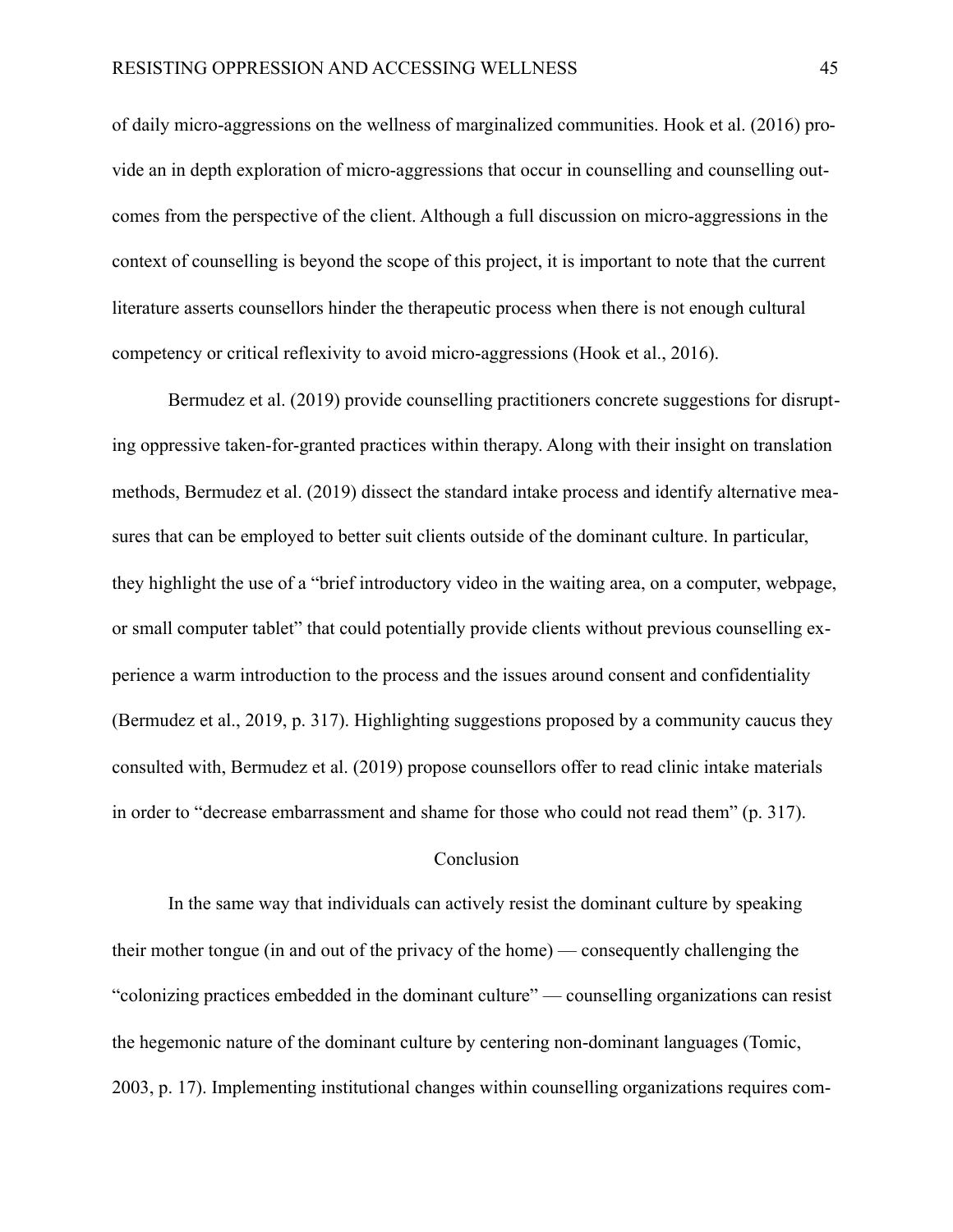of daily micro-aggressions on the wellness of marginalized communities. Hook et al. (2016) provide an in depth exploration of micro-aggressions that occur in counselling and counselling outcomes from the perspective of the client. Although a full discussion on micro-aggressions in the context of counselling is beyond the scope of this project, it is important to note that the current literature asserts counsellors hinder the therapeutic process when there is not enough cultural competency or critical reflexivity to avoid micro-aggressions (Hook et al., 2016).

Bermudez et al. (2019) provide counselling practitioners concrete suggestions for disrupting oppressive taken-for-granted practices within therapy. Along with their insight on translation methods, Bermudez et al. (2019) dissect the standard intake process and identify alternative measures that can be employed to better suit clients outside of the dominant culture. In particular, they highlight the use of a "brief introductory video in the waiting area, on a computer, webpage, or small computer tablet" that could potentially provide clients without previous counselling experience a warm introduction to the process and the issues around consent and confidentiality (Bermudez et al., 2019, p. 317). Highlighting suggestions proposed by a community caucus they consulted with, Bermudez et al. (2019) propose counsellors offer to read clinic intake materials in order to "decrease embarrassment and shame for those who could not read them" (p. 317).

## Conclusion

In the same way that individuals can actively resist the dominant culture by speaking their mother tongue (in and out of the privacy of the home) — consequently challenging the "colonizing practices embedded in the dominant culture" — counselling organizations can resist the hegemonic nature of the dominant culture by centering non-dominant languages (Tomic, 2003, p. 17). Implementing institutional changes within counselling organizations requires com-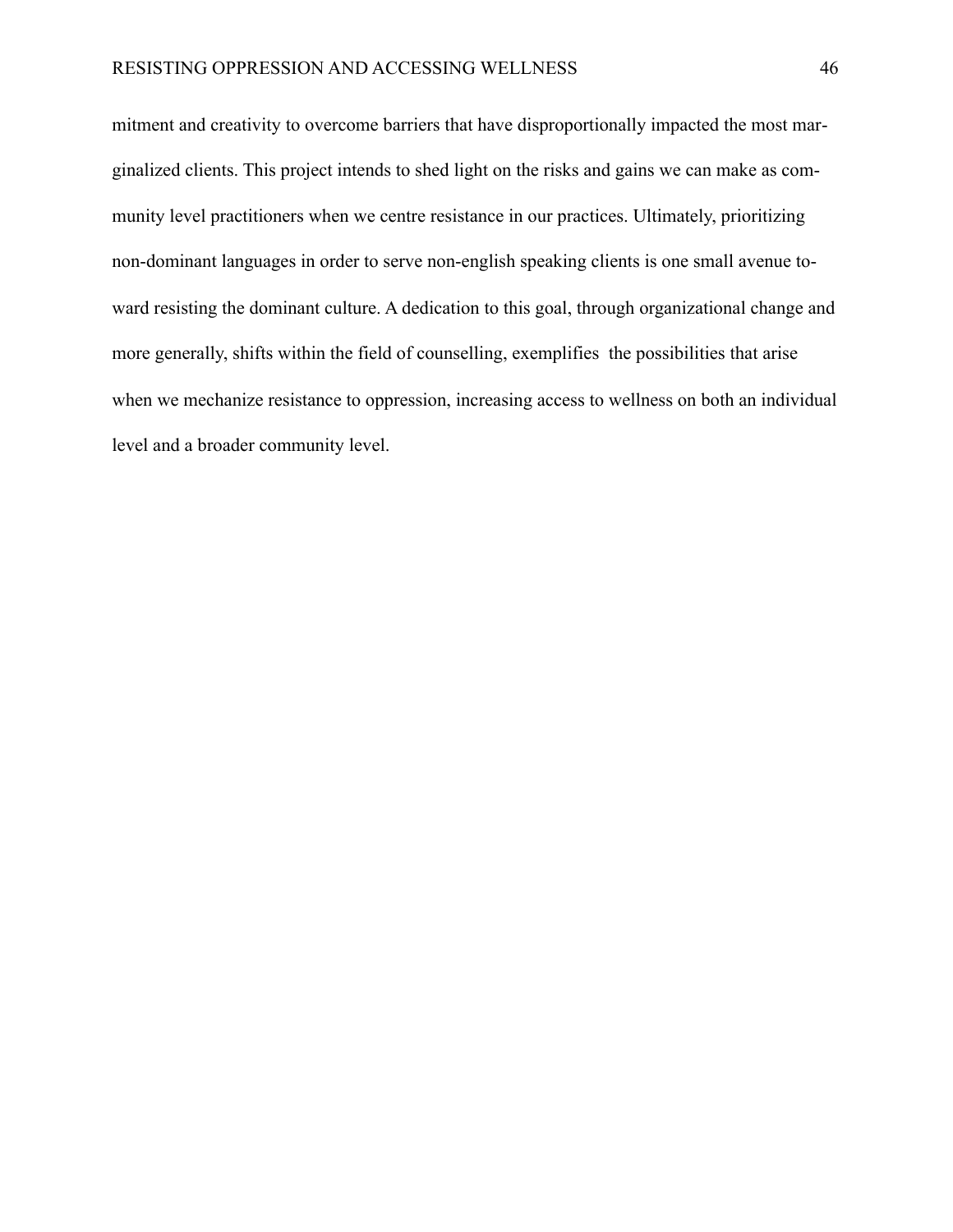mitment and creativity to overcome barriers that have disproportionally impacted the most marginalized clients. This project intends to shed light on the risks and gains we can make as community level practitioners when we centre resistance in our practices. Ultimately, prioritizing non-dominant languages in order to serve non-english speaking clients is one small avenue toward resisting the dominant culture. A dedication to this goal, through organizational change and more generally, shifts within the field of counselling, exemplifies the possibilities that arise when we mechanize resistance to oppression, increasing access to wellness on both an individual level and a broader community level.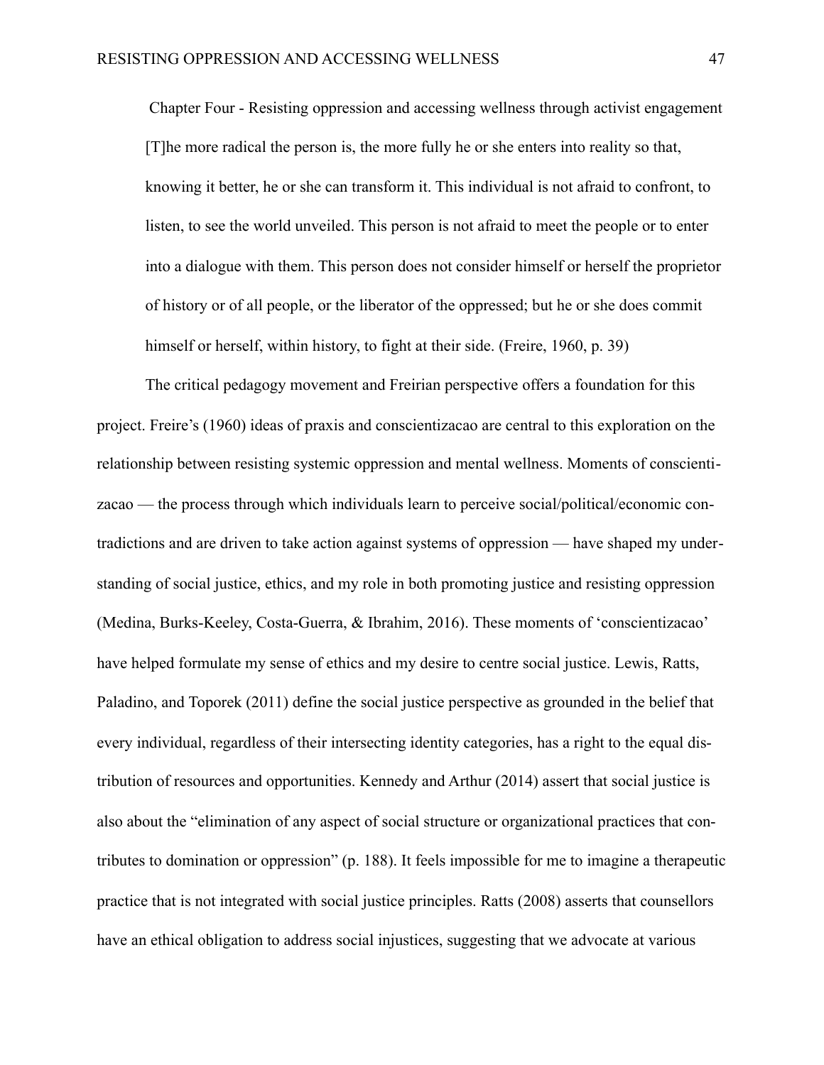# Chapter Four - Resisting oppression and accessing wellness through activist engagement

> [T]he more radical the person is, the more fully he or she enters into reality so that, knowing it better, he or she can transform it. This individual is not afraid to confront, to listen, to see the world unveiled. This person is not afraid to meet the people or to enter into a dialogue with them. This person does not consider himself or herself the proprietor of history or of all people, or the liberator of the oppressed; but he or she does commit himself or herself, within history, to fight at their side. (Freire, 1960, p. 39)

The critical pedagogy movement and Freirian perspective offers a foundation for this project. Freire's (1960) ideas of praxis and conscientizacao are central to this exploration on the relationship between resisting systemic oppression and mental wellness. Moments of conscientizacao — the process through which individuals learn to perceive social/political/economic contradictions and are driven to take action against systems of oppression — have shaped my understanding of social justice, ethics, and my role in both promoting justice and resisting oppression (Medina, Burks-Keeley, Costa-Guerra, & Ibrahim, 2016). These moments of 'conscientizacao' have helped formulate my sense of ethics and my desire to centre social justice. Lewis, Ratts, Paladino, and Toporek (2011) define the social justice perspective as grounded in the belief that every individual, regardless of their intersecting identity categories, has a right to the equal distribution of resources and opportunities. Kennedy and Arthur (2014) assert that social justice is also about the "elimination of any aspect of social structure or organizational practices that contributes to domination or oppression" (p. 188). It feels impossible for me to imagine a therapeutic practice that is not integrated with social justice principles. Ratts (2008) asserts that counsellors have an ethical obligation to address social injustices, suggesting that we advocate at various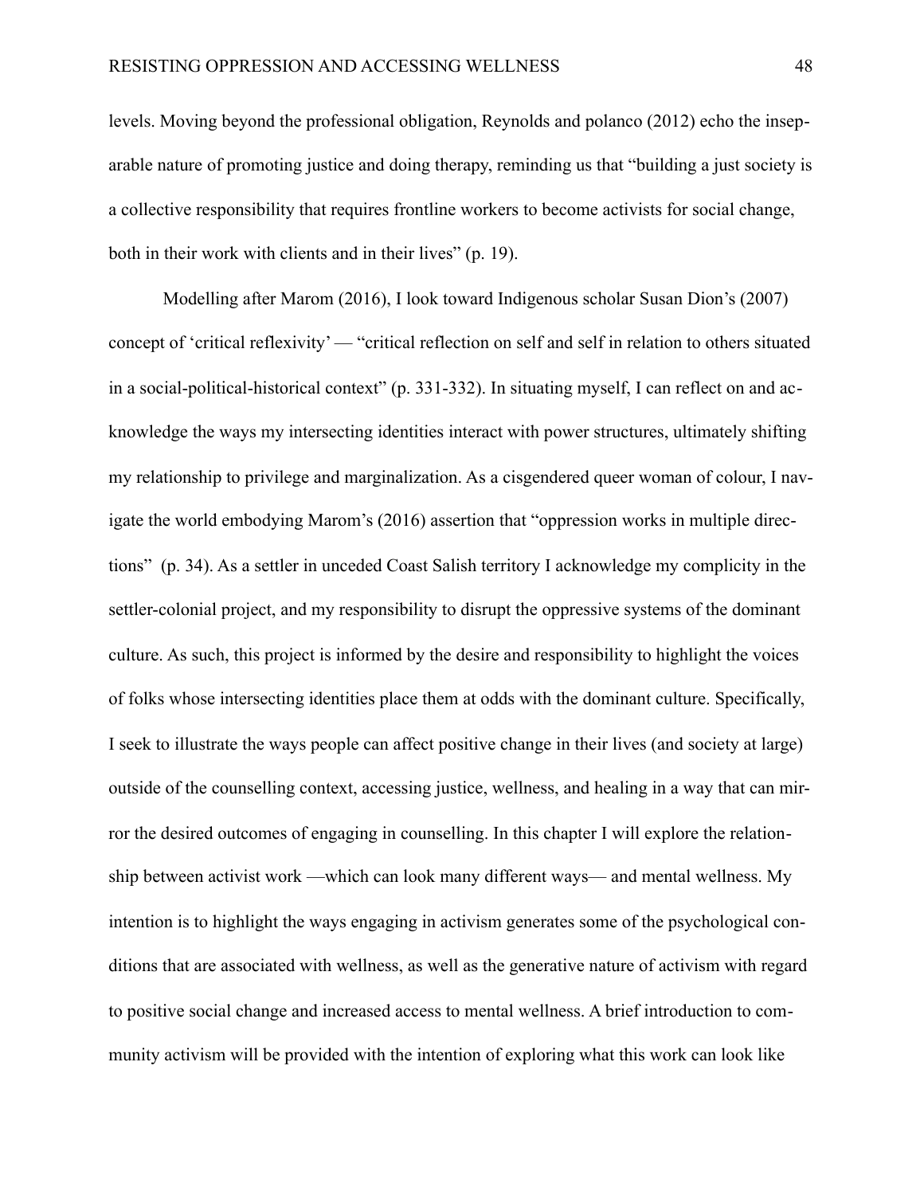levels. Moving beyond the professional obligation, Reynolds and polanco (2012) echo the inseparable nature of promoting justice and doing therapy, reminding us that "building a just society is a collective responsibility that requires frontline workers to become activists for social change, both in their work with clients and in their lives" (p. 19).

Modelling after Marom (2016), I look toward Indigenous scholar Susan Dion's (2007) concept of 'critical reflexivity' — "critical reflection on self and self in relation to others situated in a social-political-historical context" (p. 331-332). In situating myself, I can reflect on and acknowledge the ways my intersecting identities interact with power structures, ultimately shifting my relationship to privilege and marginalization. As a cisgendered queer woman of colour, I navigate the world embodying Marom's (2016) assertion that "oppression works in multiple directions" (p. 34). As a settler in unceded Coast Salish territory I acknowledge my complicity in the settler-colonial project, and my responsibility to disrupt the oppressive systems of the dominant culture. As such, this project is informed by the desire and responsibility to highlight the voices of folks whose intersecting identities place them at odds with the dominant culture. Specifically, I seek to illustrate the ways people can affect positive change in their lives (and society at large) outside of the counselling context, accessing justice, wellness, and healing in a way that can mirror the desired outcomes of engaging in counselling. In this chapter I will explore the relationship between activist work —which can look many different ways— and mental wellness. My intention is to highlight the ways engaging in activism generates some of the psychological conditions that are associated with wellness, as well as the generative nature of activism with regard to positive social change and increased access to mental wellness. A brief introduction to community activism will be provided with the intention of exploring what this work can look like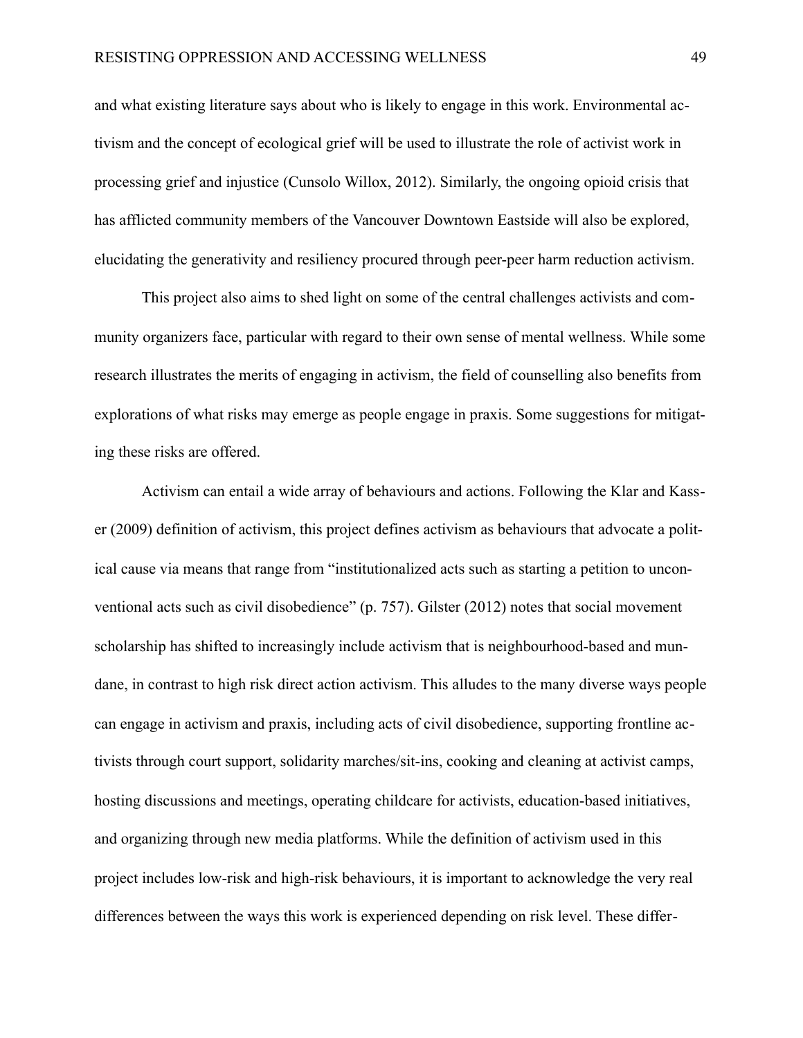and what existing literature says about who is likely to engage in this work. Environmental activism and the concept of ecological grief will be used to illustrate the role of activist work in processing grief and injustice (Cunsolo Willox, 2012). Similarly, the ongoing opioid crisis that has afflicted community members of the Vancouver Downtown Eastside will also be explored, elucidating the generativity and resiliency procured through peer-peer harm reduction activism.

This project also aims to shed light on some of the central challenges activists and community organizers face, particular with regard to their own sense of mental wellness. While some research illustrates the merits of engaging in activism, the field of counselling also benefits from explorations of what risks may emerge as people engage in praxis. Some suggestions for mitigating these risks are offered.

Activism can entail a wide array of behaviours and actions. Following the Klar and Kasser (2009) definition of activism, this project defines activism as behaviours that advocate a political cause via means that range from "institutionalized acts such as starting a petition to unconventional acts such as civil disobedience" (p. 757). Gilster (2012) notes that social movement scholarship has shifted to increasingly include activism that is neighbourhood-based and mundane, in contrast to high risk direct action activism. This alludes to the many diverse ways people can engage in activism and praxis, including acts of civil disobedience, supporting frontline activists through court support, solidarity marches/sit-ins, cooking and cleaning at activist camps, hosting discussions and meetings, operating childcare for activists, education-based initiatives, and organizing through new media platforms. While the definition of activism used in this project includes low-risk and high-risk behaviours, it is important to acknowledge the very real differences between the ways this work is experienced depending on risk level. These differ-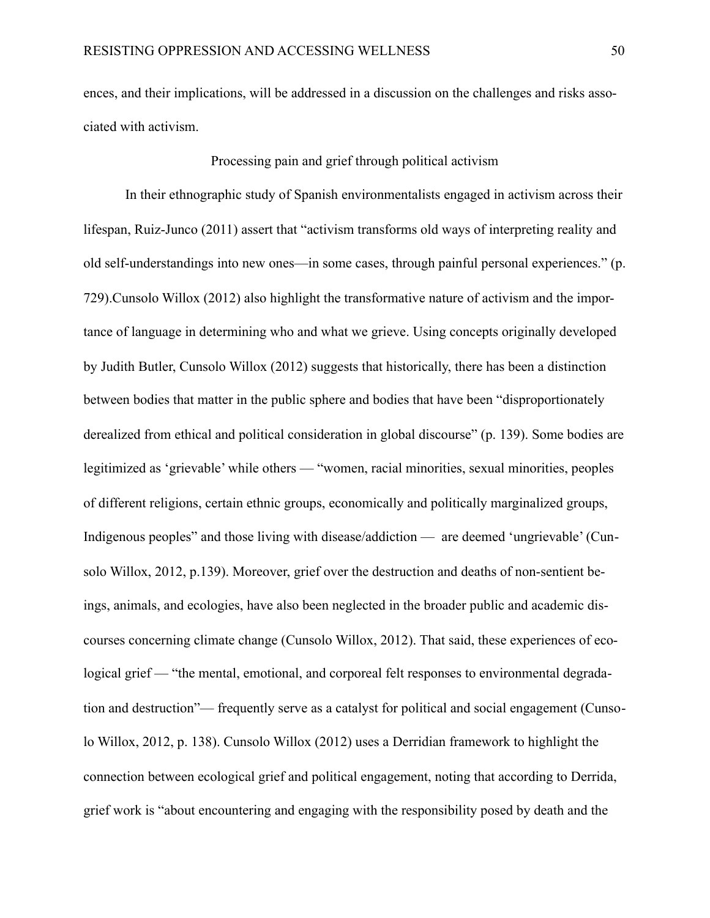ences, and their implications, will be addressed in a discussion on the challenges and risks associated with activism.

## Processing pain and grief through political activism

In their ethnographic study of Spanish environmentalists engaged in activism across their lifespan, Ruiz-Junco (2011) assert that "activism transforms old ways of interpreting reality and old self-understandings into new ones—in some cases, through painful personal experiences." (p. 729).Cunsolo Willox (2012) also highlight the transformative nature of activism and the importance of language in determining who and what we grieve. Using concepts originally developed by Judith Butler, Cunsolo Willox (2012) suggests that historically, there has been a distinction between bodies that matter in the public sphere and bodies that have been "disproportionately derealized from ethical and political consideration in global discourse" (p. 139). Some bodies are legitimized as 'grievable' while others — "women, racial minorities, sexual minorities, peoples of different religions, certain ethnic groups, economically and politically marginalized groups, Indigenous peoples" and those living with disease/addiction — are deemed 'ungrievable' (Cunsolo Willox, 2012, p.139). Moreover, grief over the destruction and deaths of non-sentient beings, animals, and ecologies, have also been neglected in the broader public and academic discourses concerning climate change (Cunsolo Willox, 2012). That said, these experiences of ecological grief — "the mental, emotional, and corporeal felt responses to environmental degradation and destruction"— frequently serve as a catalyst for political and social engagement (Cunsolo Willox, 2012, p. 138). Cunsolo Willox (2012) uses a Derridian framework to highlight the connection between ecological grief and political engagement, noting that according to Derrida, grief work is "about encountering and engaging with the responsibility posed by death and the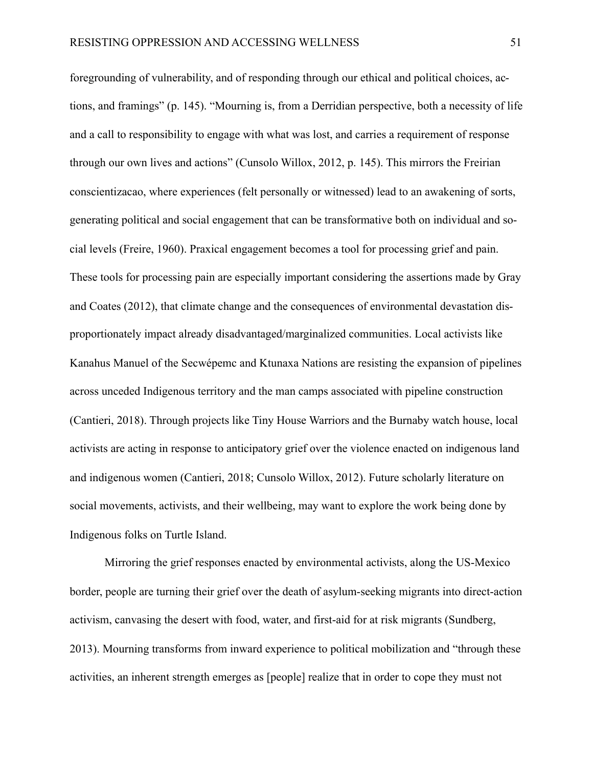foregrounding of vulnerability, and of responding through our ethical and political choices, actions, and framings" (p. 145). "Mourning is, from a Derridian perspective, both a necessity of life and a call to responsibility to engage with what was lost, and carries a requirement of response through our own lives and actions" (Cunsolo Willox, 2012, p. 145). This mirrors the Freirian conscientizacao, where experiences (felt personally or witnessed) lead to an awakening of sorts, generating political and social engagement that can be transformative both on individual and social levels (Freire, 1960). Praxical engagement becomes a tool for processing grief and pain. These tools for processing pain are especially important considering the assertions made by Gray and Coates (2012), that climate change and the consequences of environmental devastation disproportionately impact already disadvantaged/marginalized communities. Local activists like Kanahus Manuel of the Secwépemc and Ktunaxa Nations are resisting the expansion of pipelines across unceded Indigenous territory and the man camps associated with pipeline construction (Cantieri, 2018). Through projects like Tiny House Warriors and the Burnaby watch house, local activists are acting in response to anticipatory grief over the violence enacted on indigenous land and indigenous women (Cantieri, 2018; Cunsolo Willox, 2012). Future scholarly literature on social movements, activists, and their wellbeing, may want to explore the work being done by Indigenous folks on Turtle Island.

Mirroring the grief responses enacted by environmental activists, along the US-Mexico border, people are turning their grief over the death of asylum-seeking migrants into direct-action activism, canvasing the desert with food, water, and first-aid for at risk migrants (Sundberg, 2013). Mourning transforms from inward experience to political mobilization and "through these activities, an inherent strength emerges as [people] realize that in order to cope they must not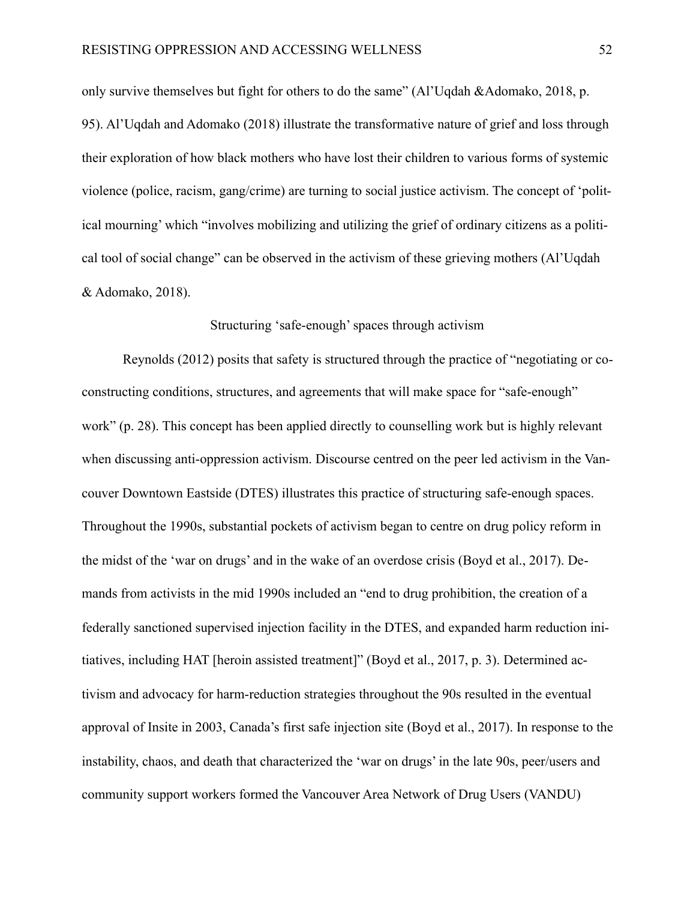only survive themselves but fight for others to do the same" (Al'Uqdah &Adomako, 2018, p. 95). Al'Uqdah and Adomako (2018) illustrate the transformative nature of grief and loss through their exploration of how black mothers who have lost their children to various forms of systemic violence (police, racism, gang/crime) are turning to social justice activism. The concept of 'political mourning' which "involves mobilizing and utilizing the grief of ordinary citizens as a political tool of social change" can be observed in the activism of these grieving mothers (Al'Uqdah & Adomako, 2018).

## Structuring 'safe-enough' spaces through activism

Reynolds (2012) posits that safety is structured through the practice of "negotiating or co-constructing conditions, structures, and agreements that will make space for "safe-enough" work" (p. 28). This concept has been applied directly to counselling work but is highly relevant when discussing anti-oppression activism. Discourse centred on the peer led activism in the Vancouver Downtown Eastside (DTES) illustrates this practice of structuring safe-enough spaces. Throughout the 1990s, substantial pockets of activism began to centre on drug policy reform in the midst of the 'war on drugs' and in the wake of an overdose crisis (Boyd et al., 2017). Demands from activists in the mid 1990s included an "end to drug prohibition, the creation of a federally sanctioned supervised injection facility in the DTES, and expanded harm reduction initiatives, including HAT [heroin assisted treatment]" (Boyd et al., 2017, p. 3). Determined activism and advocacy for harm-reduction strategies throughout the 90s resulted in the eventual approval of Insite in 2003, Canada's first safe injection site (Boyd et al., 2017). In response to the instability, chaos, and death that characterized the 'war on drugs' in the late 90s, peer/users and community support workers formed the Vancouver Area Network of Drug Users (VANDU)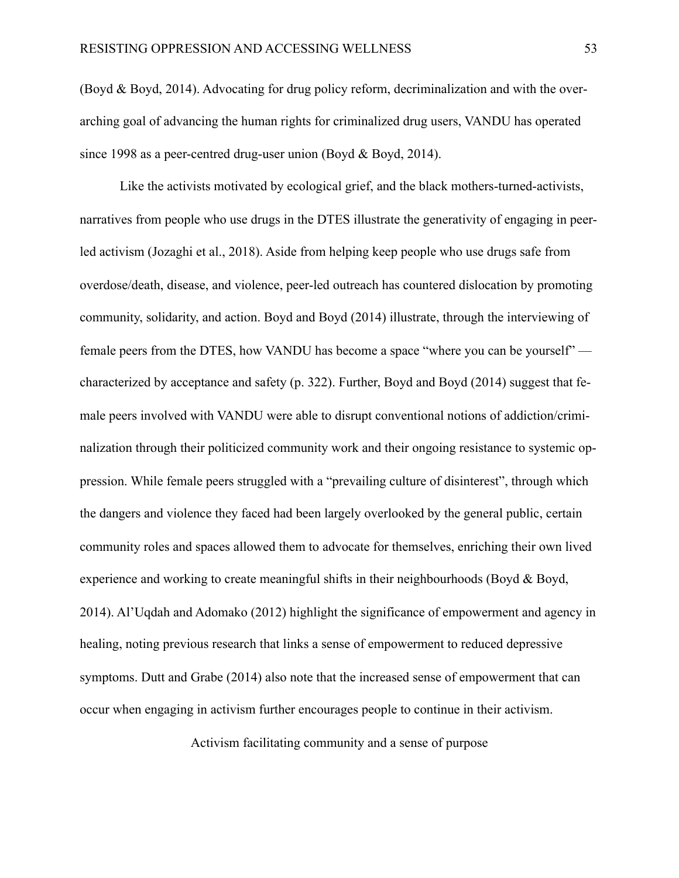(Boyd & Boyd, 2014). Advocating for drug policy reform, decriminalization and with the over-arching goal of advancing the human rights for criminalized drug users, VANDU has operated since 1998 as a peer-centred drug-user union (Boyd & Boyd, 2014).

Like the activists motivated by ecological grief, and the black mothers-turned-activists, narratives from people who use drugs in the DTES illustrate the generativity of engaging in peer-led activism (Jozaghi et al., 2018). Aside from helping keep people who use drugs safe from overdose/death, disease, and violence, peer-led outreach has countered dislocation by promoting community, solidarity, and action. Boyd and Boyd (2014) illustrate, through the interviewing of female peers from the DTES, how VANDU has become a space "where you can be yourself" — characterized by acceptance and safety (p. 322). Further, Boyd and Boyd (2014) suggest that female peers involved with VANDU were able to disrupt conventional notions of addiction/criminalization through their politicized community work and their ongoing resistance to systemic oppression. While female peers struggled with a "prevailing culture of disinterest", through which the dangers and violence they faced had been largely overlooked by the general public, certain community roles and spaces allowed them to advocate for themselves, enriching their own lived experience and working to create meaningful shifts in their neighbourhoods (Boyd & Boyd, 2014). Al'Uqdah and Adomako (2012) highlight the significance of empowerment and agency in healing, noting previous research that links a sense of empowerment to reduced depressive symptoms. Dutt and Grabe (2014) also note that the increased sense of empowerment that can occur when engaging in activism further encourages people to continue in their activism.

## Activism facilitating community and a sense of purpose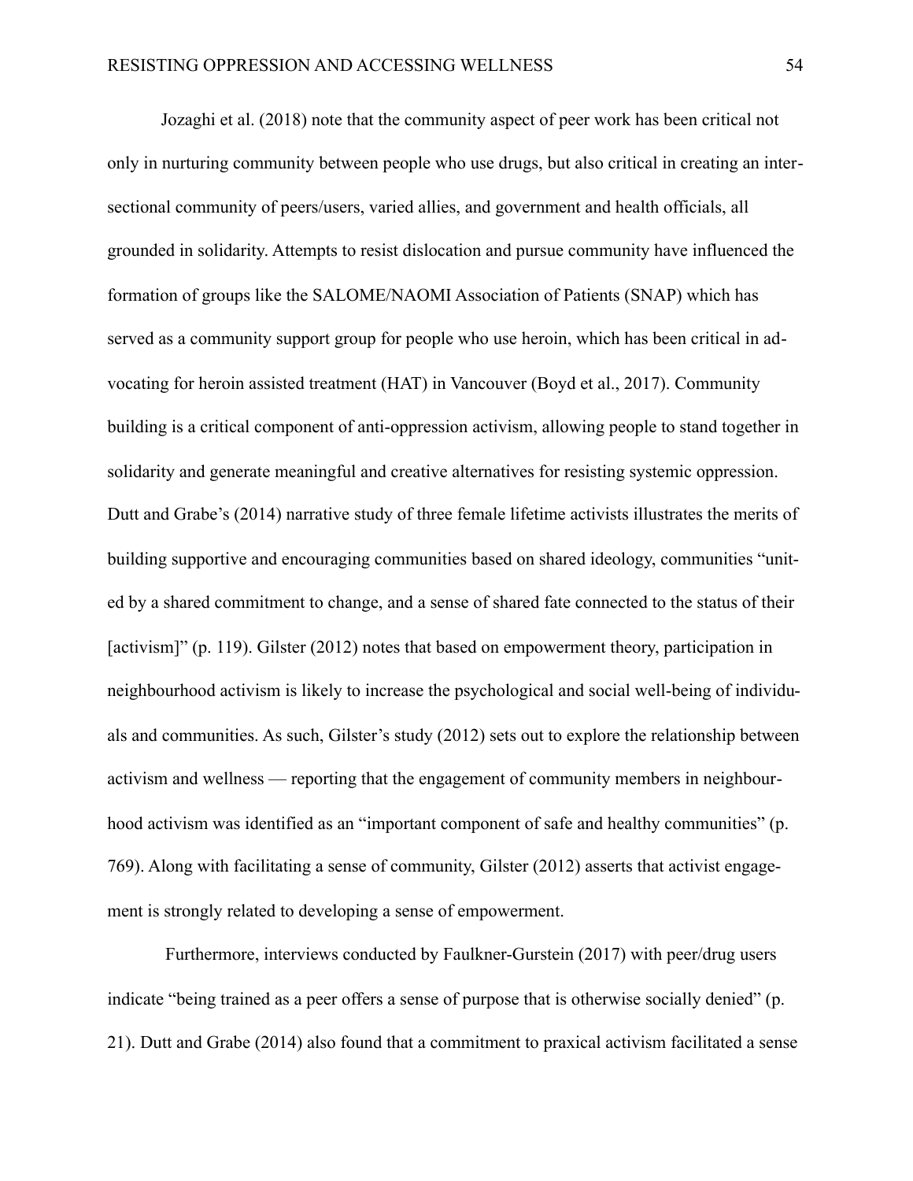Jozaghi et al. (2018) note that the community aspect of peer work has been critical not only in nurturing community between people who use drugs, but also critical in creating an intersectional community of peers/users, varied allies, and government and health officials, all grounded in solidarity. Attempts to resist dislocation and pursue community have influenced the formation of groups like the SALOME/NAOMI Association of Patients (SNAP) which has served as a community support group for people who use heroin, which has been critical in advocating for heroin assisted treatment (HAT) in Vancouver (Boyd et al., 2017). Community building is a critical component of anti-oppression activism, allowing people to stand together in solidarity and generate meaningful and creative alternatives for resisting systemic oppression. Dutt and Grabe's (2014) narrative study of three female lifetime activists illustrates the merits of building supportive and encouraging communities based on shared ideology, communities "united by a shared commitment to change, and a sense of shared fate connected to the status of their [activism]" (p. 119). Gilster (2012) notes that based on empowerment theory, participation in neighbourhood activism is likely to increase the psychological and social well-being of individuals and communities. As such, Gilster's study (2012) sets out to explore the relationship between activism and wellness — reporting that the engagement of community members in neighbourhood activism was identified as an "important component of safe and healthy communities" (p. 769). Along with facilitating a sense of community, Gilster (2012) asserts that activist engagement is strongly related to developing a sense of empowerment.

Furthermore, interviews conducted by Faulkner-Gurstein (2017) with peer/drug users indicate "being trained as a peer offers a sense of purpose that is otherwise socially denied" (p. 21). Dutt and Grabe (2014) also found that a commitment to praxical activism facilitated a sense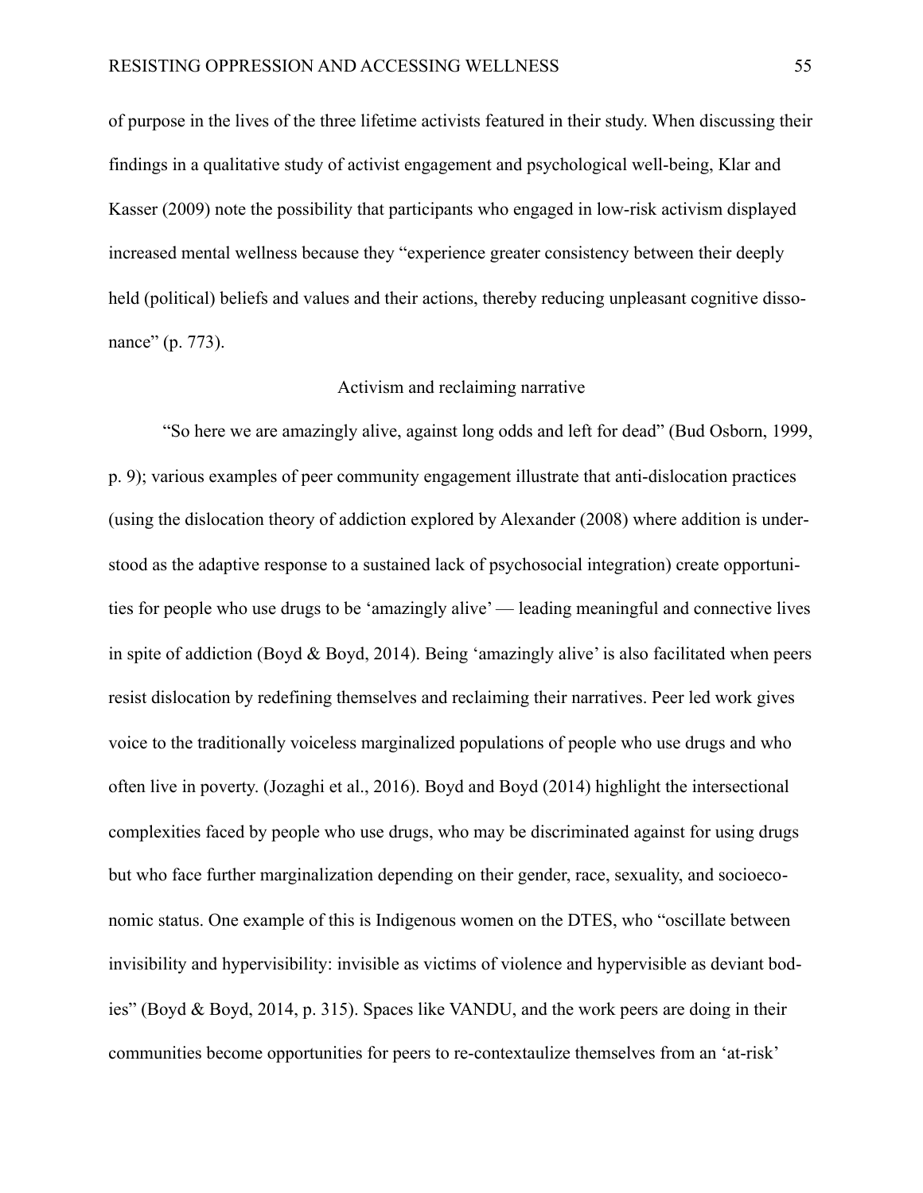of purpose in the lives of the three lifetime activists featured in their study. When discussing their findings in a qualitative study of activist engagement and psychological well-being, Klar and Kasser (2009) note the possibility that participants who engaged in low-risk activism displayed increased mental wellness because they "experience greater consistency between their deeply held (political) beliefs and values and their actions, thereby reducing unpleasant cognitive dissonance" (p. 773).

## Activism and reclaiming narrative

"So here we are amazingly alive, against long odds and left for dead" (Bud Osborn, 1999, p. 9); various examples of peer community engagement illustrate that anti-dislocation practices (using the dislocation theory of addiction explored by Alexander (2008) where addition is understood as the adaptive response to a sustained lack of psychosocial integration) create opportunities for people who use drugs to be 'amazingly alive' — leading meaningful and connective lives in spite of addiction (Boyd & Boyd, 2014). Being 'amazingly alive' is also facilitated when peers resist dislocation by redefining themselves and reclaiming their narratives. Peer led work gives voice to the traditionally voiceless marginalized populations of people who use drugs and who often live in poverty. (Jozaghi et al., 2016). Boyd and Boyd (2014) highlight the intersectional complexities faced by people who use drugs, who may be discriminated against for using drugs but who face further marginalization depending on their gender, race, sexuality, and socioeconomic status. One example of this is Indigenous women on the DTES, who "oscillate between invisibility and hypervisibility: invisible as victims of violence and hypervisible as deviant bodies" (Boyd & Boyd, 2014, p. 315). Spaces like VANDU, and the work peers are doing in their communities become opportunities for peers to re-contextaulize themselves from an 'at-risk'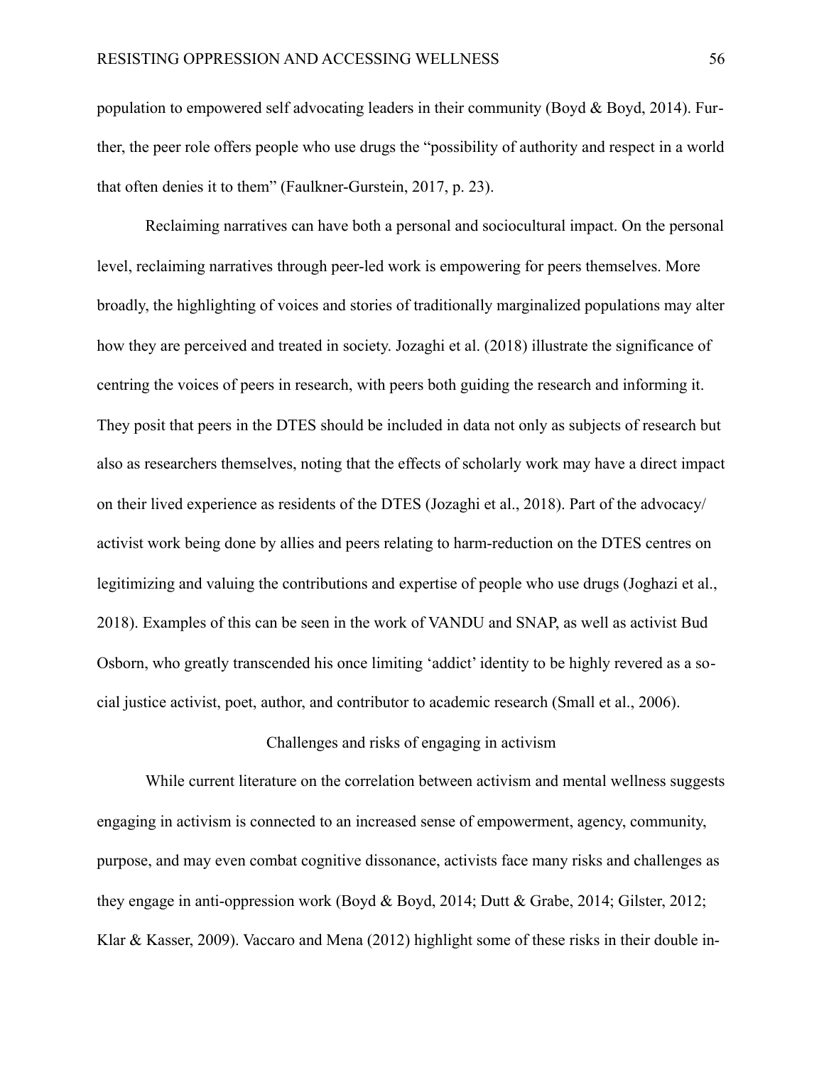population to empowered self advocating leaders in their community (Boyd & Boyd, 2014). Further, the peer role offers people who use drugs the "possibility of authority and respect in a world that often denies it to them" (Faulkner-Gurstein, 2017, p. 23).

Reclaiming narratives can have both a personal and sociocultural impact. On the personal level, reclaiming narratives through peer-led work is empowering for peers themselves. More broadly, the highlighting of voices and stories of traditionally marginalized populations may alter how they are perceived and treated in society. Jozaghi et al. (2018) illustrate the significance of centring the voices of peers in research, with peers both guiding the research and informing it. They posit that peers in the DTES should be included in data not only as subjects of research but also as researchers themselves, noting that the effects of scholarly work may have a direct impact on their lived experience as residents of the DTES (Jozaghi et al., 2018). Part of the advocacy/activist work being done by allies and peers relating to harm-reduction on the DTES centres on legitimizing and valuing the contributions and expertise of people who use drugs (Joghazi et al., 2018). Examples of this can be seen in the work of VANDU and SNAP, as well as activist Bud Osborn, who greatly transcended his once limiting 'addict' identity to be highly revered as a social justice activist, poet, author, and contributor to academic research (Small et al., 2006).

## Challenges and risks of engaging in activism

While current literature on the correlation between activism and mental wellness suggests engaging in activism is connected to an increased sense of empowerment, agency, community, purpose, and may even combat cognitive dissonance, activists face many risks and challenges as they engage in anti-oppression work (Boyd & Boyd, 2014; Dutt & Grabe, 2014; Gilster, 2012; Klar & Kasser, 2009). Vaccaro and Mena (2012) highlight some of these risks in their double in-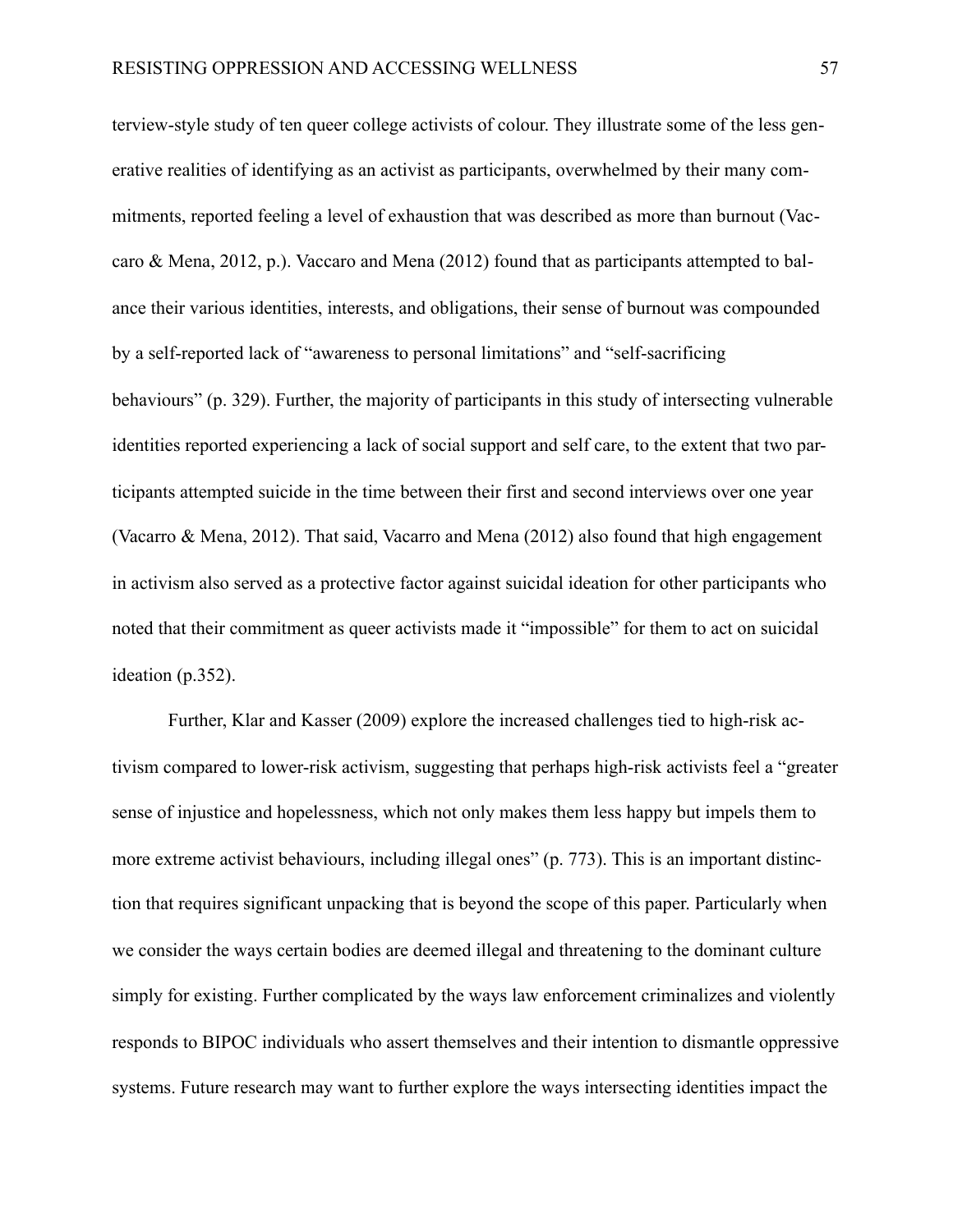terview-style study of ten queer college activists of colour. They illustrate some of the less generative realities of identifying as an activist as participants, overwhelmed by their many commitments, reported feeling a level of exhaustion that was described as more than burnout (Vaccaro & Mena, 2012, p.). Vaccaro and Mena (2012) found that as participants attempted to balance their various identities, interests, and obligations, their sense of burnout was compounded by a self-reported lack of "awareness to personal limitations" and "self-sacrificing behaviours" (p. 329). Further, the majority of participants in this study of intersecting vulnerable identities reported experiencing a lack of social support and self care, to the extent that two participants attempted suicide in the time between their first and second interviews over one year (Vacarro & Mena, 2012). That said, Vacarro and Mena (2012) also found that high engagement in activism also served as a protective factor against suicidal ideation for other participants who noted that their commitment as queer activists made it "impossible" for them to act on suicidal ideation (p.352).

Further, Klar and Kasser (2009) explore the increased challenges tied to high-risk activism compared to lower-risk activism, suggesting that perhaps high-risk activists feel a "greater sense of injustice and hopelessness, which not only makes them less happy but impels them to more extreme activist behaviours, including illegal ones" (p. 773). This is an important distinction that requires significant unpacking that is beyond the scope of this paper. Particularly when we consider the ways certain bodies are deemed illegal and threatening to the dominant culture simply for existing. Further complicated by the ways law enforcement criminalizes and violently responds to BIPOC individuals who assert themselves and their intention to dismantle oppressive systems. Future research may want to further explore the ways intersecting identities impact the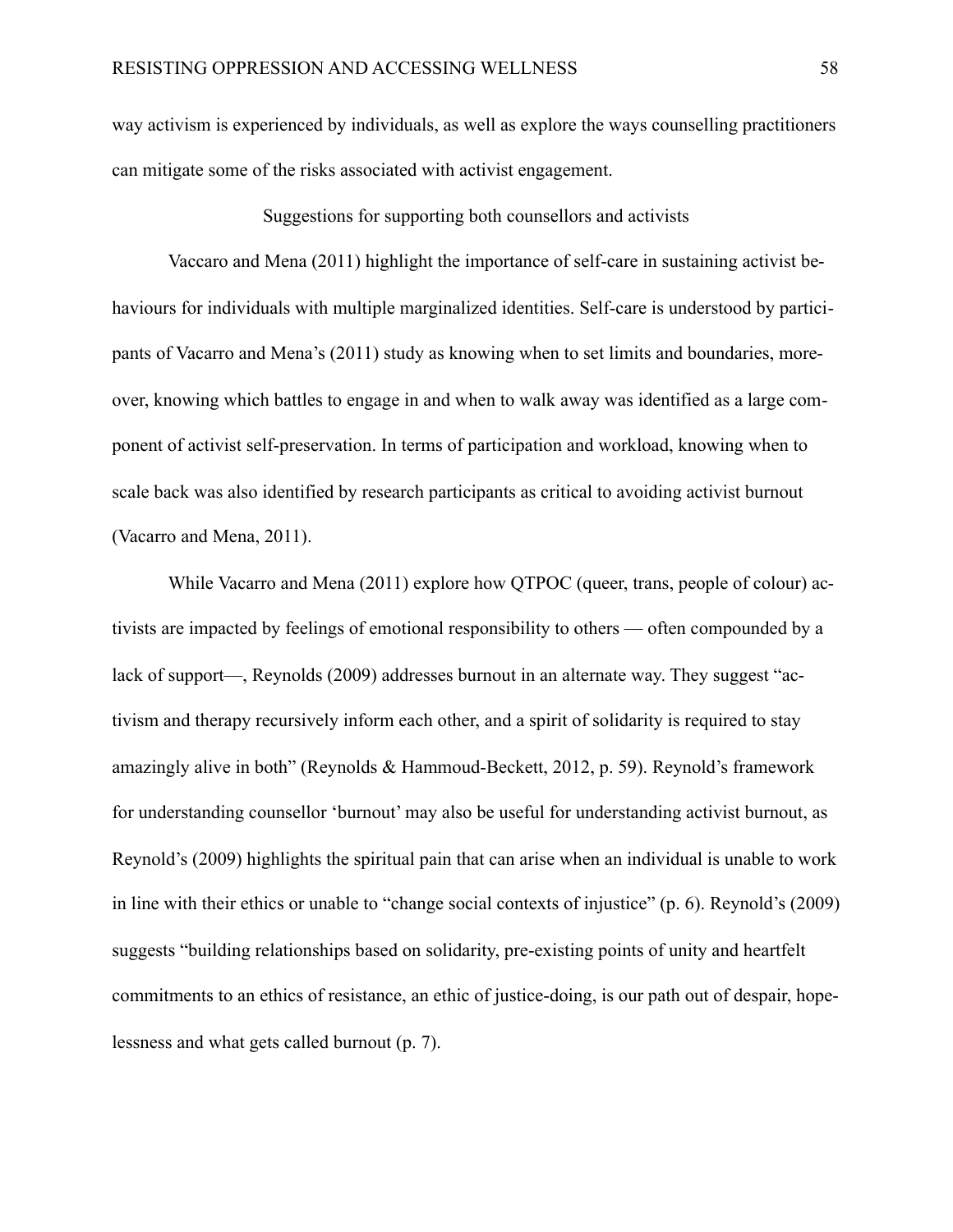way activism is experienced by individuals, as well as explore the ways counselling practitioners can mitigate some of the risks associated with activist engagement.

## Suggestions for supporting both counsellors and activists

Vaccaro and Mena (2011) highlight the importance of self-care in sustaining activist behaviours for individuals with multiple marginalized identities. Self-care is understood by participants of Vacarro and Mena's (2011) study as knowing when to set limits and boundaries, moreover, knowing which battles to engage in and when to walk away was identified as a large component of activist self-preservation. In terms of participation and workload, knowing when to scale back was also identified by research participants as critical to avoiding activist burnout (Vacarro and Mena, 2011).

While Vacarro and Mena (2011) explore how QTPOC (queer, trans, people of colour) activists are impacted by feelings of emotional responsibility to others — often compounded by a lack of support—, Reynolds (2009) addresses burnout in an alternate way. They suggest "activism and therapy recursively inform each other, and a spirit of solidarity is required to stay amazingly alive in both" (Reynolds & Hammoud-Beckett, 2012, p. 59). Reynold's framework for understanding counsellor 'burnout' may also be useful for understanding activist burnout, as Reynold's (2009) highlights the spiritual pain that can arise when an individual is unable to work in line with their ethics or unable to "change social contexts of injustice" (p. 6). Reynold's (2009) suggests "building relationships based on solidarity, pre-existing points of unity and heartfelt commitments to an ethics of resistance, an ethic of justice-doing, is our path out of despair, hopelessness and what gets called burnout (p. 7).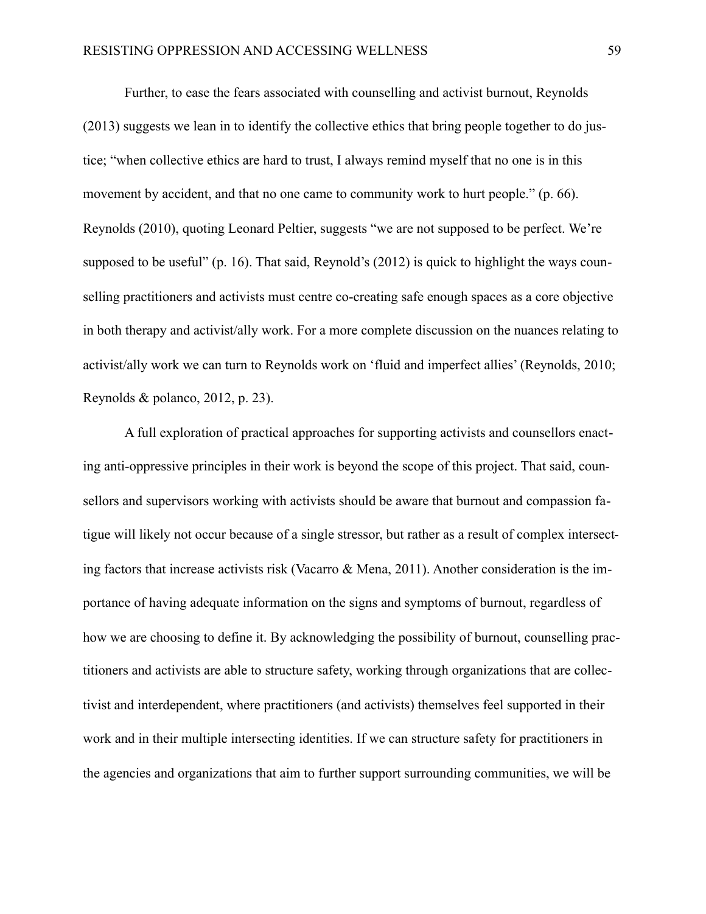Further, to ease the fears associated with counselling and activist burnout, Reynolds (2013) suggests we lean in to identify the collective ethics that bring people together to do justice; "when collective ethics are hard to trust, I always remind myself that no one is in this movement by accident, and that no one came to community work to hurt people." (p. 66). Reynolds (2010), quoting Leonard Peltier, suggests "we are not supposed to be perfect. We're supposed to be useful" (p. 16). That said, Reynold's (2012) is quick to highlight the ways counselling practitioners and activists must centre co-creating safe enough spaces as a core objective in both therapy and activist/ally work. For a more complete discussion on the nuances relating to activist/ally work we can turn to Reynolds work on 'fluid and imperfect allies' (Reynolds, 2010; Reynolds & polanco, 2012, p. 23).

A full exploration of practical approaches for supporting activists and counsellors enacting anti-oppressive principles in their work is beyond the scope of this project. That said, counsellors and supervisors working with activists should be aware that burnout and compassion fatigue will likely not occur because of a single stressor, but rather as a result of complex intersecting factors that increase activists risk (Vacarro & Mena, 2011). Another consideration is the importance of having adequate information on the signs and symptoms of burnout, regardless of how we are choosing to define it. By acknowledging the possibility of burnout, counselling practitioners and activists are able to structure safety, working through organizations that are collectivist and interdependent, where practitioners (and activists) themselves feel supported in their work and in their multiple intersecting identities. If we can structure safety for practitioners in the agencies and organizations that aim to further support surrounding communities, we will be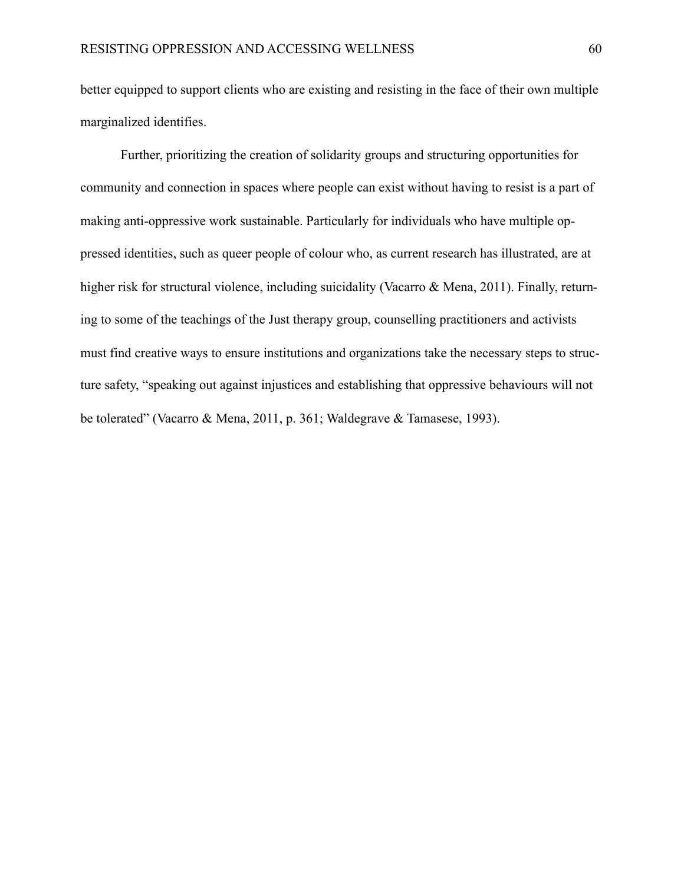better equipped to support clients who are existing and resisting in the face of their own multiple marginalized identifies.

Further, prioritizing the creation of solidarity groups and structuring opportunities for community and connection in spaces where people can exist without having to resist is a part of making anti-oppressive work sustainable. Particularly for individuals who have multiple oppressed identities, such as queer people of colour who, as current research has illustrated, are at higher risk for structural violence, including suicidality (Vacarro & Mena, 2011). Finally, returning to some of the teachings of the Just therapy group, counselling practitioners and activists must find creative ways to ensure institutions and organizations take the necessary steps to structure safety, "speaking out against injustices and establishing that oppressive behaviours will not be tolerated" (Vacarro & Mena, 2011, p. 361; Waldegrave & Tamasese, 1993).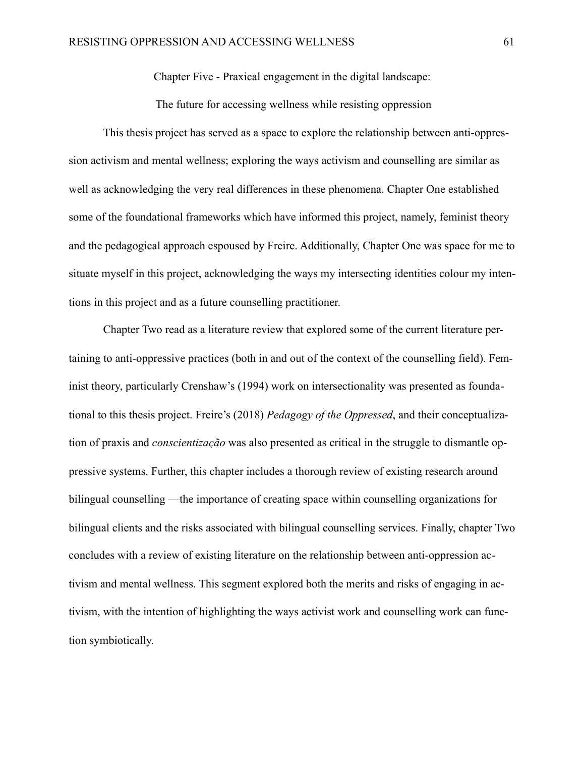# Chapter Five - Praxical engagement in the digital landscape: The future for accessing wellness while resisting oppression

This thesis project has served as a space to explore the relationship between anti-oppression activism and mental wellness; exploring the ways activism and counselling are similar as well as acknowledging the very real differences in these phenomena. Chapter One established some of the foundational frameworks which have informed this project, namely, feminist theory and the pedagogical approach espoused by Freire. Additionally, Chapter One was space for me to situate myself in this project, acknowledging the ways my intersecting identities colour my intentions in this project and as a future counselling practitioner.

Chapter Two read as a literature review that explored some of the current literature pertaining to anti-oppressive practices (both in and out of the context of the counselling field). Feminist theory, particularly Crenshaw's (1994) work on intersectionality was presented as foundational to this thesis project. Freire's (2018) *Pedagogy of the Oppressed*, and their conceptualization of praxis and *conscientização* was also presented as critical in the struggle to dismantle oppressive systems. Further, this chapter includes a thorough review of existing research around bilingual counselling —the importance of creating space within counselling organizations for bilingual clients and the risks associated with bilingual counselling services. Finally, chapter Two concludes with a review of existing literature on the relationship between anti-oppression activism and mental wellness. This segment explored both the merits and risks of engaging in activism, with the intention of highlighting the ways activist work and counselling work can function symbiotically.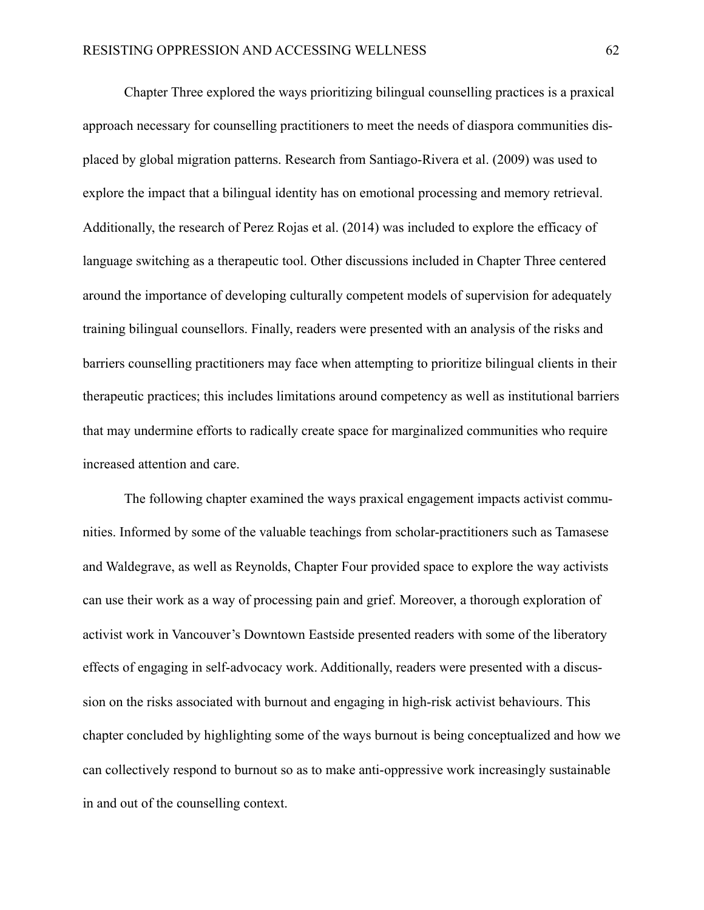Chapter Three explored the ways prioritizing bilingual counselling practices is a praxical approach necessary for counselling practitioners to meet the needs of diaspora communities displaced by global migration patterns. Research from Santiago-Rivera et al. (2009) was used to explore the impact that a bilingual identity has on emotional processing and memory retrieval. Additionally, the research of Perez Rojas et al. (2014) was included to explore the efficacy of language switching as a therapeutic tool. Other discussions included in Chapter Three centered around the importance of developing culturally competent models of supervision for adequately training bilingual counsellors. Finally, readers were presented with an analysis of the risks and barriers counselling practitioners may face when attempting to prioritize bilingual clients in their therapeutic practices; this includes limitations around competency as well as institutional barriers that may undermine efforts to radically create space for marginalized communities who require increased attention and care.

The following chapter examined the ways praxical engagement impacts activist communities. Informed by some of the valuable teachings from scholar-practitioners such as Tamasese and Waldegrave, as well as Reynolds, Chapter Four provided space to explore the way activists can use their work as a way of processing pain and grief. Moreover, a thorough exploration of activist work in Vancouver's Downtown Eastside presented readers with some of the liberatory effects of engaging in self-advocacy work. Additionally, readers were presented with a discussion on the risks associated with burnout and engaging in high-risk activist behaviours. This chapter concluded by highlighting some of the ways burnout is being conceptualized and how we can collectively respond to burnout so as to make anti-oppressive work increasingly sustainable in and out of the counselling context.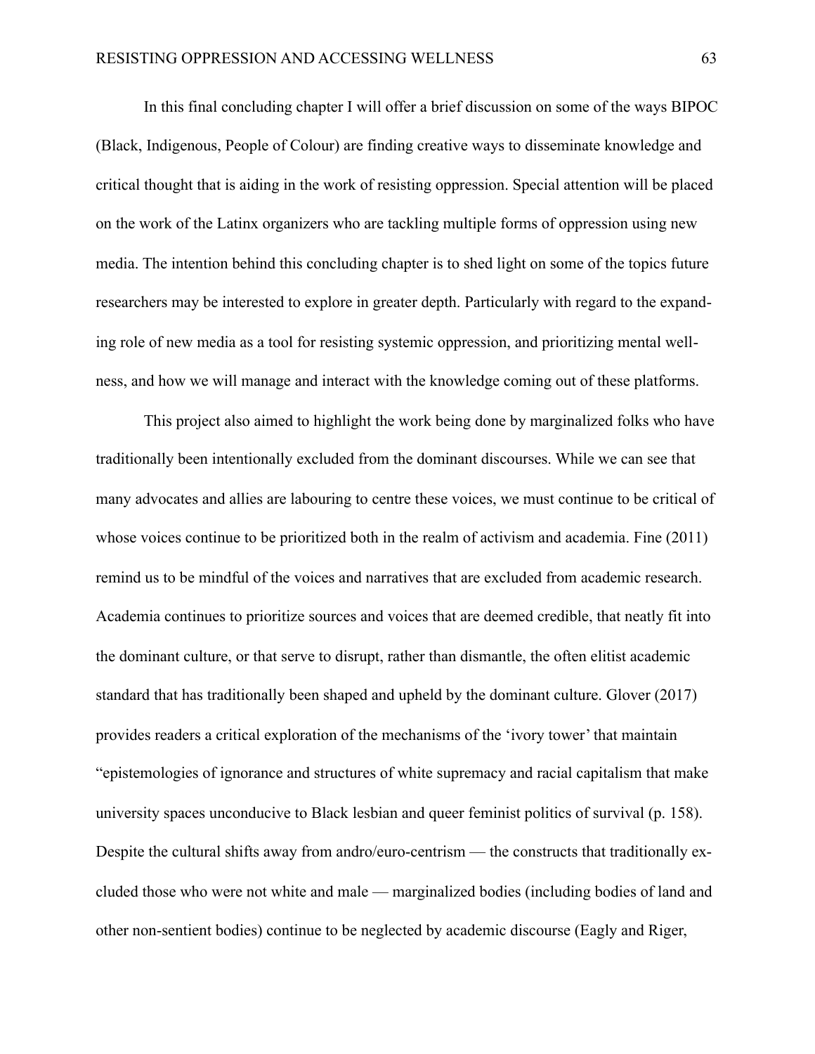In this final concluding chapter I will offer a brief discussion on some of the ways BIPOC (Black, Indigenous, People of Colour) are finding creative ways to disseminate knowledge and critical thought that is aiding in the work of resisting oppression. Special attention will be placed on the work of the Latinx organizers who are tackling multiple forms of oppression using new media. The intention behind this concluding chapter is to shed light on some of the topics future researchers may be interested to explore in greater depth. Particularly with regard to the expanding role of new media as a tool for resisting systemic oppression, and prioritizing mental wellness, and how we will manage and interact with the knowledge coming out of these platforms.

This project also aimed to highlight the work being done by marginalized folks who have traditionally been intentionally excluded from the dominant discourses. While we can see that many advocates and allies are labouring to centre these voices, we must continue to be critical of whose voices continue to be prioritized both in the realm of activism and academia. Fine (2011) remind us to be mindful of the voices and narratives that are excluded from academic research. Academia continues to prioritize sources and voices that are deemed credible, that neatly fit into the dominant culture, or that serve to disrupt, rather than dismantle, the often elitist academic standard that has traditionally been shaped and upheld by the dominant culture. Glover (2017) provides readers a critical exploration of the mechanisms of the 'ivory tower' that maintain "epistemologies of ignorance and structures of white supremacy and racial capitalism that make university spaces unconducive to Black lesbian and queer feminist politics of survival (p. 158). Despite the cultural shifts away from andro/euro-centrism — the constructs that traditionally excluded those who were not white and male — marginalized bodies (including bodies of land and other non-sentient bodies) continue to be neglected by academic discourse (Eagly and Riger,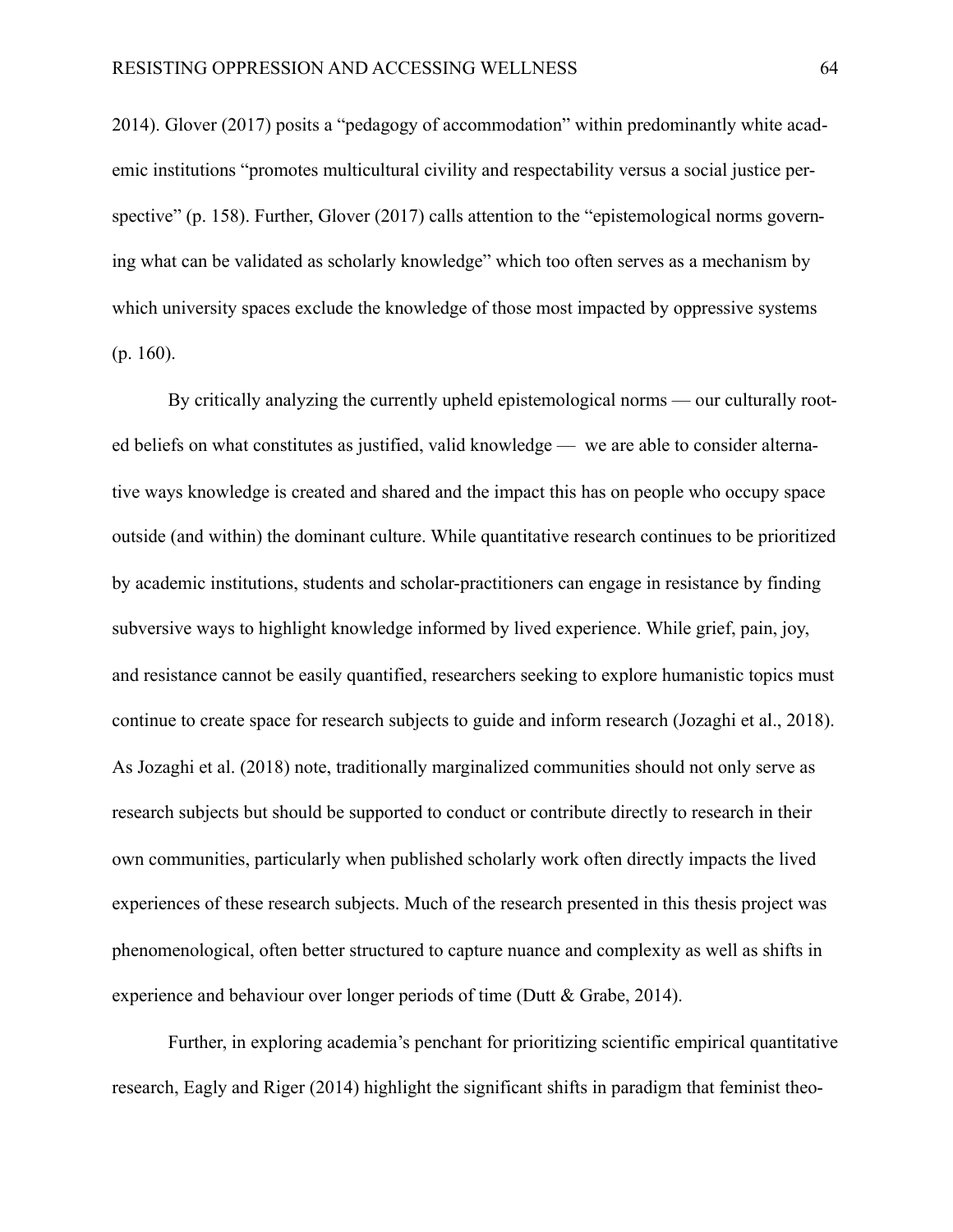2014). Glover (2017) posits a "pedagogy of accommodation" within predominantly white academic institutions "promotes multicultural civility and respectability versus a social justice perspective" (p. 158). Further, Glover (2017) calls attention to the "epistemological norms governing what can be validated as scholarly knowledge" which too often serves as a mechanism by which university spaces exclude the knowledge of those most impacted by oppressive systems (p. 160).

By critically analyzing the currently upheld epistemological norms — our culturally rooted beliefs on what constitutes as justified, valid knowledge — we are able to consider alternative ways knowledge is created and shared and the impact this has on people who occupy space outside (and within) the dominant culture. While quantitative research continues to be prioritized by academic institutions, students and scholar-practitioners can engage in resistance by finding subversive ways to highlight knowledge informed by lived experience. While grief, pain, joy, and resistance cannot be easily quantified, researchers seeking to explore humanistic topics must continue to create space for research subjects to guide and inform research (Jozaghi et al., 2018). As Jozaghi et al. (2018) note, traditionally marginalized communities should not only serve as research subjects but should be supported to conduct or contribute directly to research in their own communities, particularly when published scholarly work often directly impacts the lived experiences of these research subjects. Much of the research presented in this thesis project was phenomenological, often better structured to capture nuance and complexity as well as shifts in experience and behaviour over longer periods of time (Dutt & Grabe, 2014).

Further, in exploring academia's penchant for prioritizing scientific empirical quantitative research, Eagly and Riger (2014) highlight the significant shifts in paradigm that feminist theo-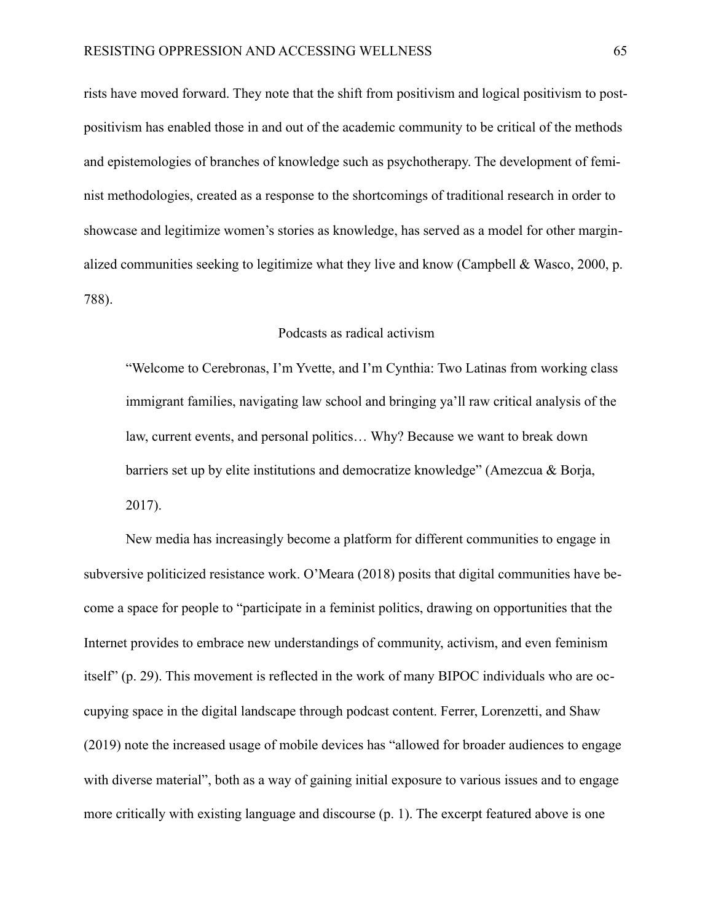rists have moved forward. They note that the shift from positivism and logical positivism to post-positivism has enabled those in and out of the academic community to be critical of the methods and epistemologies of branches of knowledge such as psychotherapy. The development of feminist methodologies, created as a response to the shortcomings of traditional research in order to showcase and legitimize women's stories as knowledge, has served as a model for other marginalized communities seeking to legitimize what they live and know (Campbell & Wasco, 2000, p. 788).

## Podcasts as radical activism

> "Welcome to Cerebronas, I'm Yvette, and I'm Cynthia: Two Latinas from working class immigrant families, navigating law school and bringing ya'll raw critical analysis of the law, current events, and personal politics… Why? Because we want to break down barriers set up by elite institutions and democratize knowledge" (Amezcua & Borja, 2017).

New media has increasingly become a platform for different communities to engage in subversive politicized resistance work. O'Meara (2018) posits that digital communities have become a space for people to "participate in a feminist politics, drawing on opportunities that the Internet provides to embrace new understandings of community, activism, and even feminism itself" (p. 29). This movement is reflected in the work of many BIPOC individuals who are occupying space in the digital landscape through podcast content. Ferrer, Lorenzetti, and Shaw (2019) note the increased usage of mobile devices has "allowed for broader audiences to engage with diverse material", both as a way of gaining initial exposure to various issues and to engage more critically with existing language and discourse (p. 1). The excerpt featured above is one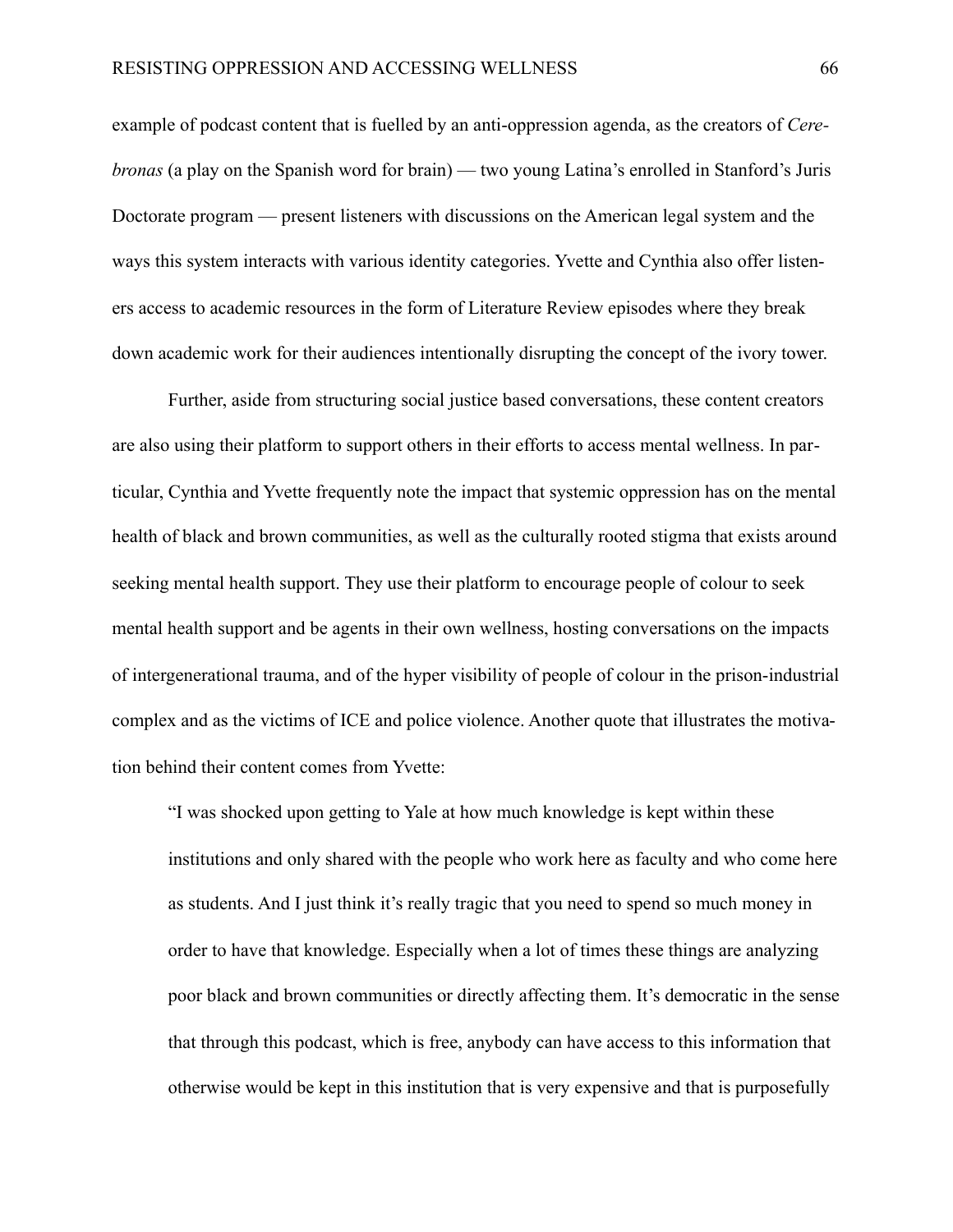example of podcast content that is fuelled by an anti-oppression agenda, as the creators of *Cerebronas* (a play on the Spanish word for brain) — two young Latina's enrolled in Stanford's Juris Doctorate program — present listeners with discussions on the American legal system and the ways this system interacts with various identity categories. Yvette and Cynthia also offer listeners access to academic resources in the form of Literature Review episodes where they break down academic work for their audiences intentionally disrupting the concept of the ivory tower.

Further, aside from structuring social justice based conversations, these content creators are also using their platform to support others in their efforts to access mental wellness. In particular, Cynthia and Yvette frequently note the impact that systemic oppression has on the mental health of black and brown communities, as well as the culturally rooted stigma that exists around seeking mental health support. They use their platform to encourage people of colour to seek mental health support and be agents in their own wellness, hosting conversations on the impacts of intergenerational trauma, and of the hyper visibility of people of colour in the prison-industrial complex and as the victims of ICE and police violence. Another quote that illustrates the motivation behind their content comes from Yvette:

> "I was shocked upon getting to Yale at how much knowledge is kept within these institutions and only shared with the people who work here as faculty and who come here as students. And I just think it's really tragic that you need to spend so much money in order to have that knowledge. Especially when a lot of times these things are analyzing poor black and brown communities or directly affecting them. It's democratic in the sense that through this podcast, which is free, anybody can have access to this information that otherwise would be kept in this institution that is very expensive and that is purposefully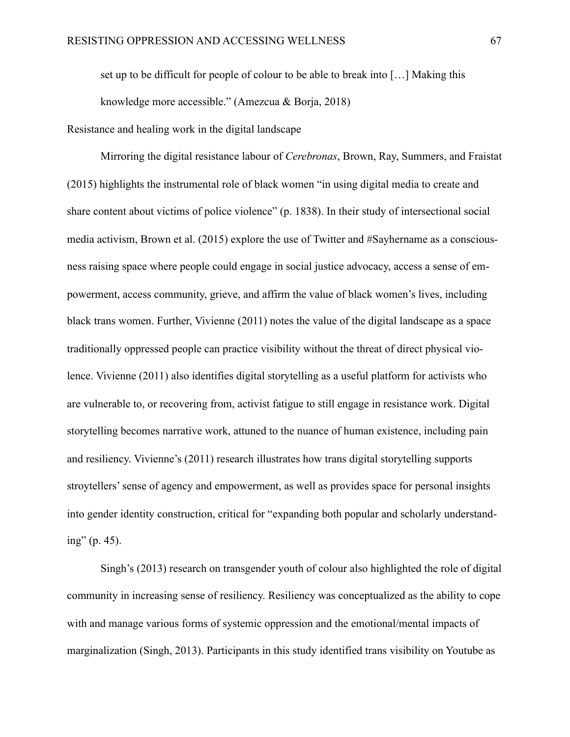set up to be difficult for people of colour to be able to break into […] Making this knowledge more accessible." (Amezcua & Borja, 2018)

Resistance and healing work in the digital landscape

Mirroring the digital resistance labour of *Cerebronas*, Brown, Ray, Summers, and Fraistat (2015) highlights the instrumental role of black women "in using digital media to create and share content about victims of police violence" (p. 1838). In their study of intersectional social media activism, Brown et al. (2015) explore the use of Twitter and #Sayhername as a consciousness raising space where people could engage in social justice advocacy, access a sense of empowerment, access community, grieve, and affirm the value of black women's lives, including black trans women. Further, Vivienne (2011) notes the value of the digital landscape as a space traditionally oppressed people can practice visibility without the threat of direct physical violence. Vivienne (2011) also identifies digital storytelling as a useful platform for activists who are vulnerable to, or recovering from, activist fatigue to still engage in resistance work. Digital storytelling becomes narrative work, attuned to the nuance of human existence, including pain and resiliency. Vivienne's (2011) research illustrates how trans digital storytelling supports stroytellers' sense of agency and empowerment, as well as provides space for personal insights into gender identity construction, critical for "expanding both popular and scholarly understanding" (p. 45).

Singh's (2013) research on transgender youth of colour also highlighted the role of digital community in increasing sense of resiliency. Resiliency was conceptualized as the ability to cope with and manage various forms of systemic oppression and the emotional/mental impacts of marginalization (Singh, 2013). Participants in this study identified trans visibility on Youtube as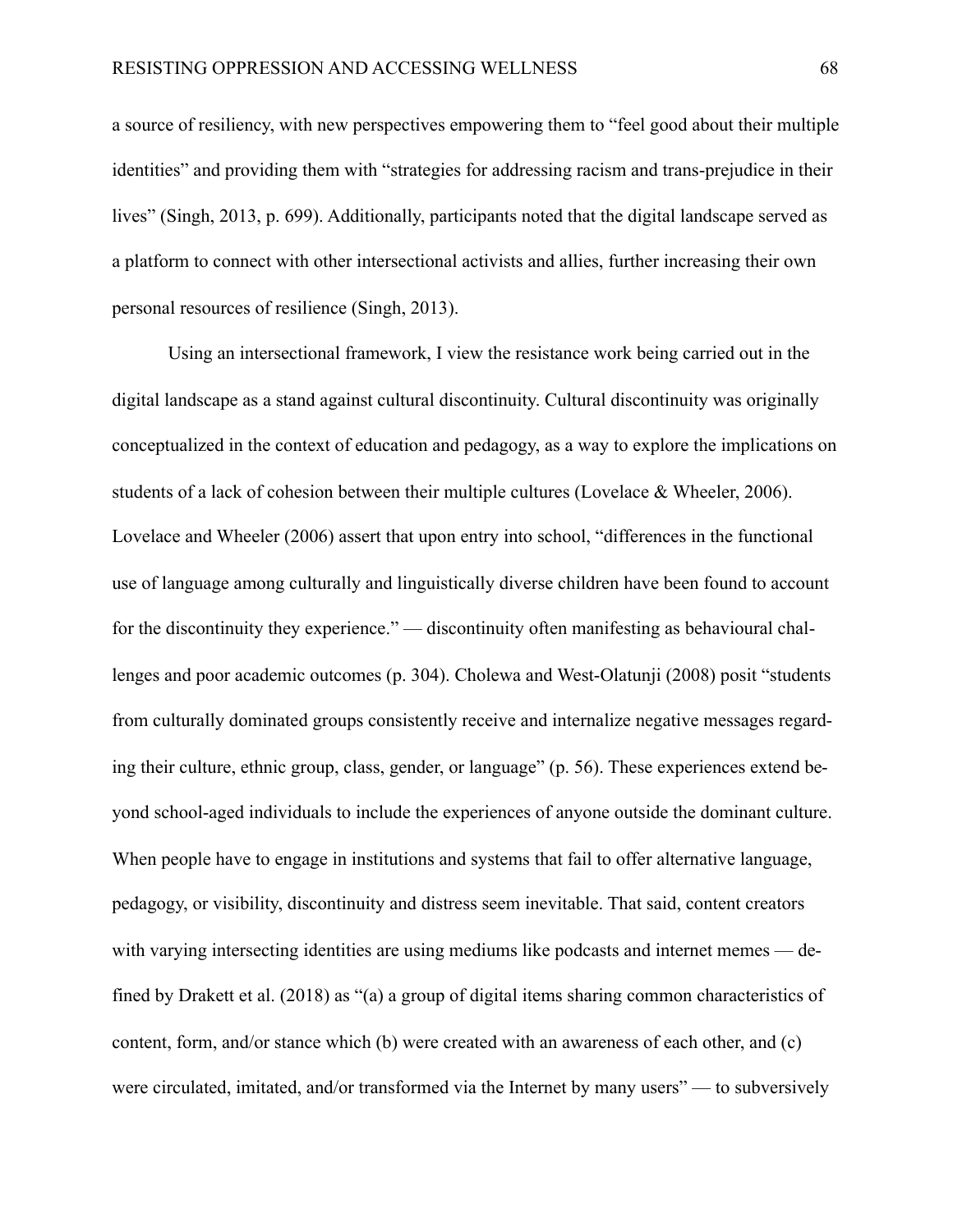a source of resiliency, with new perspectives empowering them to "feel good about their multiple identities" and providing them with "strategies for addressing racism and trans-prejudice in their lives" (Singh, 2013, p. 699). Additionally, participants noted that the digital landscape served as a platform to connect with other intersectional activists and allies, further increasing their own personal resources of resilience (Singh, 2013).

Using an intersectional framework, I view the resistance work being carried out in the digital landscape as a stand against cultural discontinuity. Cultural discontinuity was originally conceptualized in the context of education and pedagogy, as a way to explore the implications on students of a lack of cohesion between their multiple cultures (Lovelace & Wheeler, 2006). Lovelace and Wheeler (2006) assert that upon entry into school, "differences in the functional use of language among culturally and linguistically diverse children have been found to account for the discontinuity they experience." — discontinuity often manifesting as behavioural challenges and poor academic outcomes (p. 304). Cholewa and West-Olatunji (2008) posit "students from culturally dominated groups consistently receive and internalize negative messages regarding their culture, ethnic group, class, gender, or language" (p. 56). These experiences extend beyond school-aged individuals to include the experiences of anyone outside the dominant culture. When people have to engage in institutions and systems that fail to offer alternative language, pedagogy, or visibility, discontinuity and distress seem inevitable. That said, content creators with varying intersecting identities are using mediums like podcasts and internet memes — defined by Drakett et al. (2018) as "(a) a group of digital items sharing common characteristics of content, form, and/or stance which (b) were created with an awareness of each other, and (c) were circulated, imitated, and/or transformed via the Internet by many users" — to subversively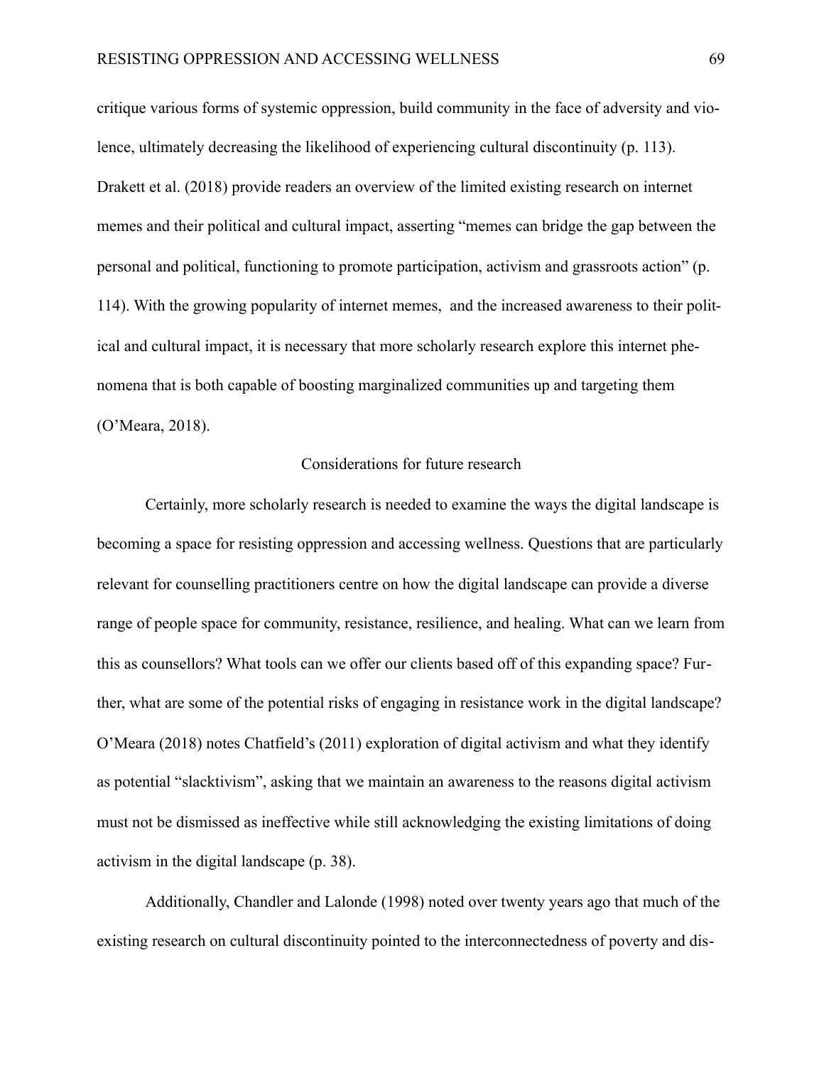critique various forms of systemic oppression, build community in the face of adversity and violence, ultimately decreasing the likelihood of experiencing cultural discontinuity (p. 113). Drakett et al. (2018) provide readers an overview of the limited existing research on internet memes and their political and cultural impact, asserting "memes can bridge the gap between the personal and political, functioning to promote participation, activism and grassroots action" (p. 114). With the growing popularity of internet memes,  and the increased awareness to their political and cultural impact, it is necessary that more scholarly research explore this internet phenomena that is both capable of boosting marginalized communities up and targeting them (O'Meara, 2018).

## Considerations for future research

Certainly, more scholarly research is needed to examine the ways the digital landscape is becoming a space for resisting oppression and accessing wellness. Questions that are particularly relevant for counselling practitioners centre on how the digital landscape can provide a diverse range of people space for community, resistance, resilience, and healing. What can we learn from this as counsellors? What tools can we offer our clients based off of this expanding space? Further, what are some of the potential risks of engaging in resistance work in the digital landscape? O'Meara (2018) notes Chatfield's (2011) exploration of digital activism and what they identify as potential "slacktivism", asking that we maintain an awareness to the reasons digital activism must not be dismissed as ineffective while still acknowledging the existing limitations of doing activism in the digital landscape (p. 38).

Additionally, Chandler and Lalonde (1998) noted over twenty years ago that much of the existing research on cultural discontinuity pointed to the interconnectedness of poverty and dis-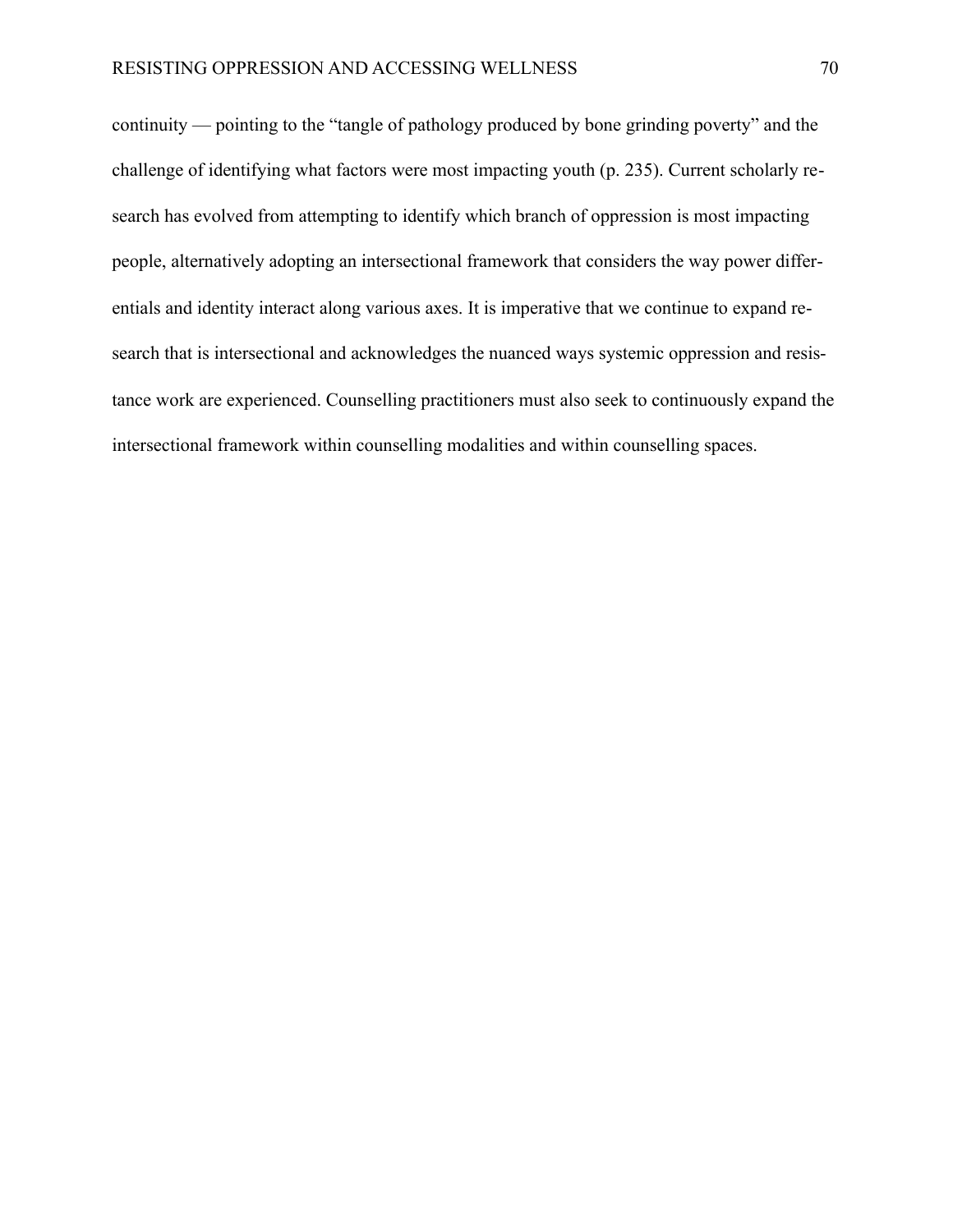continuity — pointing to the "tangle of pathology produced by bone grinding poverty" and the challenge of identifying what factors were most impacting youth (p. 235). Current scholarly research has evolved from attempting to identify which branch of oppression is most impacting people, alternatively adopting an intersectional framework that considers the way power differentials and identity interact along various axes. It is imperative that we continue to expand research that is intersectional and acknowledges the nuanced ways systemic oppression and resistance work are experienced. Counselling practitioners must also seek to continuously expand the intersectional framework within counselling modalities and within counselling spaces.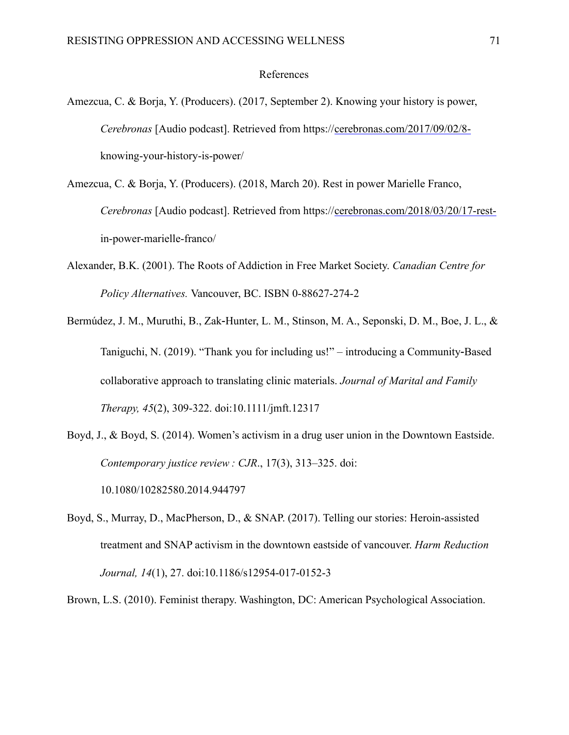# References

Amezcua, C. & Borja, Y. (Producers). (2017, September 2). Knowing your history is power, *Cerebronas* [Audio podcast]. Retrieved from https://cerebronas.com/2017/09/02/8-knowing-your-history-is-power/

Amezcua, C. & Borja, Y. (Producers). (2018, March 20). Rest in power Marielle Franco, *Cerebronas* [Audio podcast]. Retrieved from https://cerebronas.com/2018/03/20/17-rest-in-power-marielle-franco/

Alexander, B.K. (2001). The Roots of Addiction in Free Market Society. *Canadian Centre for Policy Alternatives.* Vancouver, BC. ISBN 0-88627-274-2

Bermúdez, J. M., Muruthi, B., Zak‐Hunter, L. M., Stinson, M. A., Seponski, D. M., Boe, J. L., & Taniguchi, N. (2019). "Thank you for including us!" – introducing a Community‐Based collaborative approach to translating clinic materials. *Journal of Marital and Family Therapy, 45*(2), 309-322. doi:10.1111/jmft.12317

Boyd, J., & Boyd, S. (2014). Women's activism in a drug user union in the Downtown Eastside. *Contemporary justice review : CJR*., 17(3), 313–325. doi: 10.1080/10282580.2014.944797

Boyd, S., Murray, D., MacPherson, D., & SNAP. (2017). Telling our stories: Heroin-assisted treatment and SNAP activism in the downtown eastside of vancouver. *Harm Reduction Journal, 14*(1), 27. doi:10.1186/s12954-017-0152-3

Brown, L.S. (2010). Feminist therapy. Washington, DC: American Psychological Association.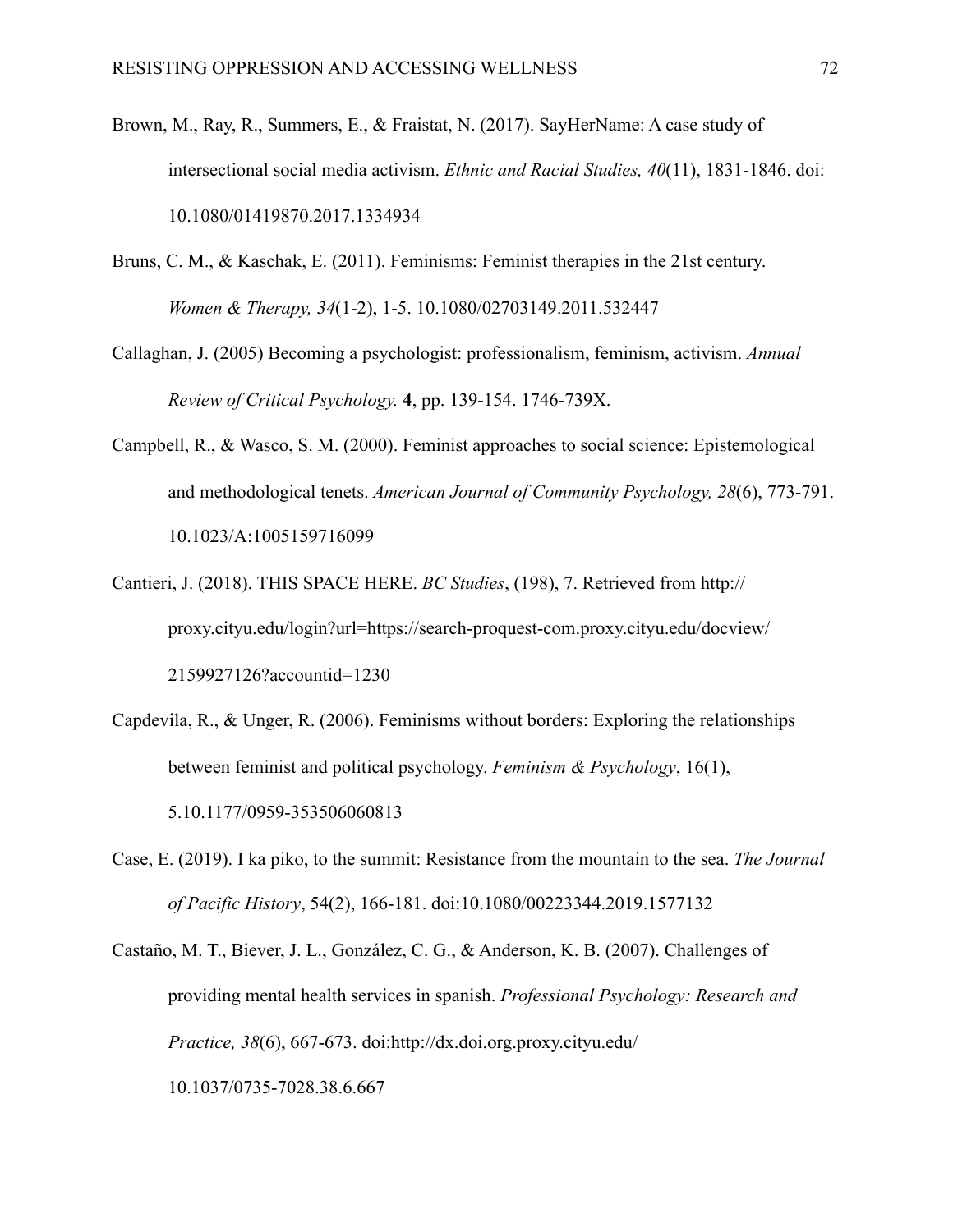Brown, M., Ray, R., Summers, E., & Fraistat, N. (2017). SayHerName: A case study of intersectional social media activism. *Ethnic and Racial Studies, 40*(11), 1831-1846. doi: 10.1080/01419870.2017.1334934

Bruns, C. M., & Kaschak, E. (2011). Feminisms: Feminist therapies in the 21st century. *Women & Therapy, 34*(1-2), 1-5. 10.1080/02703149.2011.532447

Callaghan, J. (2005) Becoming a psychologist: professionalism, feminism, activism. *Annual Review of Critical Psychology.* **4**, pp. 139-154. 1746-739X.

Campbell, R., & Wasco, S. M. (2000). Feminist approaches to social science: Epistemological and methodological tenets. *American Journal of Community Psychology, 28*(6), 773-791. 10.1023/A:1005159716099

Cantieri, J. (2018). THIS SPACE HERE. *BC Studies*, (198), 7. Retrieved from http://proxy.cityu.edu/login?url=https://search-proquest-com.proxy.cityu.edu/docview/2159927126?accountid=1230

Capdevila, R., & Unger, R. (2006). Feminisms without borders: Exploring the relationships between feminist and political psychology. *Feminism & Psychology*, 16(1), 5.10.1177/0959-353506060813

Case, E. (2019). I ka piko, to the summit: Resistance from the mountain to the sea. *The Journal of Pacific History*, 54(2), 166-181. doi:10.1080/00223344.2019.1577132

Castaño, M. T., Biever, J. L., González, C. G., & Anderson, K. B. (2007). Challenges of providing mental health services in spanish. *Professional Psychology: Research and Practice, 38*(6), 667-673. doi:http://dx.doi.org.proxy.cityu.edu/10.1037/0735-7028.38.6.667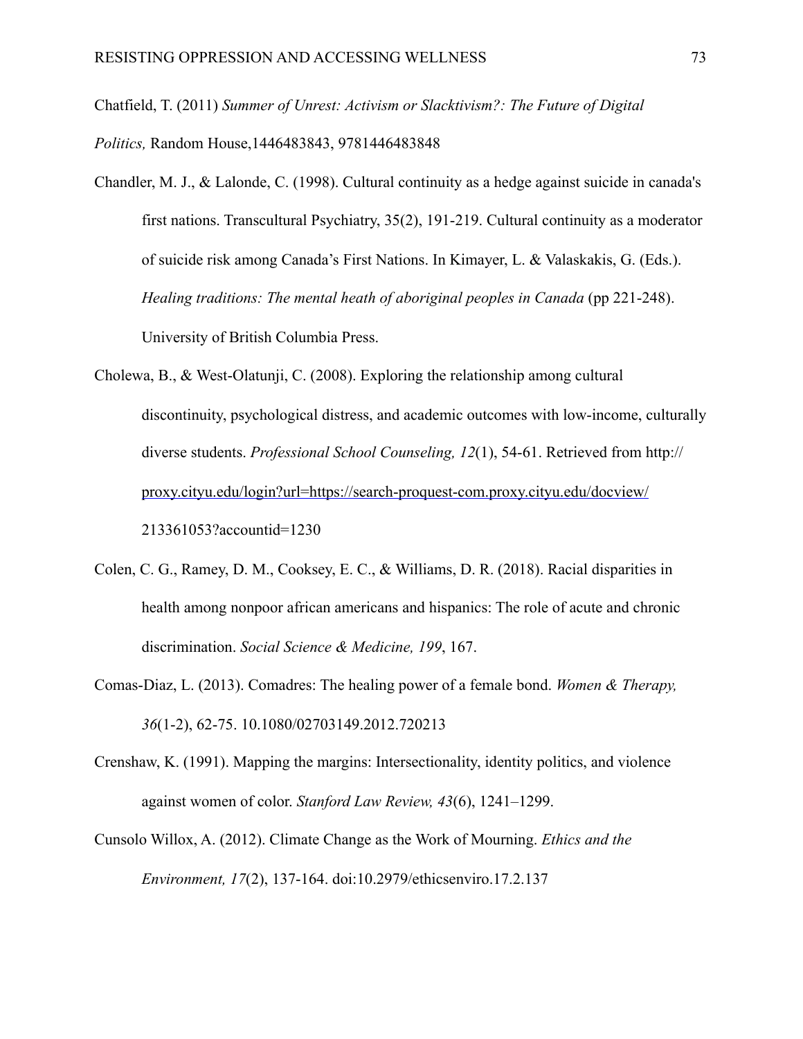Chatfield, T. (2011) *Summer of Unrest: Activism or Slacktivism?: The Future of Digital Politics,* Random House,1446483843, 9781446483848

Chandler, M. J., & Lalonde, C. (1998). Cultural continuity as a hedge against suicide in canada's first nations. Transcultural Psychiatry, 35(2), 191-219. Cultural continuity as a moderator of suicide risk among Canada's First Nations. In Kimayer, L. & Valaskakis, G. (Eds.). *Healing traditions: The mental heath of aboriginal peoples in Canada* (pp 221-248). University of British Columbia Press.

Cholewa, B., & West-Olatunji, C. (2008). Exploring the relationship among cultural discontinuity, psychological distress, and academic outcomes with low-income, culturally diverse students. *Professional School Counseling, 12*(1), 54-61. Retrieved from http://proxy.cityu.edu/login?url=https://search-proquest-com.proxy.cityu.edu/docview/213361053?accountid=1230

Colen, C. G., Ramey, D. M., Cooksey, E. C., & Williams, D. R. (2018). Racial disparities in health among nonpoor african americans and hispanics: The role of acute and chronic discrimination. *Social Science & Medicine, 199*, 167.

Comas-Diaz, L. (2013). Comadres: The healing power of a female bond. *Women & Therapy, 36*(1-2), 62-75. 10.1080/02703149.2012.720213

Crenshaw, K. (1991). Mapping the margins: Intersectionality, identity politics, and violence against women of color. *Stanford Law Review, 43*(6), 1241–1299.

Cunsolo Willox, A. (2012). Climate Change as the Work of Mourning. *Ethics and the Environment, 17*(2), 137-164. doi:10.2979/ethicsenviro.17.2.137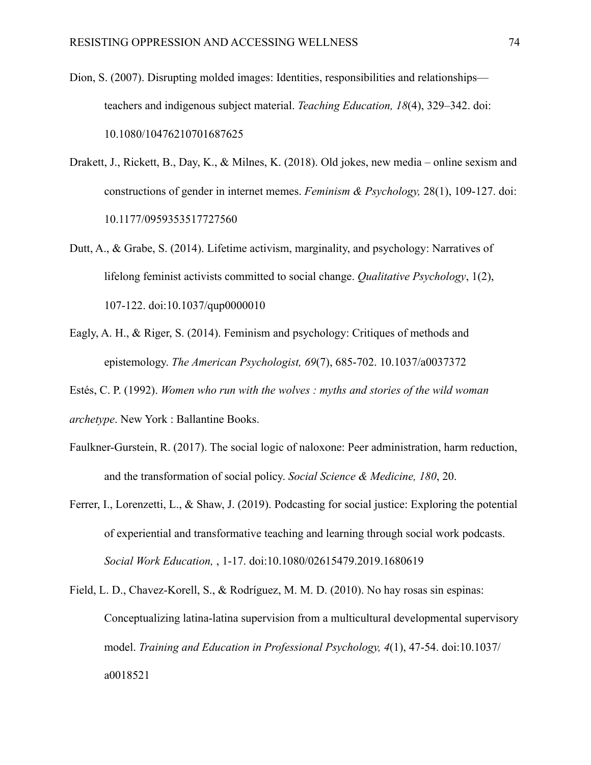Dion, S. (2007). Disrupting molded images: Identities, responsibilities and relationships—teachers and indigenous subject material. *Teaching Education, 18*(4), 329–342. doi: 10.1080/10476210701687625

Drakett, J., Rickett, B., Day, K., & Milnes, K. (2018). Old jokes, new media – online sexism and constructions of gender in internet memes. *Feminism & Psychology,* 28(1), 109-127. doi: 10.1177/0959353517727560

Dutt, A., & Grabe, S. (2014). Lifetime activism, marginality, and psychology: Narratives of lifelong feminist activists committed to social change. *Qualitative Psychology*, 1(2), 107-122. doi:10.1037/qup0000010

Eagly, A. H., & Riger, S. (2014). Feminism and psychology: Critiques of methods and epistemology. *The American Psychologist, 69*(7), 685-702. 10.1037/a0037372

Estés, C. P. (1992). *Women who run with the wolves : myths and stories of the wild woman archetype*. New York : Ballantine Books.

Faulkner-Gurstein, R. (2017). The social logic of naloxone: Peer administration, harm reduction, and the transformation of social policy. *Social Science & Medicine, 180*, 20.

Ferrer, I., Lorenzetti, L., & Shaw, J. (2019). Podcasting for social justice: Exploring the potential of experiential and transformative teaching and learning through social work podcasts. *Social Work Education,* , 1-17. doi:10.1080/02615479.2019.1680619

Field, L. D., Chavez-Korell, S., & Rodríguez, M. M. D. (2010). No hay rosas sin espinas: Conceptualizing latina-latina supervision from a multicultural developmental supervisory model. *Training and Education in Professional Psychology, 4*(1), 47-54. doi:10.1037/a0018521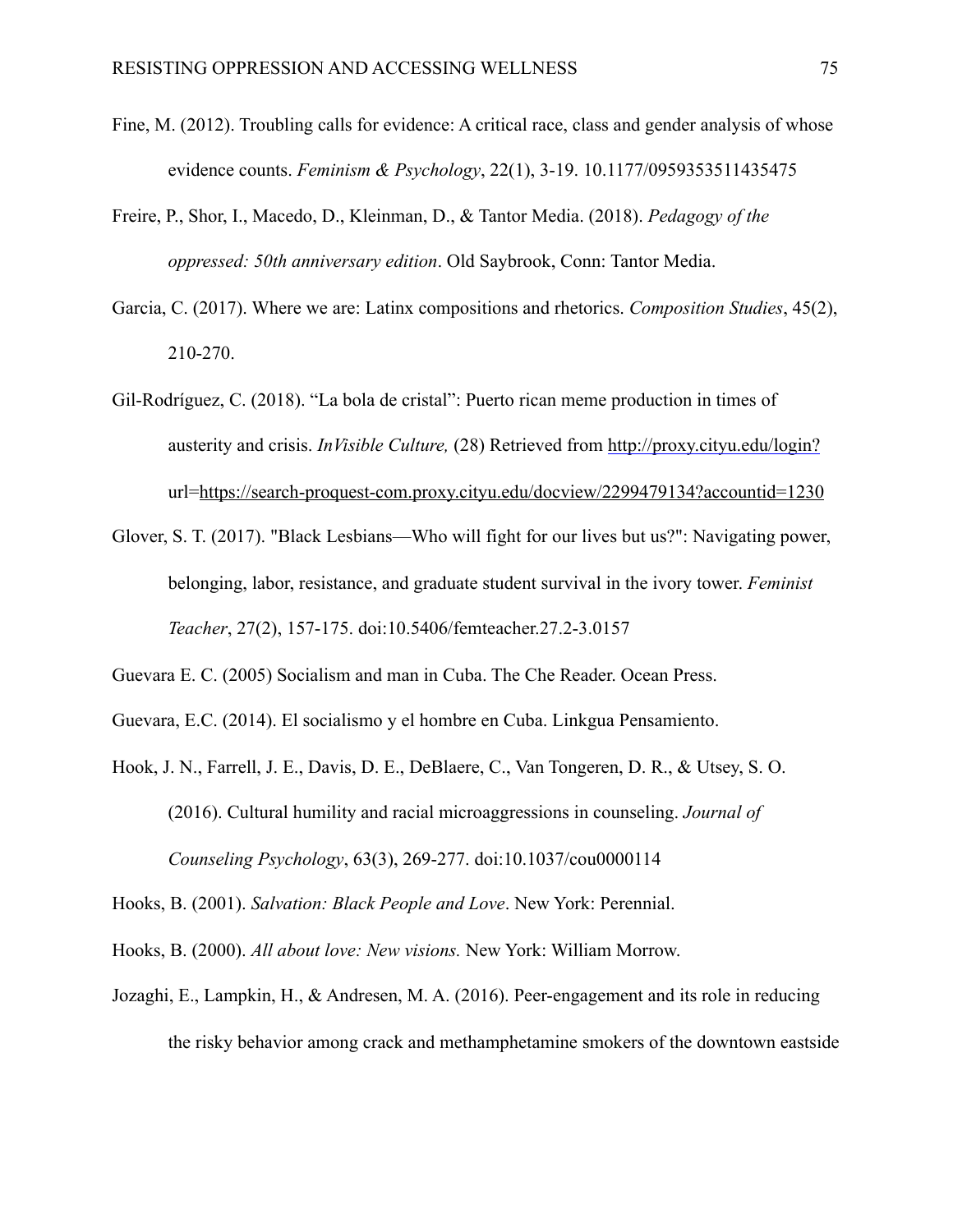Fine, M. (2012). Troubling calls for evidence: A critical race, class and gender analysis of whose evidence counts. *Feminism & Psychology*, 22(1), 3-19. 10.1177/0959353511435475

Freire, P., Shor, I., Macedo, D., Kleinman, D., & Tantor Media. (2018). *Pedagogy of the oppressed: 50th anniversary edition*. Old Saybrook, Conn: Tantor Media.

Garcia, C. (2017). Where we are: Latinx compositions and rhetorics. *Composition Studies*, 45(2), 210-270.

Gil-Rodríguez, C. (2018). "La bola de cristal": Puerto rican meme production in times of austerity and crisis. *InVisible Culture,* (28) Retrieved from http://proxy.cityu.edu/login?url=https://search-proquest-com.proxy.cityu.edu/docview/2299479134?accountid=1230

Glover, S. T. (2017). "Black Lesbians—Who will fight for our lives but us?": Navigating power, belonging, labor, resistance, and graduate student survival in the ivory tower. *Feminist Teacher*, 27(2), 157-175. doi:10.5406/femteacher.27.2-3.0157

Guevara E. C. (2005) Socialism and man in Cuba. The Che Reader. Ocean Press.

Guevara, E.C. (2014). El socialismo y el hombre en Cuba. Linkgua Pensamiento.

Hook, J. N., Farrell, J. E., Davis, D. E., DeBlaere, C., Van Tongeren, D. R., & Utsey, S. O. (2016). Cultural humility and racial microaggressions in counseling. *Journal of Counseling Psychology*, 63(3), 269-277. doi:10.1037/cou0000114

Hooks, B. (2001). *Salvation: Black People and Love*. New York: Perennial.

Hooks, B. (2000). *All about love: New visions.* New York: William Morrow.

Jozaghi, E., Lampkin, H., & Andresen, M. A. (2016). Peer-engagement and its role in reducing the risky behavior among crack and methamphetamine smokers of the downtown eastside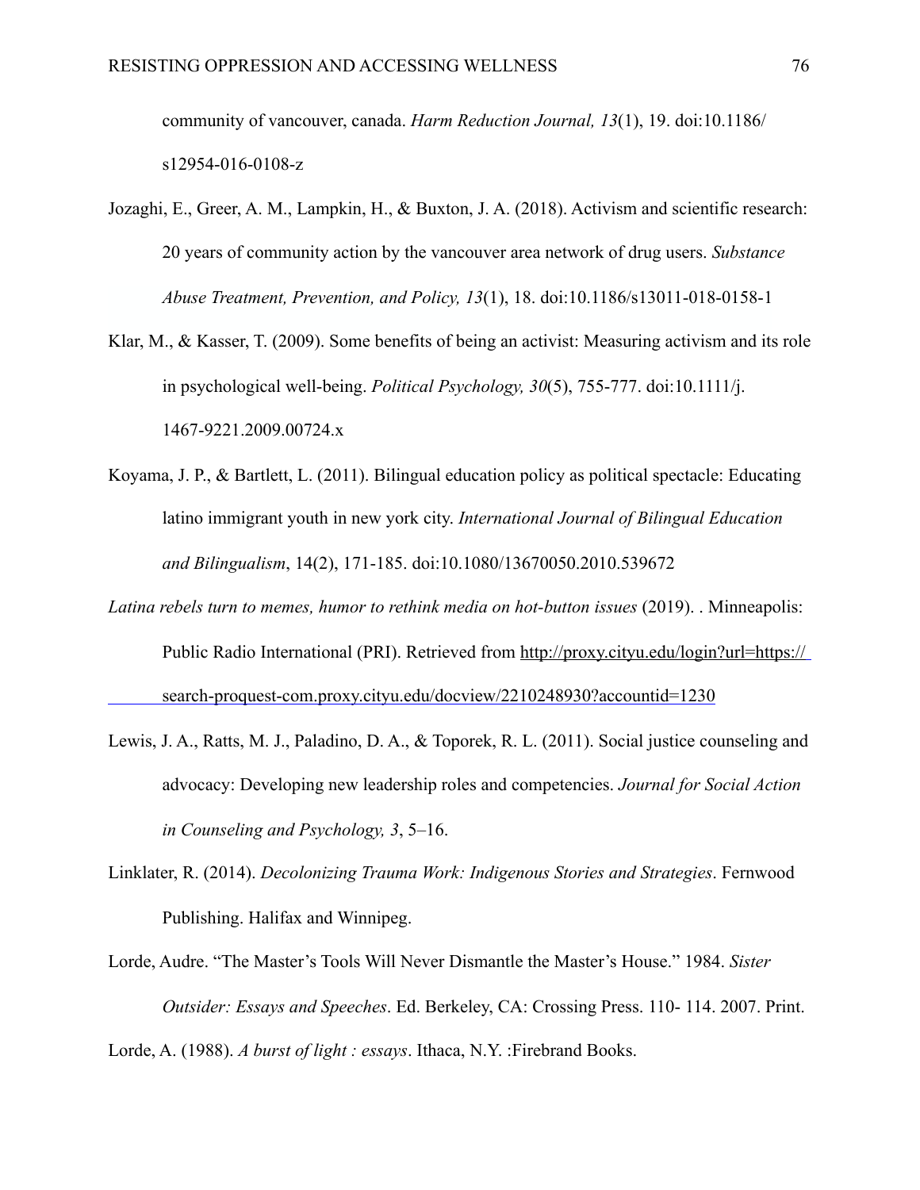community of vancouver, canada. *Harm Reduction Journal, 13*(1), 19. doi:10.1186/s12954-016-0108-z

Jozaghi, E., Greer, A. M., Lampkin, H., & Buxton, J. A. (2018). Activism and scientific research: 20 years of community action by the vancouver area network of drug users. *Substance Abuse Treatment, Prevention, and Policy, 13*(1), 18. doi:10.1186/s13011-018-0158-1

Klar, M., & Kasser, T. (2009). Some benefits of being an activist: Measuring activism and its role in psychological well-being. *Political Psychology, 30*(5), 755-777. doi:10.1111/j.1467-9221.2009.00724.x

Koyama, J. P., & Bartlett, L. (2011). Bilingual education policy as political spectacle: Educating latino immigrant youth in new york city. *International Journal of Bilingual Education and Bilingualism*, 14(2), 171-185. doi:10.1080/13670050.2010.539672

*Latina rebels turn to memes, humor to rethink media on hot-button issues* (2019). . Minneapolis: Public Radio International (PRI). Retrieved from http://proxy.cityu.edu/login?url=https://search-proquest-com.proxy.cityu.edu/docview/2210248930?accountid=1230

Lewis, J. A., Ratts, M. J., Paladino, D. A., & Toporek, R. L. (2011). Social justice counseling and advocacy: Developing new leadership roles and competencies. *Journal for Social Action in Counseling and Psychology, 3*, 5–16.

Linklater, R. (2014). *Decolonizing Trauma Work: Indigenous Stories and Strategies*. Fernwood Publishing. Halifax and Winnipeg.

Lorde, Audre. "The Master's Tools Will Never Dismantle the Master's House." 1984. *Sister Outsider: Essays and Speeches*. Ed. Berkeley, CA: Crossing Press. 110- 114. 2007. Print.

Lorde, A. (1988). *A burst of light : essays*. Ithaca, N.Y. :Firebrand Books.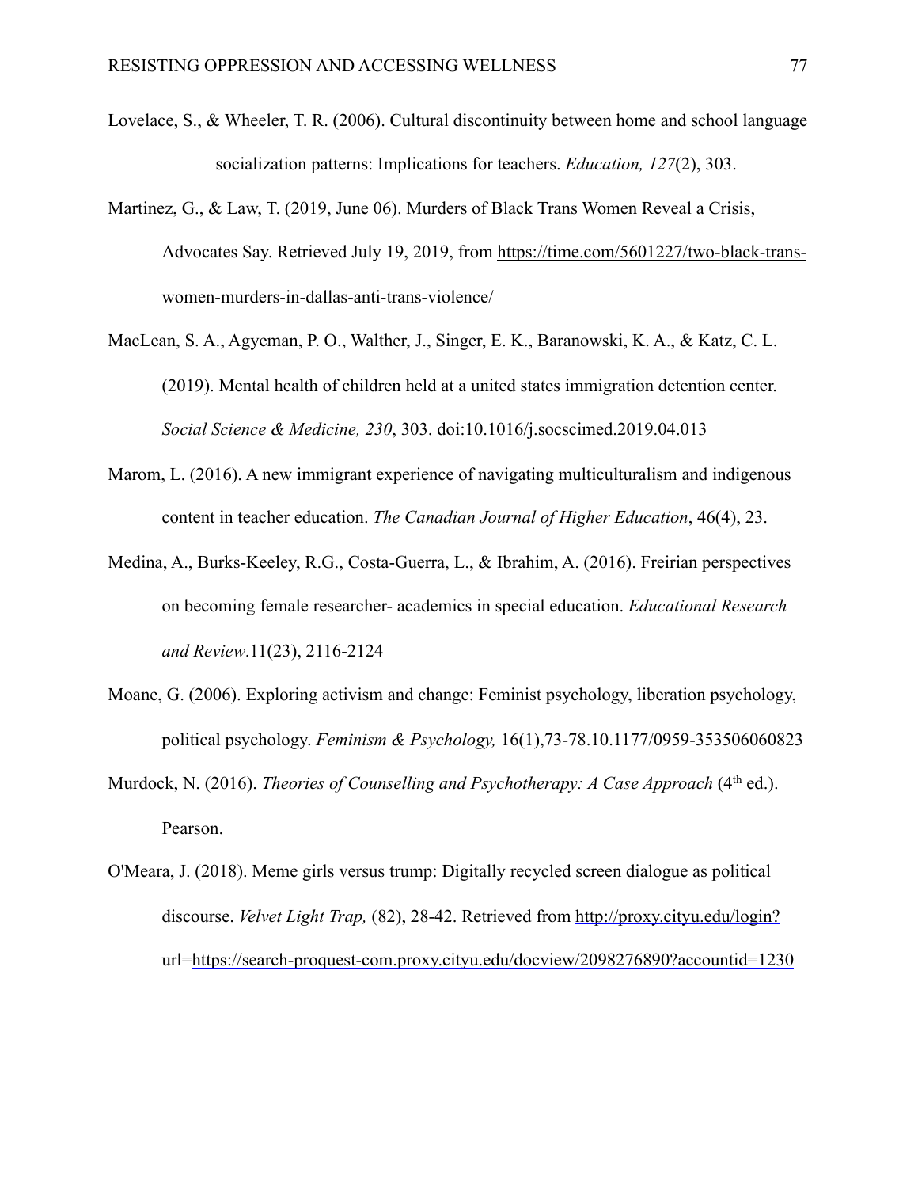Lovelace, S., & Wheeler, T. R. (2006). Cultural discontinuity between home and school language socialization patterns: Implications for teachers. *Education, 127*(2), 303.

Martinez, G., & Law, T. (2019, June 06). Murders of Black Trans Women Reveal a Crisis, Advocates Say. Retrieved July 19, 2019, from https://time.com/5601227/two-black-trans-women-murders-in-dallas-anti-trans-violence/

MacLean, S. A., Agyeman, P. O., Walther, J., Singer, E. K., Baranowski, K. A., & Katz, C. L. (2019). Mental health of children held at a united states immigration detention center. *Social Science & Medicine, 230*, 303. doi:10.1016/j.socscimed.2019.04.013

Marom, L. (2016). A new immigrant experience of navigating multiculturalism and indigenous content in teacher education. *The Canadian Journal of Higher Education*, 46(4), 23.

Medina, A., Burks-Keeley, R.G., Costa-Guerra, L., & Ibrahim, A. (2016). Freirian perspectives on becoming female researcher- academics in special education. *Educational Research and Review*.11(23), 2116-2124

Moane, G. (2006). Exploring activism and change: Feminist psychology, liberation psychology, political psychology. *Feminism & Psychology,* 16(1),73-78.10.1177/0959-353506060823

Murdock, N. (2016). *Theories of Counselling and Psychotherapy: A Case Approach* (4th ed.). Pearson.

O'Meara, J. (2018). Meme girls versus trump: Digitally recycled screen dialogue as political discourse. *Velvet Light Trap,* (82), 28-42. Retrieved from http://proxy.cityu.edu/login?url=https://search-proquest-com.proxy.cityu.edu/docview/2098276890?accountid=1230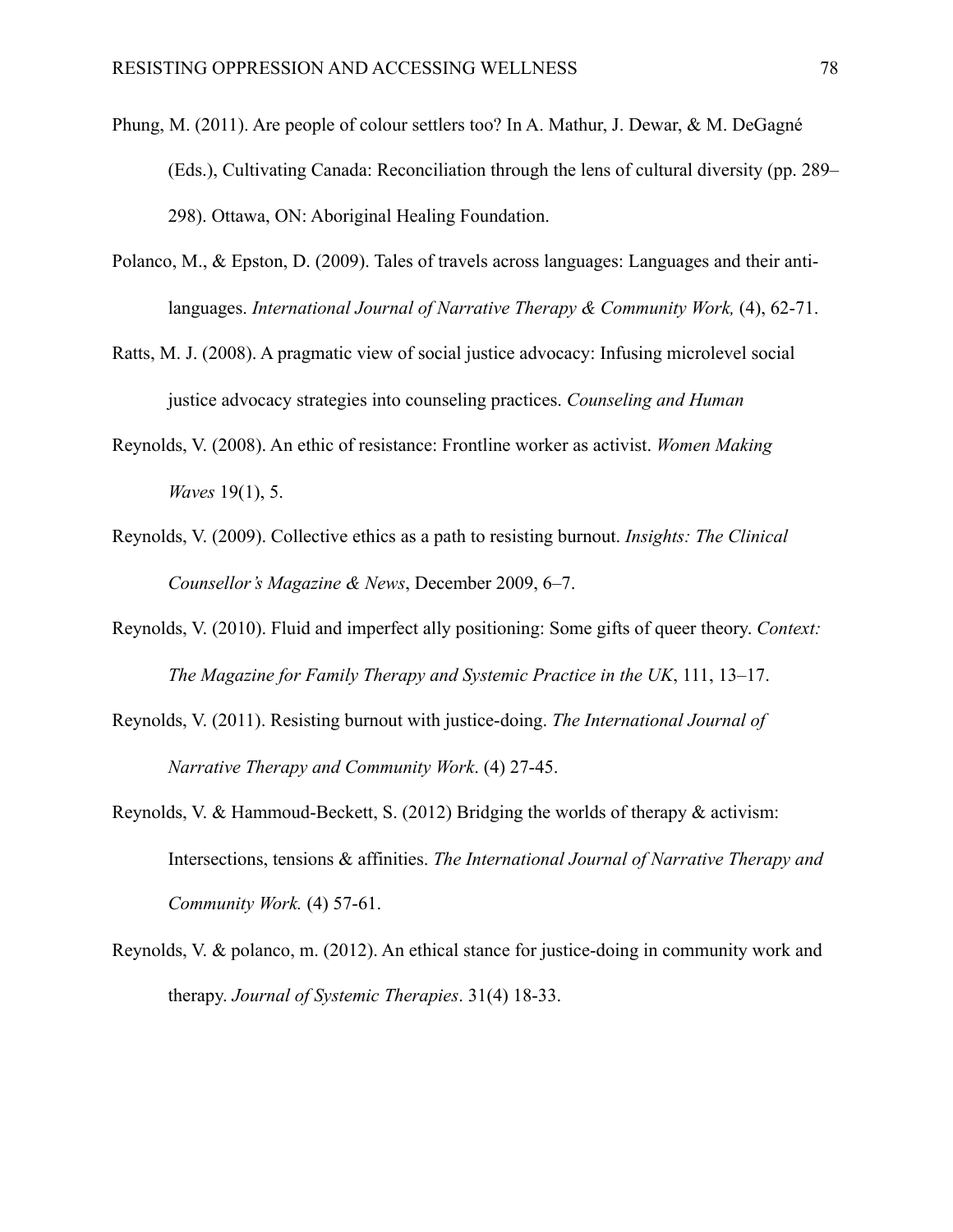Phung, M. (2011). Are people of colour settlers too? In A. Mathur, J. Dewar, & M. DeGagné (Eds.), Cultivating Canada: Reconciliation through the lens of cultural diversity (pp. 289–298). Ottawa, ON: Aboriginal Healing Foundation.

Polanco, M., & Epston, D. (2009). Tales of travels across languages: Languages and their anti-languages. *International Journal of Narrative Therapy & Community Work,* (4), 62-71.

Ratts, M. J. (2008). A pragmatic view of social justice advocacy: Infusing microlevel social justice advocacy strategies into counseling practices. *Counseling and Human*

Reynolds, V. (2008). An ethic of resistance: Frontline worker as activist. *Women Making Waves* 19(1), 5.

Reynolds, V. (2009). Collective ethics as a path to resisting burnout. *Insights: The Clinical Counsellor's Magazine & News*, December 2009, 6–7.

Reynolds, V. (2010). Fluid and imperfect ally positioning: Some gifts of queer theory. *Context: The Magazine for Family Therapy and Systemic Practice in the UK*, 111, 13–17.

Reynolds, V. (2011). Resisting burnout with justice-doing. *The International Journal of Narrative Therapy and Community Work*. (4) 27-45.

Reynolds, V. & Hammoud-Beckett, S. (2012) Bridging the worlds of therapy & activism: Intersections, tensions & affinities. *The International Journal of Narrative Therapy and Community Work.* (4) 57-61.

Reynolds, V. & polanco, m. (2012). An ethical stance for justice-doing in community work and therapy. *Journal of Systemic Therapies*. 31(4) 18-33.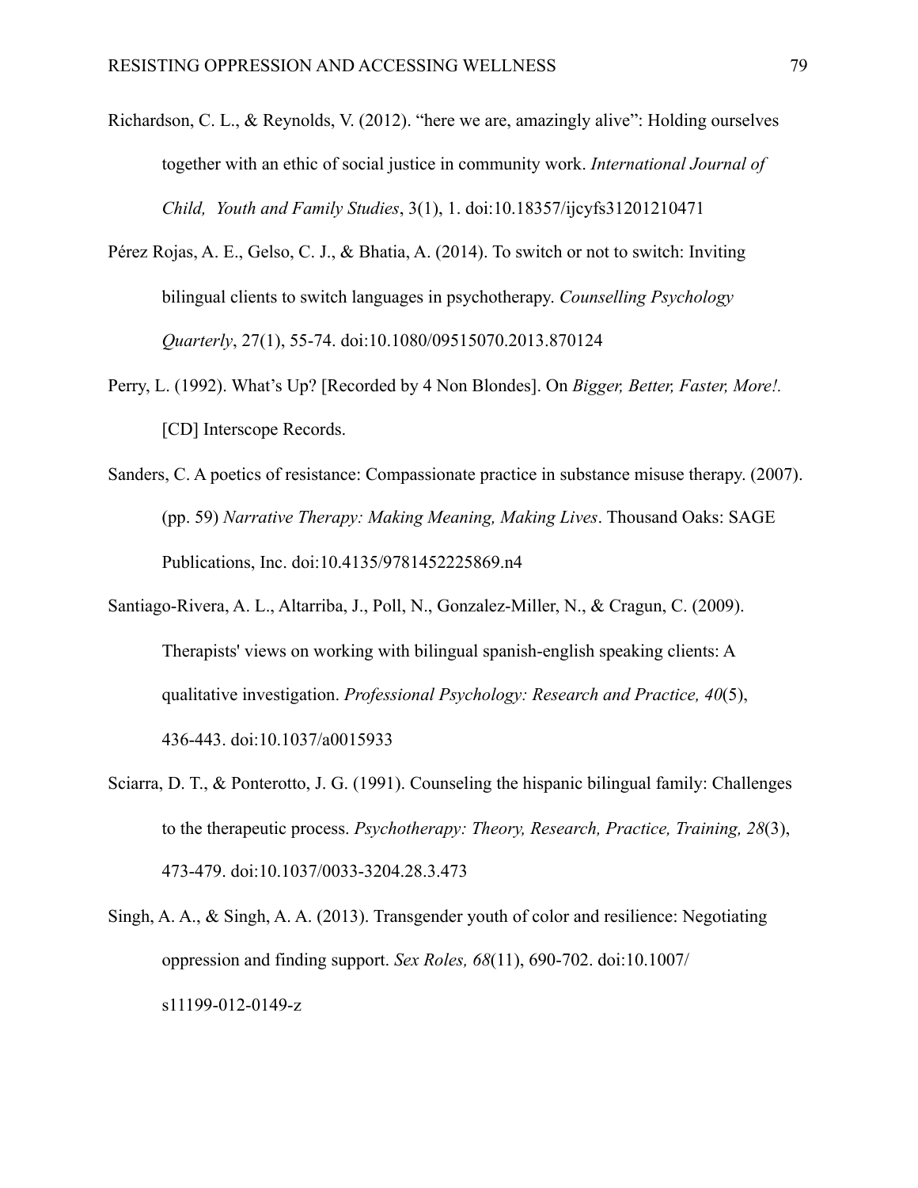Richardson, C. L., & Reynolds, V. (2012). “here we are, amazingly alive”: Holding ourselves together with an ethic of social justice in community work. *International Journal of Child, Youth and Family Studies*, 3(1), 1. doi:10.18357/ijcyfs31201210471

Pérez Rojas, A. E., Gelso, C. J., & Bhatia, A. (2014). To switch or not to switch: Inviting bilingual clients to switch languages in psychotherapy. *Counselling Psychology Quarterly*, 27(1), 55-74. doi:10.1080/09515070.2013.870124

Perry, L. (1992). What’s Up? [Recorded by 4 Non Blondes]. On *Bigger, Better, Faster, More!.* [CD] Interscope Records.

Sanders, C. A poetics of resistance: Compassionate practice in substance misuse therapy. (2007). (pp. 59) *Narrative Therapy: Making Meaning, Making Lives*. Thousand Oaks: SAGE Publications, Inc. doi:10.4135/9781452225869.n4

Santiago-Rivera, A. L., Altarriba, J., Poll, N., Gonzalez-Miller, N., & Cragun, C. (2009). Therapists' views on working with bilingual spanish-english speaking clients: A qualitative investigation. *Professional Psychology: Research and Practice, 40*(5), 436-443. doi:10.1037/a0015933

Sciarra, D. T., & Ponterotto, J. G. (1991). Counseling the hispanic bilingual family: Challenges to the therapeutic process. *Psychotherapy: Theory, Research, Practice, Training, 28*(3), 473-479. doi:10.1037/0033-3204.28.3.473

Singh, A. A., & Singh, A. A. (2013). Transgender youth of color and resilience: Negotiating oppression and finding support. *Sex Roles, 68*(11), 690-702. doi:10.1007/s11199-012-0149-z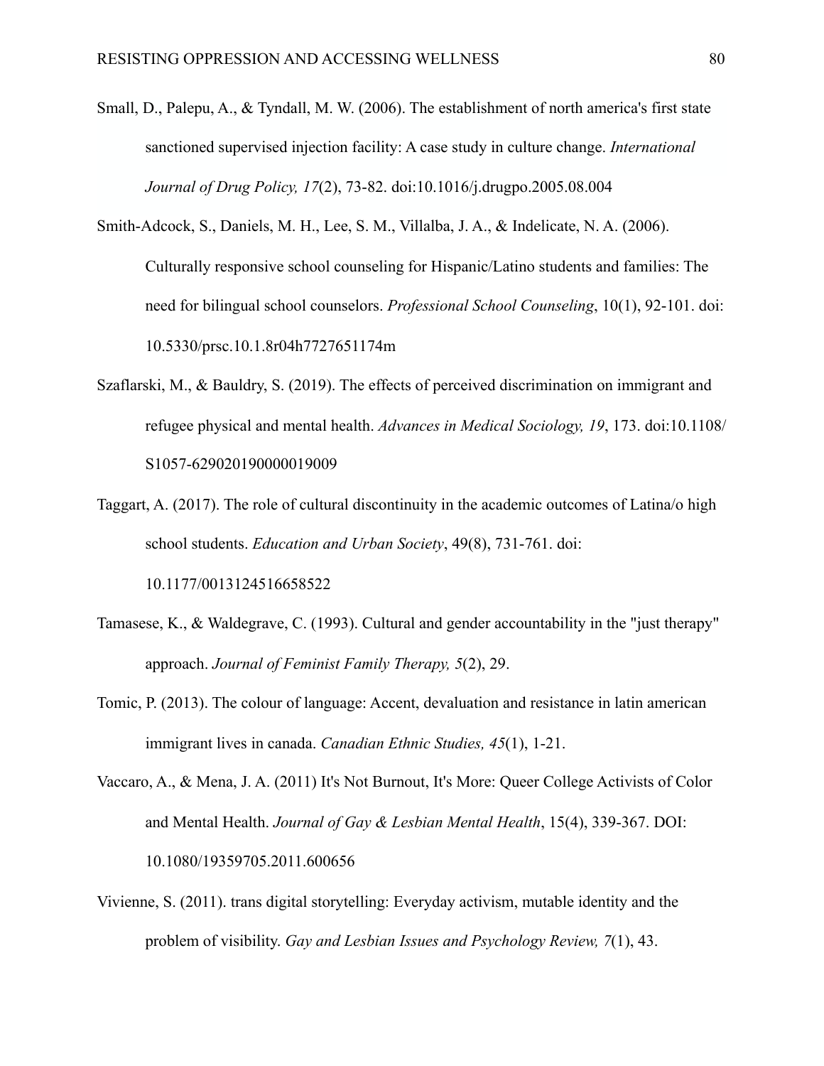Small, D., Palepu, A., & Tyndall, M. W. (2006). The establishment of north america's first state sanctioned supervised injection facility: A case study in culture change. *International Journal of Drug Policy, 17*(2), 73-82. doi:10.1016/j.drugpo.2005.08.004

Smith-Adcock, S., Daniels, M. H., Lee, S. M., Villalba, J. A., & Indelicate, N. A. (2006). Culturally responsive school counseling for Hispanic/Latino students and families: The need for bilingual school counselors. *Professional School Counseling*, 10(1), 92-101. doi: 10.5330/prsc.10.1.8r04h7727651174m

Szaflarski, M., & Bauldry, S. (2019). The effects of perceived discrimination on immigrant and refugee physical and mental health. *Advances in Medical Sociology, 19*, 173. doi:10.1108/S1057-629020190000019009

Taggart, A. (2017). The role of cultural discontinuity in the academic outcomes of Latina/o high school students. *Education and Urban Society*, 49(8), 731-761. doi: 10.1177/0013124516658522

Tamasese, K., & Waldegrave, C. (1993). Cultural and gender accountability in the "just therapy" approach. *Journal of Feminist Family Therapy, 5*(2), 29.

Tomic, P. (2013). The colour of language: Accent, devaluation and resistance in latin american immigrant lives in canada. *Canadian Ethnic Studies, 45*(1), 1-21.

Vaccaro, A., & Mena, J. A. (2011) It's Not Burnout, It's More: Queer College Activists of Color and Mental Health. *Journal of Gay & Lesbian Mental Health*, 15(4), 339-367. DOI: 10.1080/19359705.2011.600656

Vivienne, S. (2011). trans digital storytelling: Everyday activism, mutable identity and the problem of visibility. *Gay and Lesbian Issues and Psychology Review, 7*(1), 43.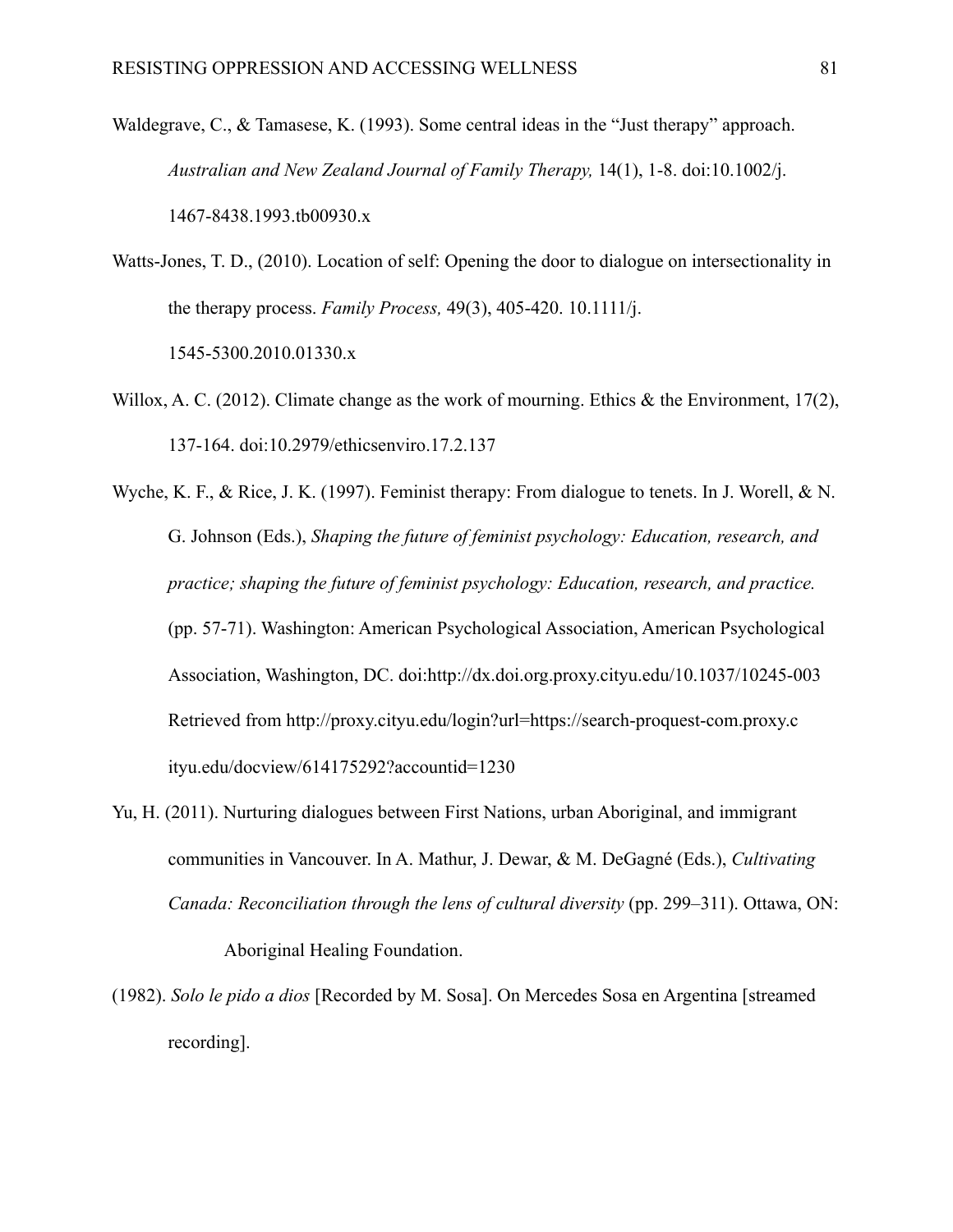Waldegrave, C., & Tamasese, K. (1993). Some central ideas in the "Just therapy" approach. *Australian and New Zealand Journal of Family Therapy,* 14(1), 1-8. doi:10.1002/j. 1467-8438.1993.tb00930.x

Watts-Jones, T. D., (2010). Location of self: Opening the door to dialogue on intersectionality in the therapy process. *Family Process,* 49(3), 405-420. 10.1111/j. 1545-5300.2010.01330.x

Willox, A. C. (2012). Climate change as the work of mourning. Ethics & the Environment, 17(2), 137-164. doi:10.2979/ethicsenviro.17.2.137

Wyche, K. F., & Rice, J. K. (1997). Feminist therapy: From dialogue to tenets. In J. Worell, & N. G. Johnson (Eds.), *Shaping the future of feminist psychology: Education, research, and practice; shaping the future of feminist psychology: Education, research, and practice.* (pp. 57-71). Washington: American Psychological Association, American Psychological Association, Washington, DC. doi:http://dx.doi.org.proxy.cityu.edu/10.1037/10245-003 Retrieved from http://proxy.cityu.edu/login?url=https://search-proquest-com.proxy.cityu.edu/docview/614175292?accountid=1230

Yu, H. (2011). Nurturing dialogues between First Nations, urban Aboriginal, and immigrant communities in Vancouver. In A. Mathur, J. Dewar, & M. DeGagné (Eds.), *Cultivating Canada: Reconciliation through the lens of cultural diversity* (pp. 299–311). Ottawa, ON: Aboriginal Healing Foundation.

(1982). *Solo le pido a dios* [Recorded by M. Sosa]. On Mercedes Sosa en Argentina [streamed recording].